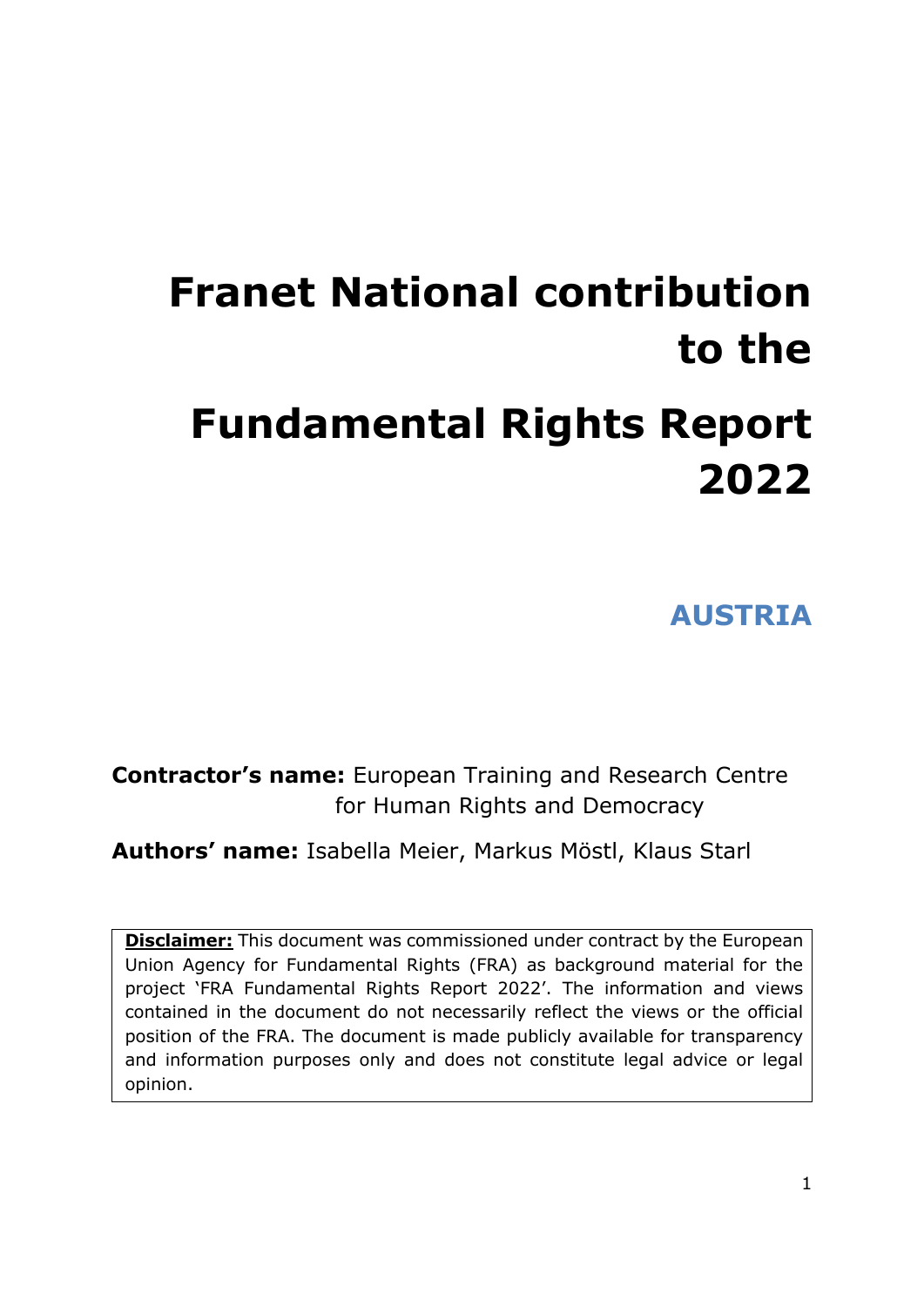# Franet National contribution to the

# Fundamental Rights Report 2022

## AUSTRIA

**Contractor's name:** European Training and Research Centre for Human Rights and Democracy

**Authors' name:** Isabella Meier, Markus Möstl, Klaus Starl

**Disclaimer:** This document was commissioned under contract by the European Union Agency for Fundamental Rights (FRA) as background material for the project 'FRA Fundamental Rights Report 2022'. The information and views contained in the document do not necessarily reflect the views or the official position of the FRA. The document is made publicly available for transparency and information purposes only and does not constitute legal advice or legal opinion.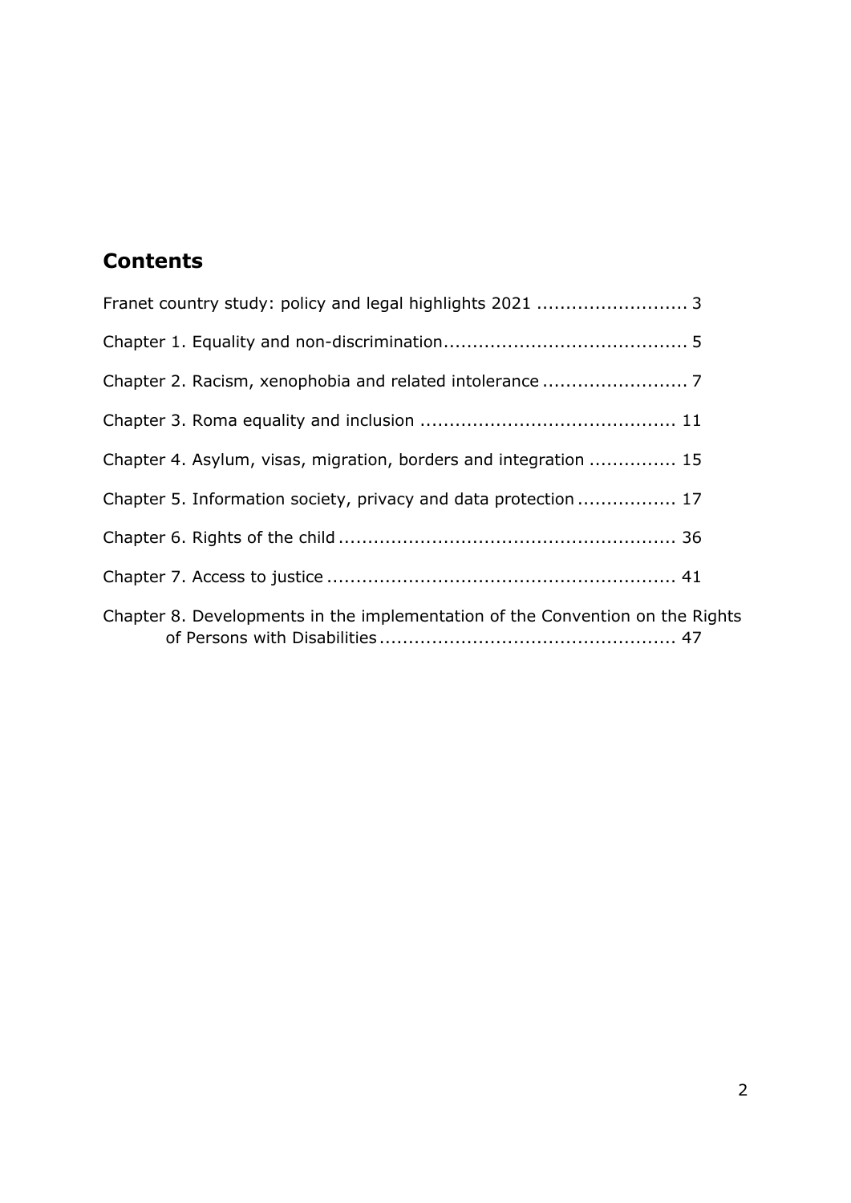## Contents

Franet country study: policy and legal highlights 2021 .......................... 3

Chapter 1. Equality and non-discrimination.......................................... 5

Chapter 2. Racism, xenophobia and related intolerance ......................... 7

Chapter 3. Roma equality and inclusion ............................................ 11

Chapter 4. Asylum, visas, migration, borders and integration ............... 15

Chapter 5. Information society, privacy and data protection ................. 17

Chapter 6. Rights of the child .......................................................... 36

Chapter 7. Access to justice ............................................................ 41

Chapter 8. Developments in the implementation of the Convention on the Rights of Persons with Disabilities .................................................. 47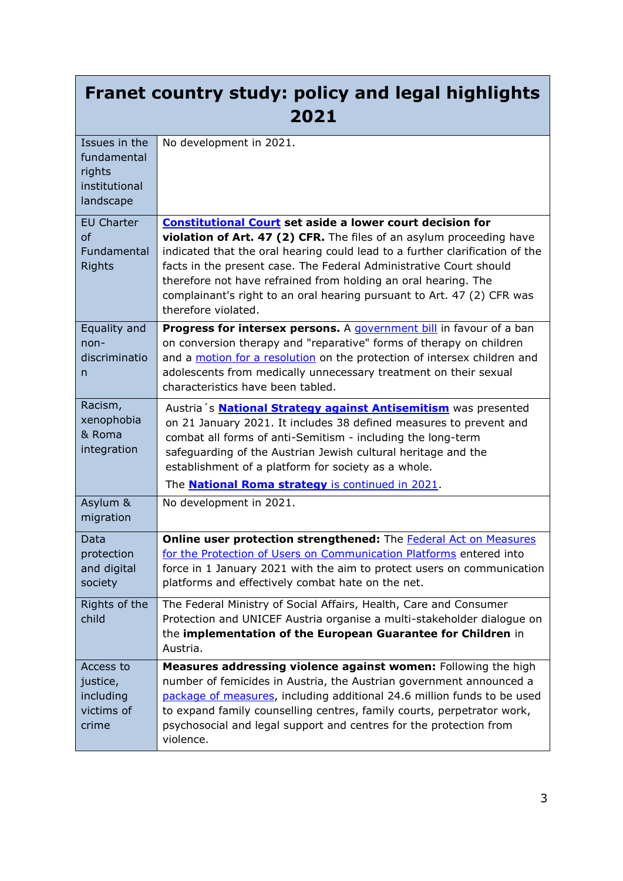| Franet country study: policy and legal highlights 2021 | |
|---|---|
| Issues in the fundamental rights institutional landscape | No development in 2021. |
| EU Charter of Fundamental Rights | **Constitutional Court set aside a lower court decision for violation of Art. 47 (2) CFR.** The files of an asylum proceeding have indicated that the oral hearing could lead to a further clarification of the facts in the present case. The Federal Administrative Court should therefore not have refrained from holding an oral hearing. The complainant's right to an oral hearing pursuant to Art. 47 (2) CFR was therefore violated. |
| Equality and non-discrimination | **Progress for intersex persons.** A government bill in favour of a ban on conversion therapy and "reparative" forms of therapy on children and a motion for a resolution on the protection of intersex children and adolescents from medically unnecessary treatment on their sexual characteristics have been tabled. |
| Racism, xenophobia & Roma integration | Austria´s **National Strategy against Antisemitism** was presented on 21 January 2021. It includes 38 defined measures to prevent and combat all forms of anti-Semitism - including the long-term safeguarding of the Austrian Jewish cultural heritage and the establishment of a platform for society as a whole.<br>The **National Roma strategy** is continued in 2021. |
| Asylum & migration | No development in 2021. |
| Data protection and digital society | **Online user protection strengthened:** The Federal Act on Measures for the Protection of Users on Communication Platforms entered into force in 1 January 2021 with the aim to protect users on communication platforms and effectively combat hate on the net. |
| Rights of the child | The Federal Ministry of Social Affairs, Health, Care and Consumer Protection and UNICEF Austria organise a multi-stakeholder dialogue on the **implementation of the European Guarantee for Children** in Austria. |
| Access to justice, including victims of crime | **Measures addressing violence against women:** Following the high number of femicides in Austria, the Austrian government announced a package of measures, including additional 24.6 million funds to be used to expand family counselling centres, family courts, perpetrator work, psychosocial and legal support and centres for the protection from violence. |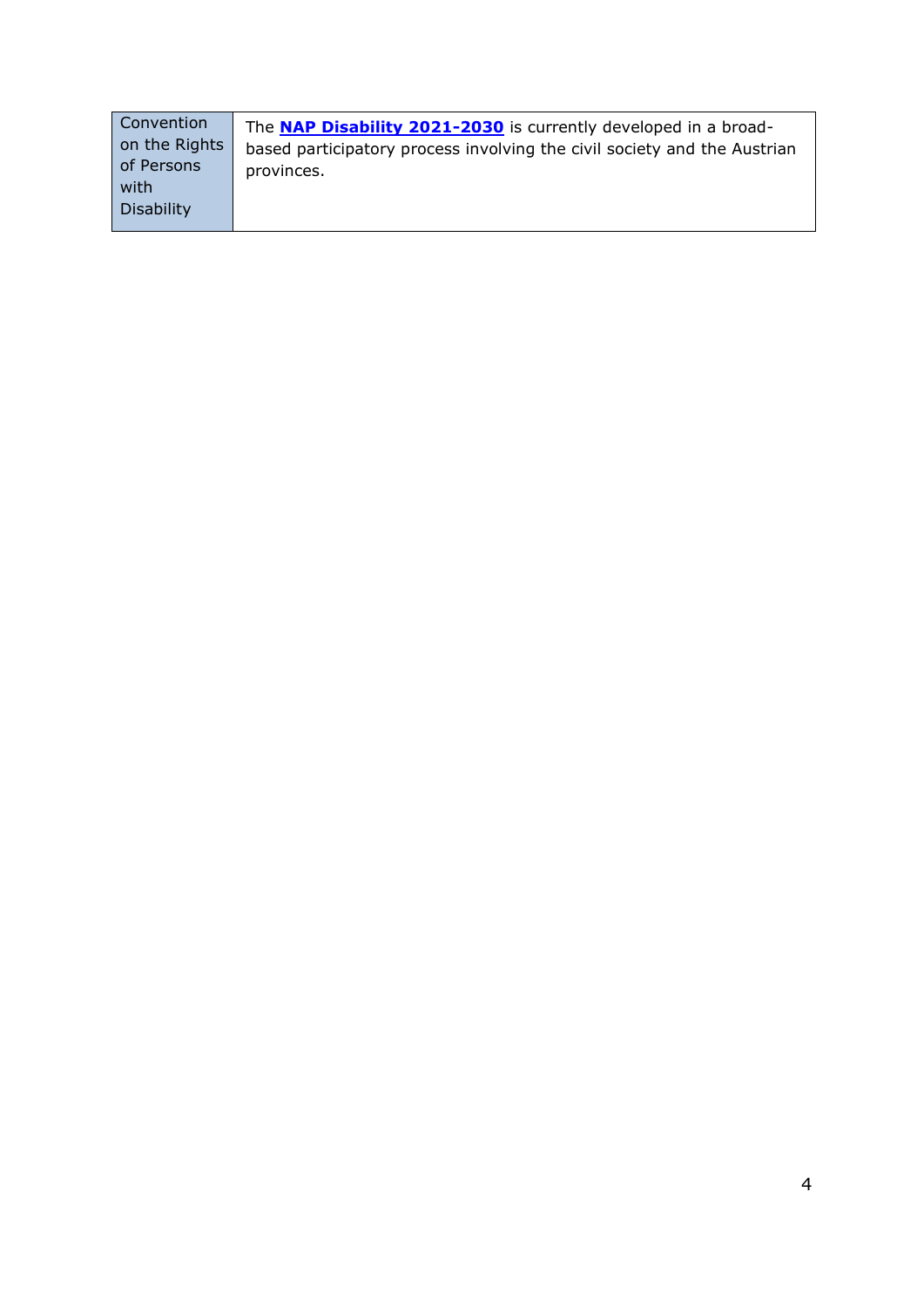| | |
|---|---|
| Convention on the Rights of Persons with Disability | The **NAP Disability 2021-2030** is currently developed in a broad-based participatory process involving the civil society and the Austrian provinces. |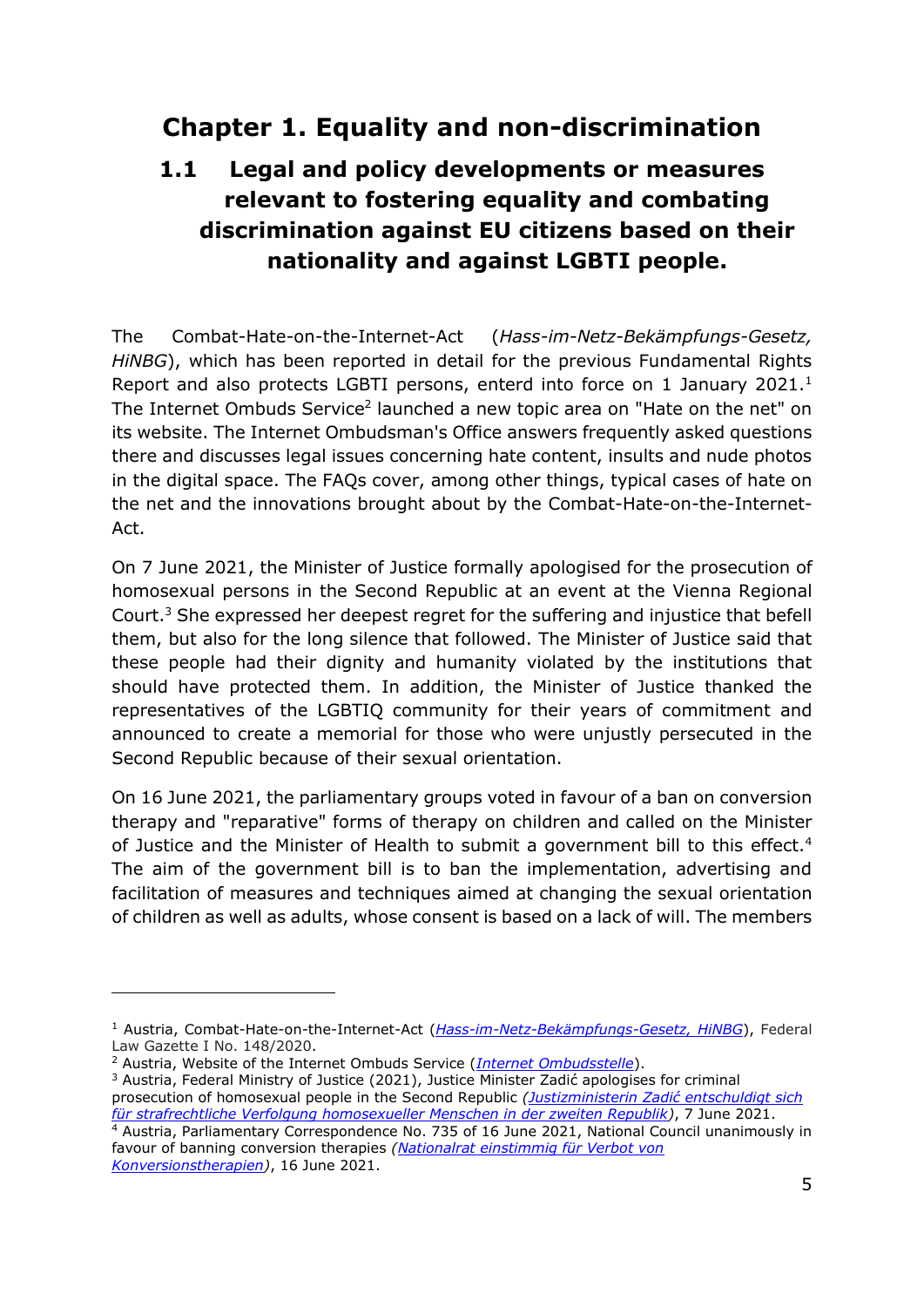# Chapter 1. Equality and non-discrimination

## 1.1 Legal and policy developments or measures relevant to fostering equality and combating discrimination against EU citizens based on their nationality and against LGBTI people.

The Combat-Hate-on-the-Internet-Act (*Hass-im-Netz-Bekämpfungs-Gesetz, HiNBG*), which has been reported in detail for the previous Fundamental Rights Report and also protects LGBTI persons, enterd into force on 1 January 2021.[1] The Internet Ombuds Service[2] launched a new topic area on "Hate on the net" on its website. The Internet Ombudsman's Office answers frequently asked questions there and discusses legal issues concerning hate content, insults and nude photos in the digital space. The FAQs cover, among other things, typical cases of hate on the net and the innovations brought about by the Combat-Hate-on-the-Internet-Act.

On 7 June 2021, the Minister of Justice formally apologised for the prosecution of homosexual persons in the Second Republic at an event at the Vienna Regional Court.[3] She expressed her deepest regret for the suffering and injustice that befell them, but also for the long silence that followed. The Minister of Justice said that these people had their dignity and humanity violated by the institutions that should have protected them. In addition, the Minister of Justice thanked the representatives of the LGBTIQ community for their years of commitment and announced to create a memorial for those who were unjustly persecuted in the Second Republic because of their sexual orientation.

On 16 June 2021, the parliamentary groups voted in favour of a ban on conversion therapy and "reparative" forms of therapy on children and called on the Minister of Justice and the Minister of Health to submit a government bill to this effect.[4] The aim of the government bill is to ban the implementation, advertising and facilitation of measures and techniques aimed at changing the sexual orientation of children as well as adults, whose consent is based on a lack of will. The members

---

[1] Austria, Combat-Hate-on-the-Internet-Act (*Hass-im-Netz-Bekämpfungs-Gesetz, HiNBG*), Federal Law Gazette I No. 148/2020.

[2] Austria, Website of the Internet Ombuds Service (*Internet Ombudsstelle*).

[3] Austria, Federal Ministry of Justice (2021), Justice Minister Zadić apologises for criminal prosecution of homosexual people in the Second Republic *(Justizministerin Zadić entschuldigt sich für strafrechtliche Verfolgung homosexueller Menschen in der zweiten Republik)*, 7 June 2021.

[4] Austria, Parliamentary Correspondence No. 735 of 16 June 2021, National Council unanimously in favour of banning conversion therapies *(Nationalrat einstimmig für Verbot von Konversionstherapien)*, 16 June 2021.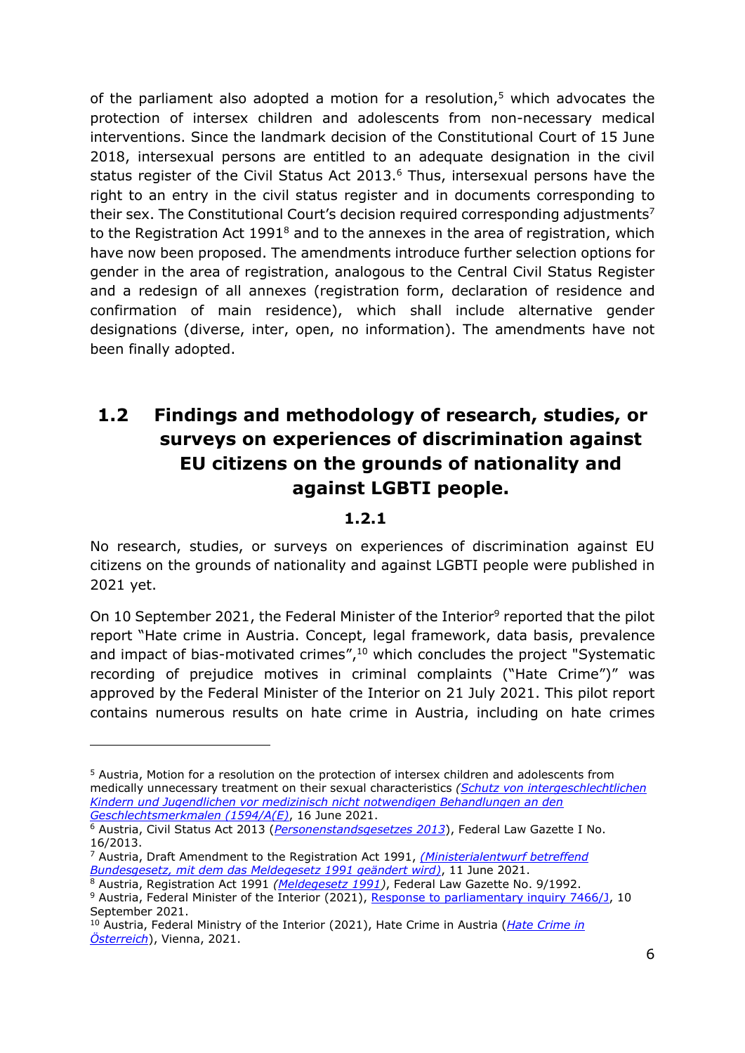of the parliament also adopted a motion for a resolution,[5] which advocates the protection of intersex children and adolescents from non-necessary medical interventions. Since the landmark decision of the Constitutional Court of 15 June 2018, intersexual persons are entitled to an adequate designation in the civil status register of the Civil Status Act 2013.[6] Thus, intersexual persons have the right to an entry in the civil status register and in documents corresponding to their sex. The Constitutional Court's decision required corresponding adjustments[7] to the Registration Act 1991[8] and to the annexes in the area of registration, which have now been proposed. The amendments introduce further selection options for gender in the area of registration, analogous to the Central Civil Status Register and a redesign of all annexes (registration form, declaration of residence and confirmation of main residence), which shall include alternative gender designations (diverse, inter, open, no information). The amendments have not been finally adopted.

## 1.2 Findings and methodology of research, studies, or surveys on experiences of discrimination against EU citizens on the grounds of nationality and against LGBTI people.

### 1.2.1

No research, studies, or surveys on experiences of discrimination against EU citizens on the grounds of nationality and against LGBTI people were published in 2021 yet.

On 10 September 2021, the Federal Minister of the Interior[9] reported that the pilot report "Hate crime in Austria. Concept, legal framework, data basis, prevalence and impact of bias-motivated crimes",[10] which concludes the project "Systematic recording of prejudice motives in criminal complaints ("Hate Crime")" was approved by the Federal Minister of the Interior on 21 July 2021. This pilot report contains numerous results on hate crime in Austria, including on hate crimes

---

[5] Austria, Motion for a resolution on the protection of intersex children and adolescents from medically unnecessary treatment on their sexual characteristics *(Schutz von intergeschlechtlichen Kindern und Jugendlichen vor medizinisch nicht notwendigen Behandlungen an den Geschlechtsmerkmalen (1594/A(E)*, 16 June 2021.

[6] Austria, Civil Status Act 2013 (*Personenstandsgesetzes 2013*), Federal Law Gazette I No. 16/2013.

[7] Austria, Draft Amendment to the Registration Act 1991, *(Ministerialentwurf betreffend Bundesgesetz, mit dem das Meldegesetz 1991 geändert wird)*, 11 June 2021.

[8] Austria, Registration Act 1991 *(Meldegesetz 1991)*, Federal Law Gazette No. 9/1992.

[9] Austria, Federal Minister of the Interior (2021), Response to parliamentary inquiry 7466/J, 10 September 2021.

[10] Austria, Federal Ministry of the Interior (2021), Hate Crime in Austria (*Hate Crime in Österreich*), Vienna, 2021.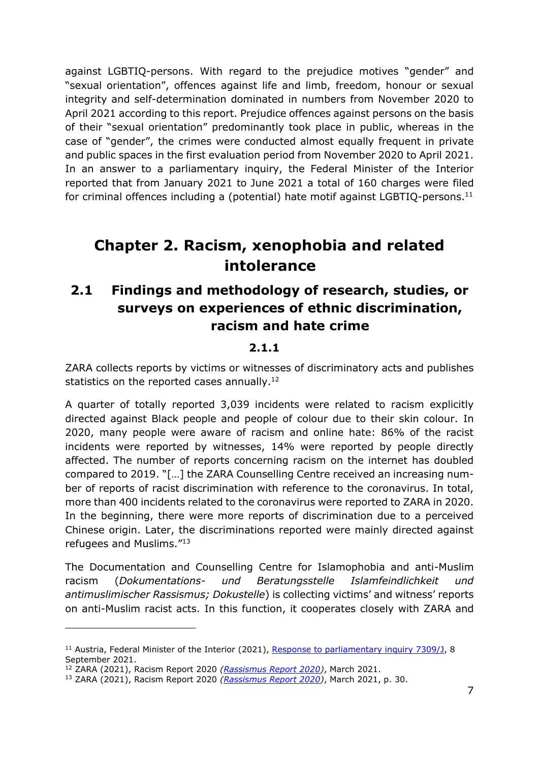against LGBTIQ-persons. With regard to the prejudice motives "gender" and "sexual orientation", offences against life and limb, freedom, honour or sexual integrity and self-determination dominated in numbers from November 2020 to April 2021 according to this report. Prejudice offences against persons on the basis of their "sexual orientation" predominantly took place in public, whereas in the case of "gender", the crimes were conducted almost equally frequent in private and public spaces in the first evaluation period from November 2020 to April 2021. In an answer to a parliamentary inquiry, the Federal Minister of the Interior reported that from January 2021 to June 2021 a total of 160 charges were filed for criminal offences including a (potential) hate motif against LGBTIQ-persons.[11]

# Chapter 2. Racism, xenophobia and related intolerance

## 2.1 Findings and methodology of research, studies, or surveys on experiences of ethnic discrimination, racism and hate crime

### 2.1.1

ZARA collects reports by victims or witnesses of discriminatory acts and publishes statistics on the reported cases annually.[12]

A quarter of totally reported 3,039 incidents were related to racism explicitly directed against Black people and people of colour due to their skin colour. In 2020, many people were aware of racism and online hate: 86% of the racist incidents were reported by witnesses, 14% were reported by people directly affected. The number of reports concerning racism on the internet has doubled compared to 2019. "[…] the ZARA Counselling Centre received an increasing number of reports of racist discrimination with reference to the coronavirus. In total, more than 400 incidents related to the coronavirus were reported to ZARA in 2020. In the beginning, there were more reports of discrimination due to a perceived Chinese origin. Later, the discriminations reported were mainly directed against refugees and Muslims."[13]

The Documentation and Counselling Centre for Islamophobia and anti-Muslim racism (*Dokumentations- und Beratungsstelle Islamfeindlichkeit und antimuslimischer Rassismus; Dokustelle*) is collecting victims' and witness' reports on anti-Muslim racist acts. In this function, it cooperates closely with ZARA and

---

[11] Austria, Federal Minister of the Interior (2021), Response to parliamentary inquiry 7309/J, 8 September 2021.

[12] ZARA (2021), Racism Report 2020 *(Rassismus Report 2020)*, March 2021.

[13] ZARA (2021), Racism Report 2020 *(Rassismus Report 2020)*, March 2021, p. 30.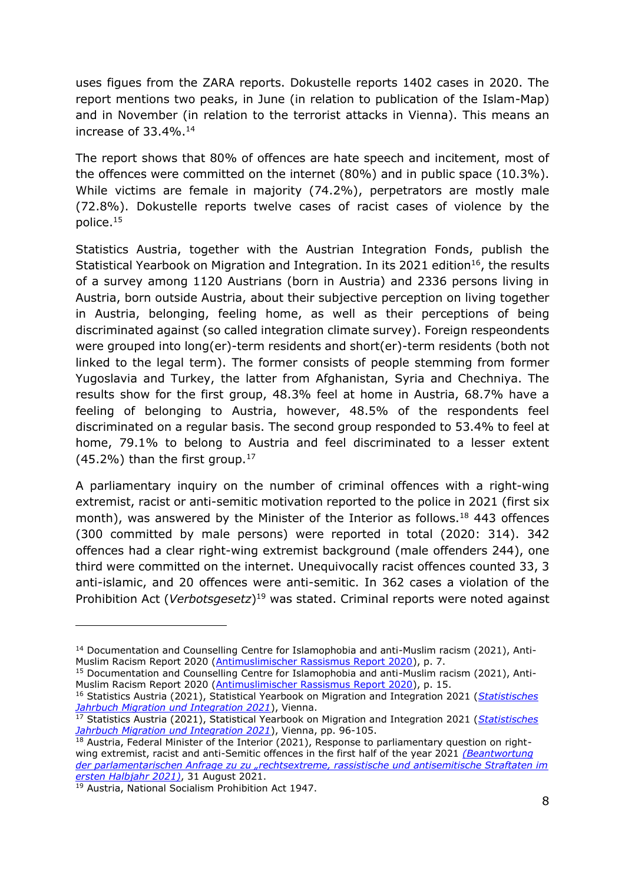uses figues from the ZARA reports. Dokustelle reports 1402 cases in 2020. The report mentions two peaks, in June (in relation to publication of the Islam-Map) and in November (in relation to the terrorist attacks in Vienna). This means an increase of 33.4%.[14]

The report shows that 80% of offences are hate speech and incitement, most of the offences were committed on the internet (80%) and in public space (10.3%). While victims are female in majority (74.2%), perpetrators are mostly male (72.8%). Dokustelle reports twelve cases of racist cases of violence by the police.[15]

Statistics Austria, together with the Austrian Integration Fonds, publish the Statistical Yearbook on Migration and Integration. In its 2021 edition[16], the results of a survey among 1120 Austrians (born in Austria) and 2336 persons living in Austria, born outside Austria, about their subjective perception on living together in Austria, belonging, feeling home, as well as their perceptions of being discriminated against (so called integration climate survey). Foreign respeondents were grouped into long(er)-term residents and short(er)-term residents (both not linked to the legal term). The former consists of people stemming from former Yugoslavia and Turkey, the latter from Afghanistan, Syria and Chechniya. The results show for the first group, 48.3% feel at home in Austria, 68.7% have a feeling of belonging to Austria, however, 48.5% of the respondents feel discriminated on a regular basis. The second group responded to 53.4% to feel at home, 79.1% to belong to Austria and feel discriminated to a lesser extent (45.2%) than the first group.[17]

A parliamentary inquiry on the number of criminal offences with a right-wing extremist, racist or anti-semitic motivation reported to the police in 2021 (first six month), was answered by the Minister of the Interior as follows.[18] 443 offences (300 committed by male persons) were reported in total (2020: 314). 342 offences had a clear right-wing extremist background (male offenders 244), one third were committed on the internet. Unequivocally racist offences counted 33, 3 anti-islamic, and 20 offences were anti-semitic. In 362 cases a violation of the Prohibition Act (*Verbotsgesetz*)[19] was stated. Criminal reports were noted against

---

[14] Documentation and Counselling Centre for Islamophobia and anti-Muslim racism (2021), Anti-Muslim Racism Report 2020 (Antimuslimischer Rassismus Report 2020), p. 7.

[15] Documentation and Counselling Centre for Islamophobia and anti-Muslim racism (2021), Anti-Muslim Racism Report 2020 (Antimuslimischer Rassismus Report 2020), p. 15.

[16] Statistics Austria (2021), Statistical Yearbook on Migration and Integration 2021 (*Statistisches Jahrbuch Migration und Integration 2021*), Vienna.

[17] Statistics Austria (2021), Statistical Yearbook on Migration and Integration 2021 (*Statistisches Jahrbuch Migration und Integration 2021*), Vienna, pp. 96-105.

[18] Austria, Federal Minister of the Interior (2021), Response to parliamentary question on right-wing extremist, racist and anti-Semitic offences in the first half of the year 2021 *(Beantwortung der parlamentarischen Anfrage zu zu „rechtsextreme, rassistische und antisemitische Straftaten im ersten Halbjahr 2021)*, 31 August 2021.

[19] Austria, National Socialism Prohibition Act 1947.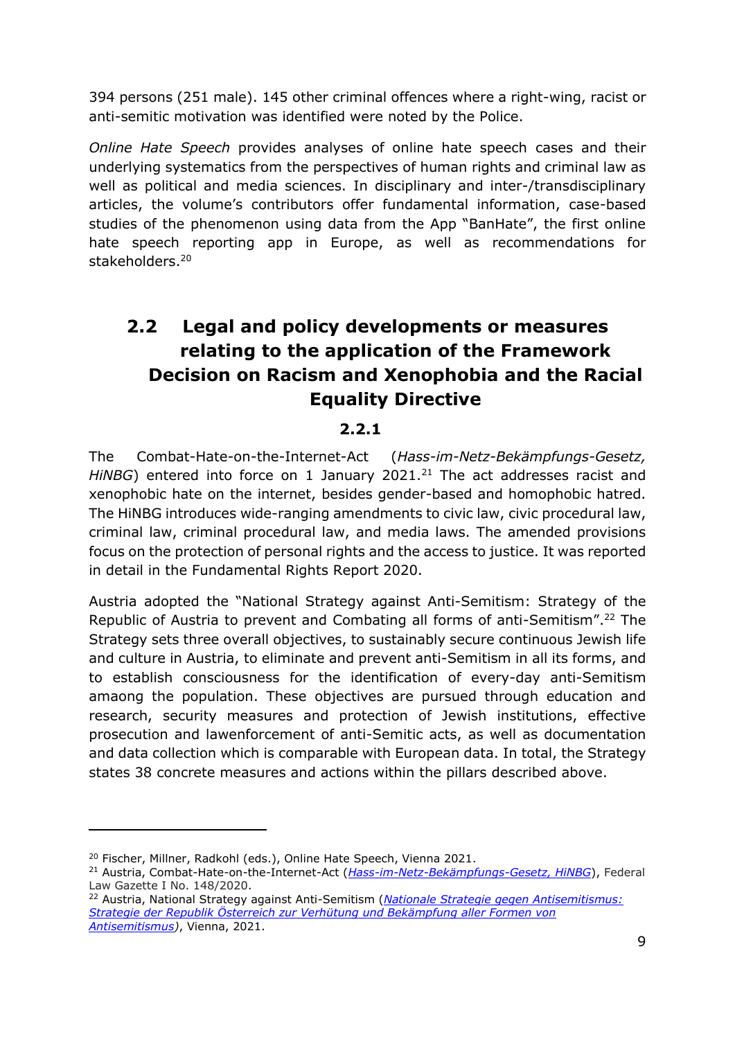394 persons (251 male). 145 other criminal offences where a right-wing, racist or anti-semitic motivation was identified were noted by the Police.

*Online Hate Speech* provides analyses of online hate speech cases and their underlying systematics from the perspectives of human rights and criminal law as well as political and media sciences. In disciplinary and inter-/transdisciplinary articles, the volume's contributors offer fundamental information, case-based studies of the phenomenon using data from the App "BanHate", the first online hate speech reporting app in Europe, as well as recommendations for stakeholders.[20]

## 2.2 Legal and policy developments or measures relating to the application of the Framework Decision on Racism and Xenophobia and the Racial Equality Directive

### 2.2.1

The Combat-Hate-on-the-Internet-Act (*Hass-im-Netz-Bekämpfungs-Gesetz, HiNBG*) entered into force on 1 January 2021.[21] The act addresses racist and xenophobic hate on the internet, besides gender-based and homophobic hatred. The HiNBG introduces wide-ranging amendments to civic law, civic procedural law, criminal law, criminal procedural law, and media laws. The amended provisions focus on the protection of personal rights and the access to justice. It was reported in detail in the Fundamental Rights Report 2020.

Austria adopted the "National Strategy against Anti-Semitism: Strategy of the Republic of Austria to prevent and Combating all forms of anti-Semitism".[22] The Strategy sets three overall objectives, to sustainably secure continuous Jewish life and culture in Austria, to eliminate and prevent anti-Semitism in all its forms, and to establish consciousness for the identification of every-day anti-Semitism amaong the population. These objectives are pursued through education and research, security measures and protection of Jewish institutions, effective prosecution and lawenforcement of anti-Semitic acts, as well as documentation and data collection which is comparable with European data. In total, the Strategy states 38 concrete measures and actions within the pillars described above.

---

[20] Fischer, Millner, Radkohl (eds.), Online Hate Speech, Vienna 2021.

[21] Austria, Combat-Hate-on-the-Internet-Act (*Hass-im-Netz-Bekämpfungs-Gesetz, HiNBG*), Federal Law Gazette I No. 148/2020.

[22] Austria, National Strategy against Anti-Semitism (*Nationale Strategie gegen Antisemitismus: Strategie der Republik Österreich zur Verhütung und Bekämpfung aller Formen von Antisemitismus)*, Vienna, 2021.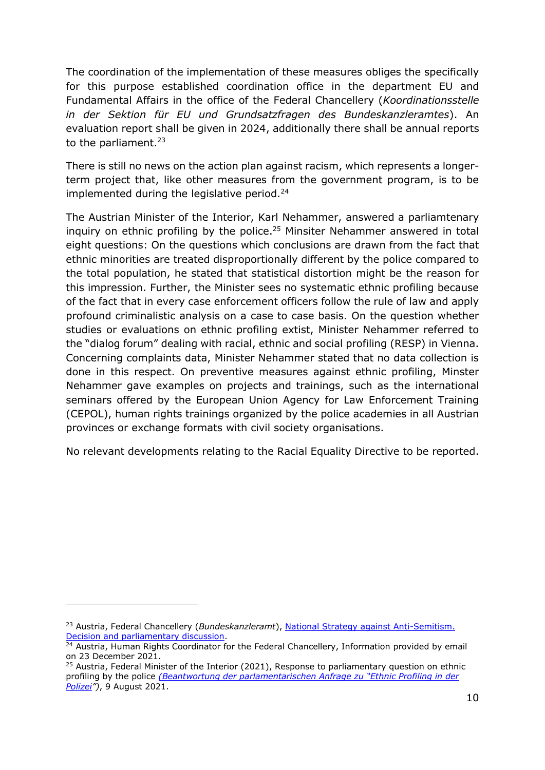The coordination of the implementation of these measures obliges the specifically for this purpose established coordination office in the department EU and Fundamental Affairs in the office of the Federal Chancellery (*Koordinationsstelle in der Sektion für EU und Grundsatzfragen des Bundeskanzleramtes*). An evaluation report shall be given in 2024, additionally there shall be annual reports to the parliament.[23]

There is still no news on the action plan against racism, which represents a longer-term project that, like other measures from the government program, is to be implemented during the legislative period.[24]

The Austrian Minister of the Interior, Karl Nehammer, answered a parliamtenary inquiry on ethnic profiling by the police.[25] Minsiter Nehammer answered in total eight questions: On the questions which conclusions are drawn from the fact that ethnic minorities are treated disproportionally different by the police compared to the total population, he stated that statistical distortion might be the reason for this impression. Further, the Minister sees no systematic ethnic profiling because of the fact that in every case enforcement officers follow the rule of law and apply profound criminalistic analysis on a case to case basis. On the question whether studies or evaluations on ethnic profiling extist, Minister Nehammer referred to the "dialog forum" dealing with racial, ethnic and social profiling (RESP) in Vienna. Concerning complaints data, Minister Nehammer stated that no data collection is done in this respect. On preventive measures against ethnic profiling, Minster Nehammer gave examples on projects and trainings, such as the international seminars offered by the European Union Agency for Law Enforcement Training (CEPOL), human rights trainings organized by the police academies in all Austrian provinces or exchange formats with civil society organisations.

No relevant developments relating to the Racial Equality Directive to be reported.

---

[23] Austria, Federal Chancellery (*Bundeskanzleramt*), National Strategy against Anti-Semitism. Decision and parliamentary discussion.

[24] Austria, Human Rights Coordinator for the Federal Chancellery, Information provided by email on 23 December 2021.

[25] Austria, Federal Minister of the Interior (2021), Response to parliamentary question on ethnic profiling by the police *(Beantwortung der parlamentarischen Anfrage zu "Ethnic Profiling in der Polizei")*, 9 August 2021.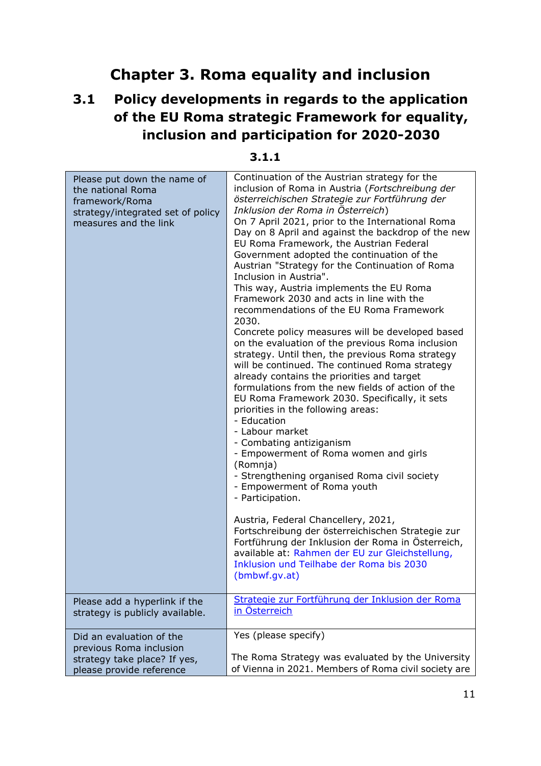# Chapter 3. Roma equality and inclusion

## 3.1 Policy developments in regards to the application of the EU Roma strategic Framework for equality, inclusion and participation for 2020-2030

### 3.1.1

| | |
|---|---|
| Please put down the name of the national Roma framework/Roma strategy/integrated set of policy measures and the link | Continuation of the Austrian strategy for the inclusion of Roma in Austria (*Fortschreibung der österreichischen Strategie zur Fortführung der Inklusion der Roma in Österreich*)<br>On 7 April 2021, prior to the International Roma Day on 8 April and against the backdrop of the new EU Roma Framework, the Austrian Federal Government adopted the continuation of the Austrian "Strategy for the Continuation of Roma Inclusion in Austria".<br>This way, Austria implements the EU Roma Framework 2030 and acts in line with the recommendations of the EU Roma Framework 2030.<br>Concrete policy measures will be developed based on the evaluation of the previous Roma inclusion strategy. Until then, the previous Roma strategy will be continued. The continued Roma strategy already contains the priorities and target formulations from the new fields of action of the EU Roma Framework 2030. Specifically, it sets priorities in the following areas:<br>- Education<br>- Labour market<br>- Combating antiziganism<br>- Empowerment of Roma women and girls (Romnja)<br>- Strengthening organised Roma civil society<br>- Empowerment of Roma youth<br>- Participation.<br><br>Austria, Federal Chancellery, 2021, Fortschreibung der österreichischen Strategie zur Fortführung der Inklusion der Roma in Österreich, available at: Rahmen der EU zur Gleichstellung, Inklusion und Teilhabe der Roma bis 2030 (bmbwf.gv.at) |
| Please add a hyperlink if the strategy is publicly available. | Strategie zur Fortführung der Inklusion der Roma in Österreich |
| Did an evaluation of the previous Roma inclusion strategy take place? If yes, please provide reference | Yes (please specify)<br><br>The Roma Strategy was evaluated by the University of Vienna in 2021. Members of Roma civil society are |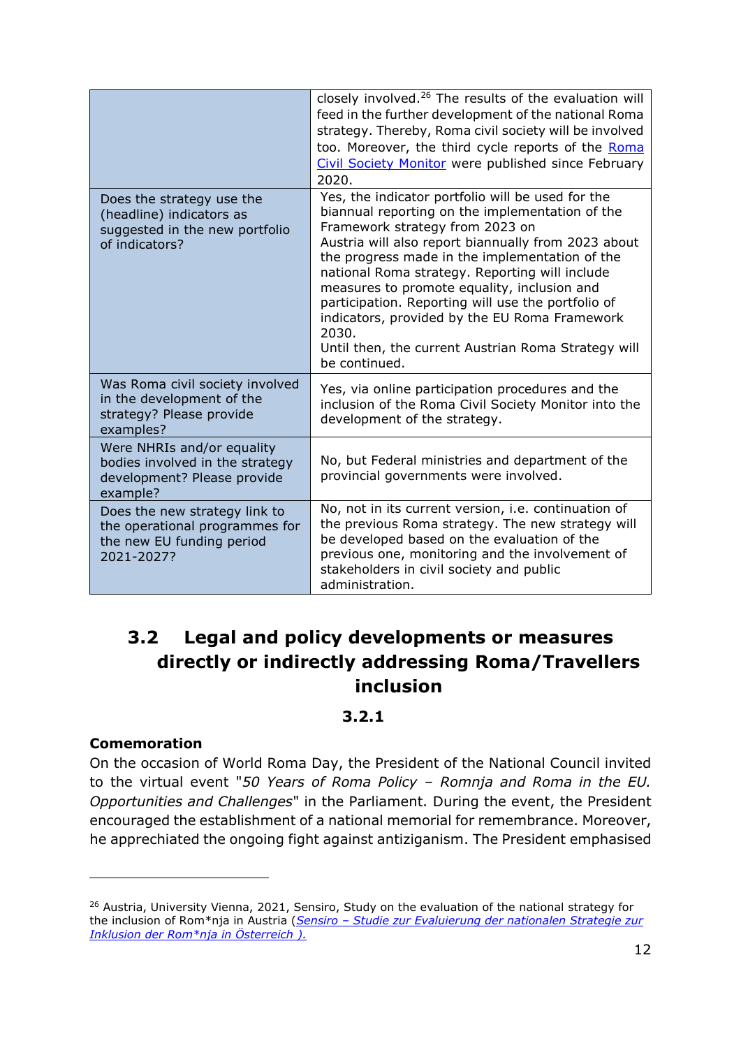| | |
|---|---|
| | closely involved.[26] The results of the evaluation will feed in the further development of the national Roma strategy. Thereby, Roma civil society will be involved too. Moreover, the third cycle reports of the Roma Civil Society Monitor were published since February 2020. |
| Does the strategy use the (headline) indicators as suggested in the new portfolio of indicators? | Yes, the indicator portfolio will be used for the biannual reporting on the implementation of the Framework strategy from 2023 on<br>Austria will also report biannually from 2023 about the progress made in the implementation of the national Roma strategy. Reporting will include measures to promote equality, inclusion and participation. Reporting will use the portfolio of indicators, provided by the EU Roma Framework 2030.<br>Until then, the current Austrian Roma Strategy will be continued. |
| Was Roma civil society involved in the development of the strategy? Please provide examples? | Yes, via online participation procedures and the inclusion of the Roma Civil Society Monitor into the development of the strategy. |
| Were NHRIs and/or equality bodies involved in the strategy development? Please provide example? | No, but Federal ministries and department of the provincial governments were involved. |
| Does the new strategy link to the operational programmes for the new EU funding period 2021-2027? | No, not in its current version, i.e. continuation of the previous Roma strategy. The new strategy will be developed based on the evaluation of the previous one, monitoring and the involvement of stakeholders in civil society and public administration. |

## 3.2 Legal and policy developments or measures directly or indirectly addressing Roma/Travellers inclusion

### 3.2.1

**Comemoration**

On the occasion of World Roma Day, the President of the National Council invited to the virtual event "*50 Years of Roma Policy – Romnja and Roma in the EU. Opportunities and Challenges*" in the Parliament. During the event, the President encouraged the establishment of a national memorial for remembrance. Moreover, he apprechiated the ongoing fight against antiziganism. The President emphasised

---

[26] Austria, University Vienna, 2021, Sensiro, Study on the evaluation of the national strategy for the inclusion of Rom*nja in Austria (*Sensiro – Studie zur Evaluierung der nationalen Strategie zur Inklusion der Rom*nja in Österreich ).*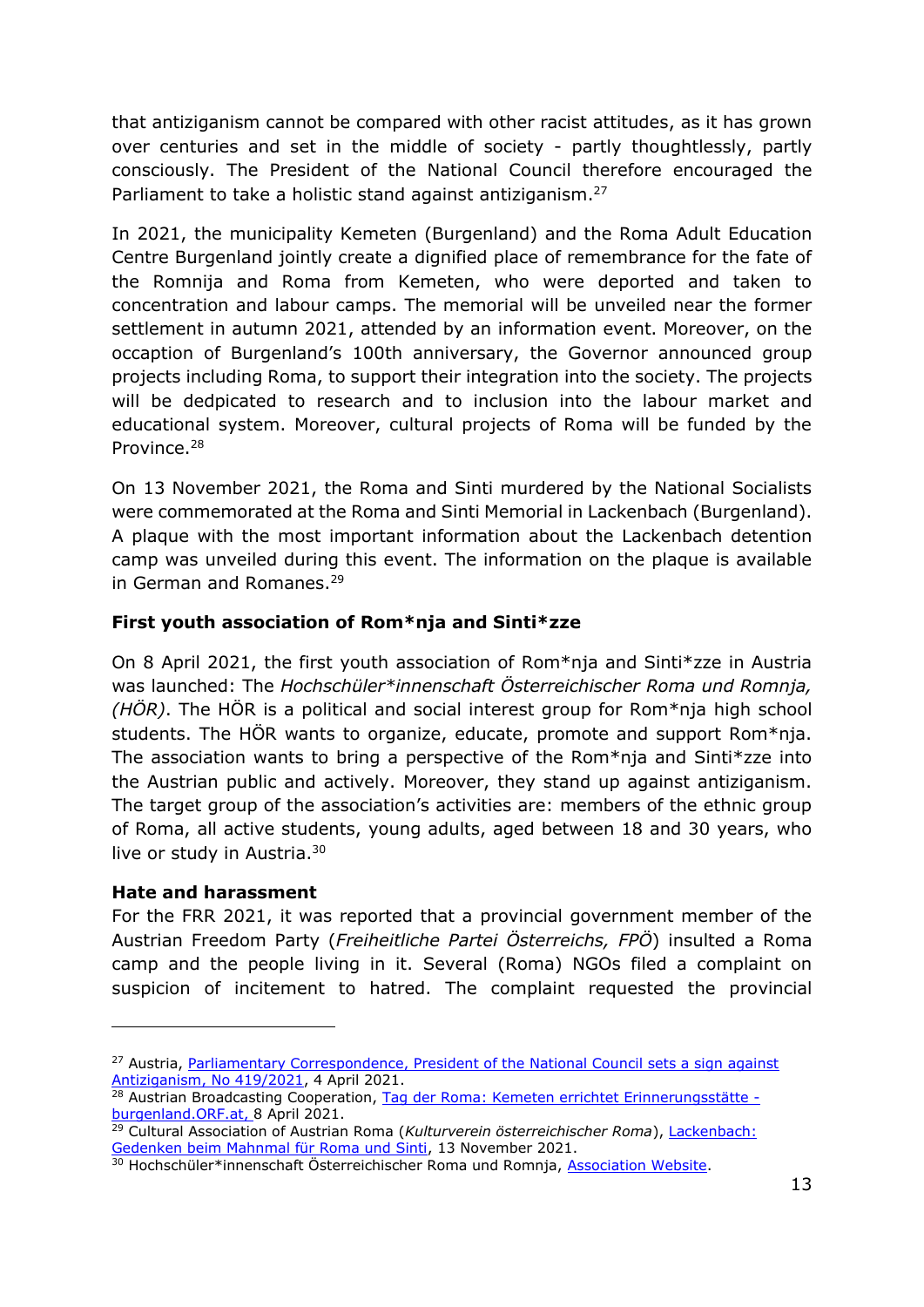that antiziganism cannot be compared with other racist attitudes, as it has grown over centuries and set in the middle of society - partly thoughtlessly, partly consciously. The President of the National Council therefore encouraged the Parliament to take a holistic stand against antiziganism.[27]

In 2021, the municipality Kemeten (Burgenland) and the Roma Adult Education Centre Burgenland jointly create a dignified place of remembrance for the fate of the Romnija and Roma from Kemeten, who were deported and taken to concentration and labour camps. The memorial will be unveiled near the former settlement in autumn 2021, attended by an information event. Moreover, on the occaption of Burgenland's 100th anniversary, the Governor announced group projects including Roma, to support their integration into the society. The projects will be dedpicated to research and to inclusion into the labour market and educational system. Moreover, cultural projects of Roma will be funded by the Province.[28]

On 13 November 2021, the Roma and Sinti murdered by the National Socialists were commemorated at the Roma and Sinti Memorial in Lackenbach (Burgenland). A plaque with the most important information about the Lackenbach detention camp was unveiled during this event. The information on the plaque is available in German and Romanes.[29]

**First youth association of Rom*nja and Sinti*zze**

On 8 April 2021, the first youth association of Rom*nja and Sinti*zze in Austria was launched: The *Hochschüler*innenschaft Österreichischer Roma und Romnja, (HÖR)*. The HÖR is a political and social interest group for Rom*nja high school students. The HÖR wants to organize, educate, promote and support Rom*nja. The association wants to bring a perspective of the Rom*nja and Sinti*zze into the Austrian public and actively. Moreover, they stand up against antiziganism. The target group of the association's activities are: members of the ethnic group of Roma, all active students, young adults, aged between 18 and 30 years, who live or study in Austria.[30]

**Hate and harassment**

For the FRR 2021, it was reported that a provincial government member of the Austrian Freedom Party (*Freiheitliche Partei Österreichs, FPÖ*) insulted a Roma camp and the people living in it. Several (Roma) NGOs filed a complaint on suspicion of incitement to hatred. The complaint requested the provincial

---

[27] Austria, Parliamentary Correspondence, President of the National Council sets a sign against Antiziganism, No 419/2021, 4 April 2021.

[28] Austrian Broadcasting Cooperation, Tag der Roma: Kemeten errichtet Erinnerungsstätte - burgenland.ORF.at, 8 April 2021.

[29] Cultural Association of Austrian Roma (*Kulturverein österreichischer Roma*), Lackenbach: Gedenken beim Mahnmal für Roma und Sinti, 13 November 2021.

[30] Hochschüler*innenschaft Österreichischer Roma und Romnja, Association Website.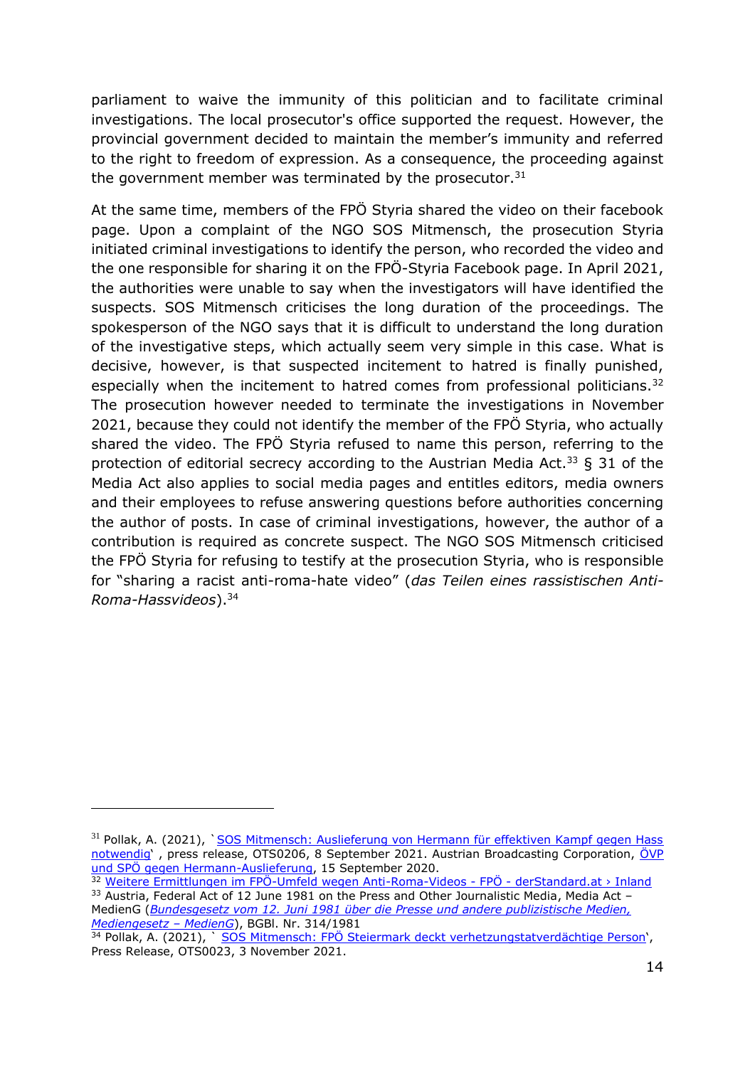parliament to waive the immunity of this politician and to facilitate criminal investigations. The local prosecutor's office supported the request. However, the provincial government decided to maintain the member's immunity and referred to the right to freedom of expression. As a consequence, the proceeding against the government member was terminated by the prosecutor.[31]

At the same time, members of the FPÖ Styria shared the video on their facebook page. Upon a complaint of the NGO SOS Mitmensch, the prosecution Styria initiated criminal investigations to identify the person, who recorded the video and the one responsible for sharing it on the FPÖ-Styria Facebook page. In April 2021, the authorities were unable to say when the investigators will have identified the suspects. SOS Mitmensch criticises the long duration of the proceedings. The spokesperson of the NGO says that it is difficult to understand the long duration of the investigative steps, which actually seem very simple in this case. What is decisive, however, is that suspected incitement to hatred is finally punished, especially when the incitement to hatred comes from professional politicians.[32] The prosecution however needed to terminate the investigations in November 2021, because they could not identify the member of the FPÖ Styria, who actually shared the video. The FPÖ Styria refused to name this person, referring to the protection of editorial secrecy according to the Austrian Media Act.[33] § 31 of the Media Act also applies to social media pages and entitles editors, media owners and their employees to refuse answering questions before authorities concerning the author of posts. In case of criminal investigations, however, the author of a contribution is required as concrete suspect. The NGO SOS Mitmensch criticised the FPÖ Styria for refusing to testify at the prosecution Styria, who is responsible for "sharing a racist anti-roma-hate video" (*das Teilen eines rassistischen Anti-Roma-Hassvideos*).[34]

---

[31] Pollak, A. (2021), `SOS Mitmensch: Auslieferung von Hermann für effektiven Kampf gegen Hass notwendig`, press release, OTS0206, 8 September 2021. Austrian Broadcasting Corporation, ÖVP und SPÖ gegen Hermann-Auslieferung, 15 September 2020.

[32] Weitere Ermittlungen im FPÖ-Umfeld wegen Anti-Roma-Videos - FPÖ - derStandard.at › Inland

[33] Austria, Federal Act of 12 June 1981 on the Press and Other Journalistic Media, Media Act – MedienG (*Bundesgesetz vom 12. Juni 1981 über die Presse und andere publizistische Medien, Mediengesetz – MedienG*), BGBl. Nr. 314/1981

[34] Pollak, A. (2021), ` SOS Mitmensch: FPÖ Steiermark deckt verhetzungstatverdächtige Person', Press Release, OTS0023, 3 November 2021.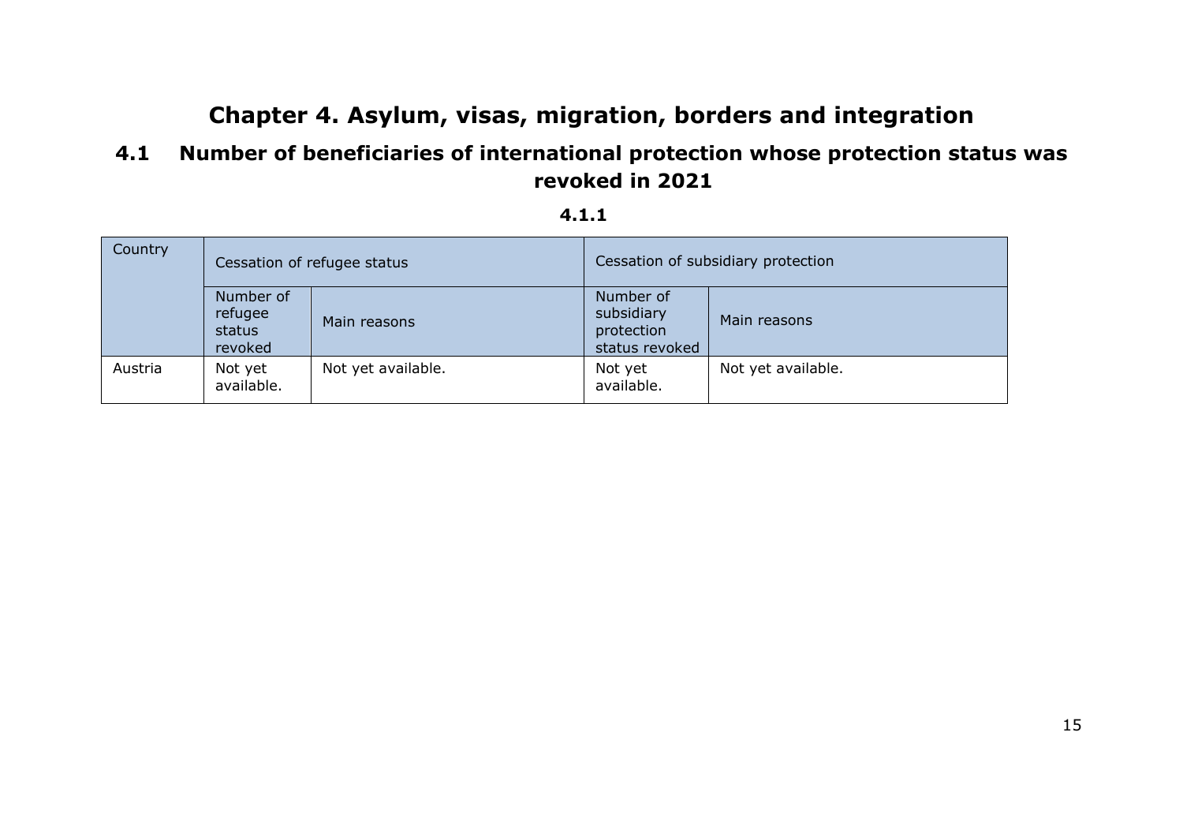# Chapter 4. Asylum, visas, migration, borders and integration

## 4.1 Number of beneficiaries of international protection whose protection status was revoked in 2021

### 4.1.1

| Country | Cessation of refugee status | | Cessation of subsidiary protection | |
|---|---|---|---|---|
| | Number of refugee status revoked | Main reasons | Number of subsidiary protection status revoked | Main reasons |
| Austria | Not yet available. | Not yet available. | Not yet available. | Not yet available. |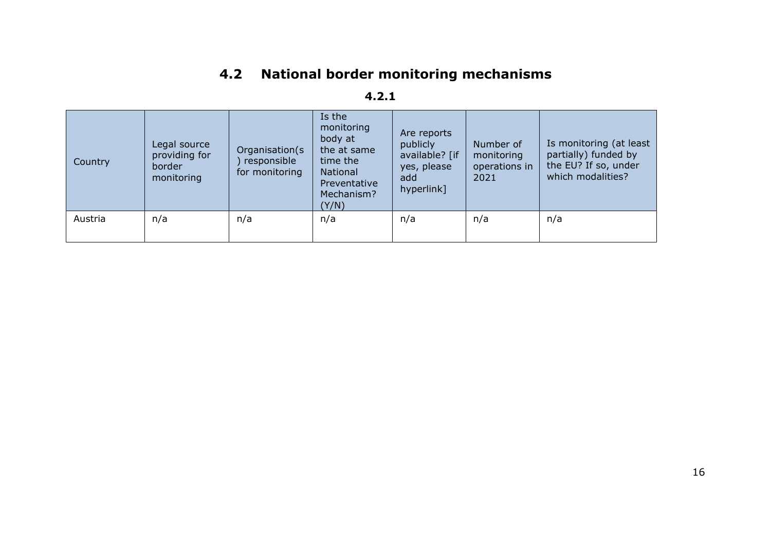## 4.2 National border monitoring mechanisms

### 4.2.1

| Country | Legal source providing for border monitoring | Organisation(s) responsible for monitoring | Is the monitoring body at the at same time the National Preventative Mechanism? (Y/N) | Are reports publicly available? [if yes, please add hyperlink] | Number of monitoring operations in 2021 | Is monitoring (at least partially) funded by the EU? If so, under which modalities? |
|---|---|---|---|---|---|---|
| Austria | n/a | n/a | n/a | n/a | n/a | n/a |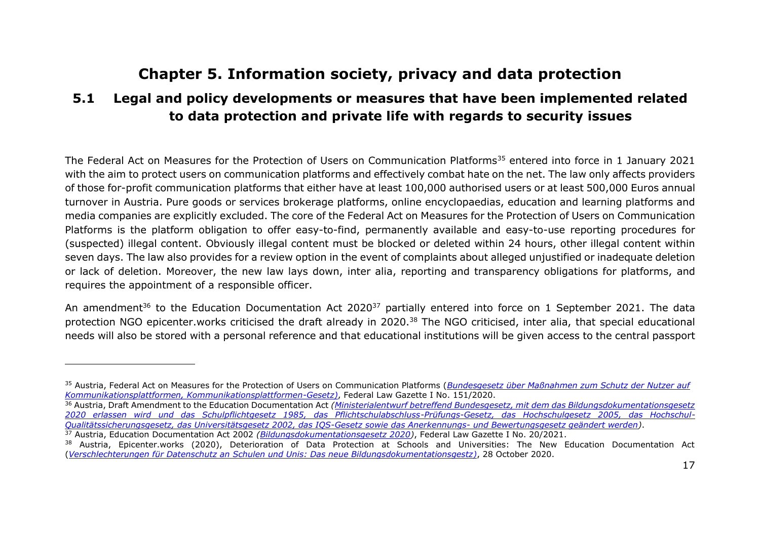# Chapter 5. Information society, privacy and data protection

## 5.1 Legal and policy developments or measures that have been implemented related to data protection and private life with regards to security issues

The Federal Act on Measures for the Protection of Users on Communication Platforms[35] entered into force in 1 January 2021 with the aim to protect users on communication platforms and effectively combat hate on the net. The law only affects providers of those for-profit communication platforms that either have at least 100,000 authorised users or at least 500,000 Euros annual turnover in Austria. Pure goods or services brokerage platforms, online encyclopaedias, education and learning platforms and media companies are explicitly excluded. The core of the Federal Act on Measures for the Protection of Users on Communication Platforms is the platform obligation to offer easy-to-find, permanently available and easy-to-use reporting procedures for (suspected) illegal content. Obviously illegal content must be blocked or deleted within 24 hours, other illegal content within seven days. The law also provides for a review option in the event of complaints about alleged unjustified or inadequate deletion or lack of deletion. Moreover, the new law lays down, inter alia, reporting and transparency obligations for platforms, and requires the appointment of a responsible officer.

An amendment[36] to the Education Documentation Act 2020[37] partially entered into force on 1 September 2021. The data protection NGO epicenter.works criticised the draft already in 2020.[38] The NGO criticised, inter alia, that special educational needs will also be stored with a personal reference and that educational institutions will be given access to the central passport

---

[35] Austria, Federal Act on Measures for the Protection of Users on Communication Platforms (*Bundesgesetz über Maßnahmen zum Schutz der Nutzer auf Kommunikationsplattformen, Kommunikationsplattformen-Gesetz)*, Federal Law Gazette I No. 151/2020.

[36] Austria, Draft Amendment to the Education Documentation Act *(Ministerialentwurf betreffend Bundesgesetz, mit dem das Bildungsdokumentationsgesetz 2020 erlassen wird und das Schulpflichtgesetz 1985, das Pflichtschulabschluss-Prüfungs-Gesetz, das Hochschulgesetz 2005, das Hochschul-Qualitätssicherungsgesetz, das Universitätsgesetz 2002, das IQS-Gesetz sowie das Anerkennungs- und Bewertungsgesetz geändert werden)*.

[37] Austria, Education Documentation Act 2002 *(Bildungsdokumentationsgesetz 2020)*, Federal Law Gazette I No. 20/2021.

[38] Austria, Epicenter.works (2020), Deterioration of Data Protection at Schools and Universities: The New Education Documentation Act (*Verschlechterungen für Datenschutz an Schulen und Unis: Das neue Bildungsdokumentationsgestz)*, 28 October 2020.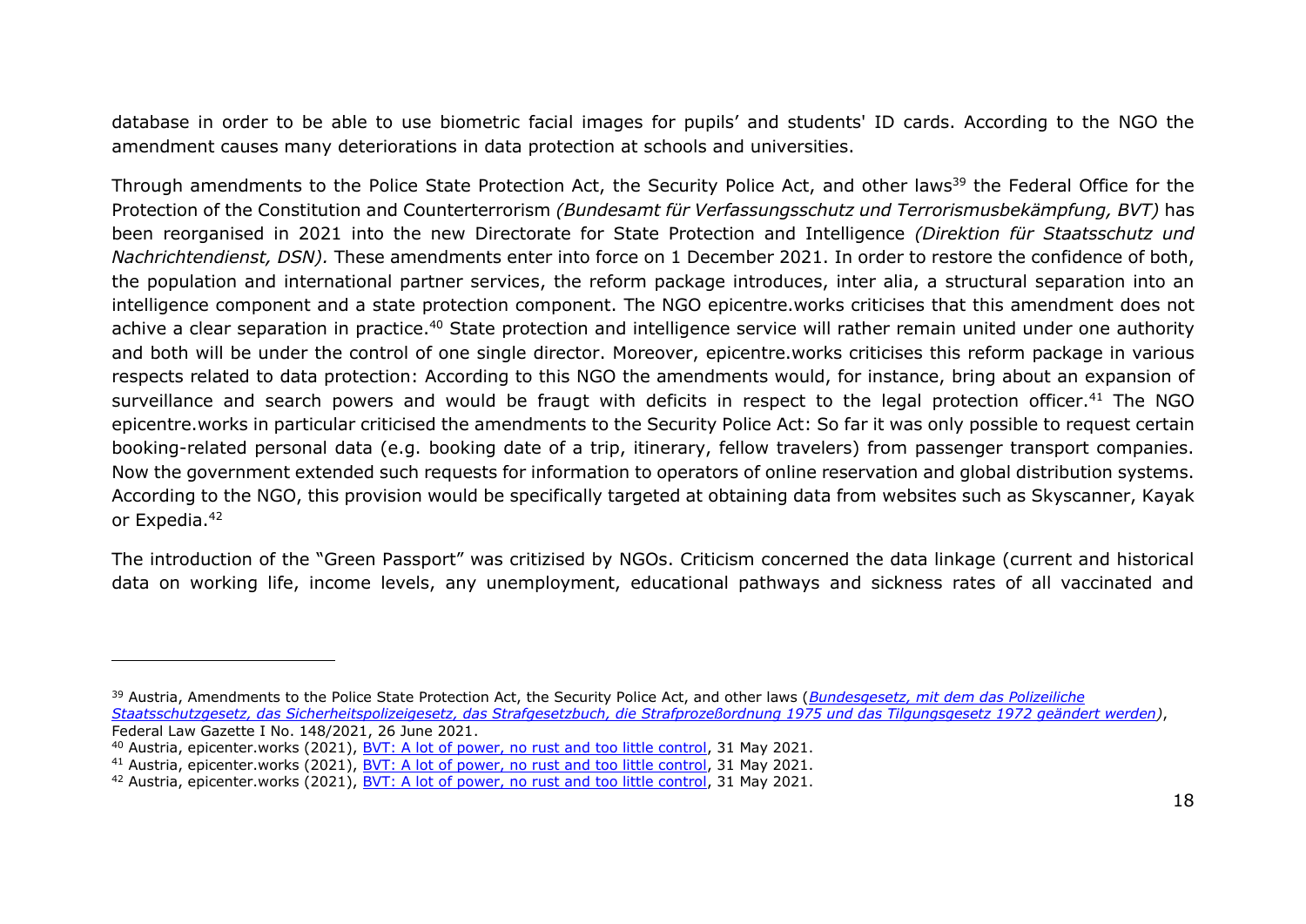database in order to be able to use biometric facial images for pupils' and students' ID cards. According to the NGO the amendment causes many deteriorations in data protection at schools and universities.

Through amendments to the Police State Protection Act, the Security Police Act, and other laws[39] the Federal Office for the Protection of the Constitution and Counterterrorism *(Bundesamt für Verfassungsschutz und Terrorismusbekämpfung, BVT)* has been reorganised in 2021 into the new Directorate for State Protection and Intelligence *(Direktion für Staatsschutz und Nachrichtendienst, DSN).* These amendments enter into force on 1 December 2021. In order to restore the confidence of both, the population and international partner services, the reform package introduces, inter alia, a structural separation into an intelligence component and a state protection component. The NGO epicentre.works criticises that this amendment does not achive a clear separation in practice.[40] State protection and intelligence service will rather remain united under one authority and both will be under the control of one single director. Moreover, epicentre.works criticises this reform package in various respects related to data protection: According to this NGO the amendments would, for instance, bring about an expansion of surveillance and search powers and would be fraugt with deficits in respect to the legal protection officer.[41] The NGO epicentre.works in particular criticised the amendments to the Security Police Act: So far it was only possible to request certain booking-related personal data (e.g. booking date of a trip, itinerary, fellow travelers) from passenger transport companies. Now the government extended such requests for information to operators of online reservation and global distribution systems. According to the NGO, this provision would be specifically targeted at obtaining data from websites such as Skyscanner, Kayak or Expedia.[42]

The introduction of the "Green Passport" was critizised by NGOs. Criticism concerned the data linkage (current and historical data on working life, income levels, any unemployment, educational pathways and sickness rates of all vaccinated and

---

[39] Austria, Amendments to the Police State Protection Act, the Security Police Act, and other laws (*Bundesgesetz, mit dem das Polizeiliche Staatsschutzgesetz, das Sicherheitspolizeigesetz, das Strafgesetzbuch, die Strafprozeßordnung 1975 und das Tilgungsgesetz 1972 geändert werden)*, Federal Law Gazette I No. 148/2021, 26 June 2021.

[40] Austria, epicenter.works (2021), BVT: A lot of power, no rust and too little control, 31 May 2021.

[41] Austria, epicenter.works (2021), BVT: A lot of power, no rust and too little control, 31 May 2021.

[42] Austria, epicenter.works (2021), BVT: A lot of power, no rust and too little control, 31 May 2021.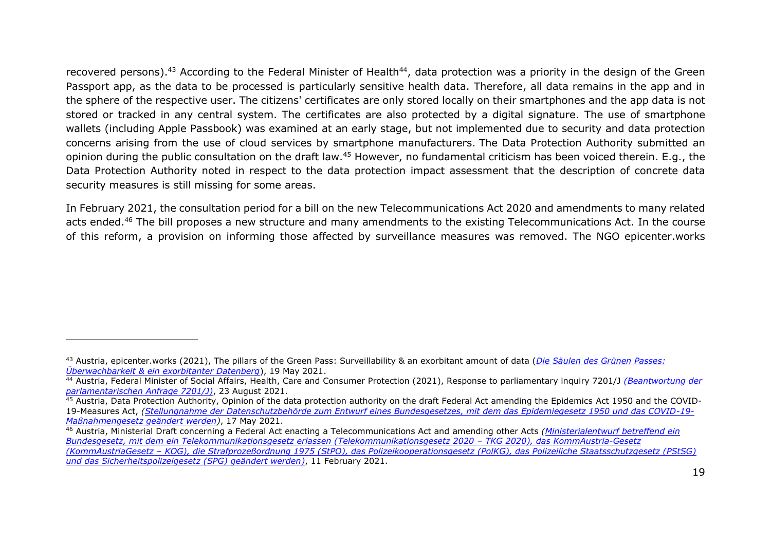recovered persons).[43] According to the Federal Minister of Health[44], data protection was a priority in the design of the Green Passport app, as the data to be processed is particularly sensitive health data. Therefore, all data remains in the app and in the sphere of the respective user. The citizens' certificates are only stored locally on their smartphones and the app data is not stored or tracked in any central system. The certificates are also protected by a digital signature. The use of smartphone wallets (including Apple Passbook) was examined at an early stage, but not implemented due to security and data protection concerns arising from the use of cloud services by smartphone manufacturers. The Data Protection Authority submitted an opinion during the public consultation on the draft law.[45] However, no fundamental criticism has been voiced therein. E.g., the Data Protection Authority noted in respect to the data protection impact assessment that the description of concrete data security measures is still missing for some areas.

In February 2021, the consultation period for a bill on the new Telecommunications Act 2020 and amendments to many related acts ended.[46] The bill proposes a new structure and many amendments to the existing Telecommunications Act. In the course of this reform, a provision on informing those affected by surveillance measures was removed. The NGO epicenter.works

---

[43] Austria, epicenter.works (2021), The pillars of the Green Pass: Surveillability & an exorbitant amount of data (*Die Säulen des Grünen Passes: Überwachbarkeit & ein exorbitanter Datenberg*), 19 May 2021.

[44] Austria, Federal Minister of Social Affairs, Health, Care and Consumer Protection (2021), Response to parliamentary inquiry 7201/J *(Beantwortung der parlamentarischen Anfrage 7201/J)*, 23 August 2021.

[45] Austria, Data Protection Authority, Opinion of the data protection authority on the draft Federal Act amending the Epidemics Act 1950 and the COVID-19-Measures Act, *(Stellungnahme der Datenschutzbehörde zum Entwurf eines Bundesgesetzes, mit dem das Epidemiegesetz 1950 und das COVID-19-Maßnahmengesetz geändert werden)*, 17 May 2021.

[46] Austria, Ministerial Draft concerning a Federal Act enacting a Telecommunications Act and amending other Acts *(Ministerialentwurf betreffend ein Bundesgesetz, mit dem ein Telekommunikationsgesetz erlassen (Telekommunikationsgesetz 2020 – TKG 2020), das KommAustria-Gesetz (KommAustriaGesetz – KOG), die Strafprozeßordnung 1975 (StPO), das Polizeikooperationsgesetz (PolKG), das Polizeiliche Staatsschutzgesetz (PStSG) und das Sicherheitspolizeigesetz (SPG) geändert werden)*, 11 February 2021.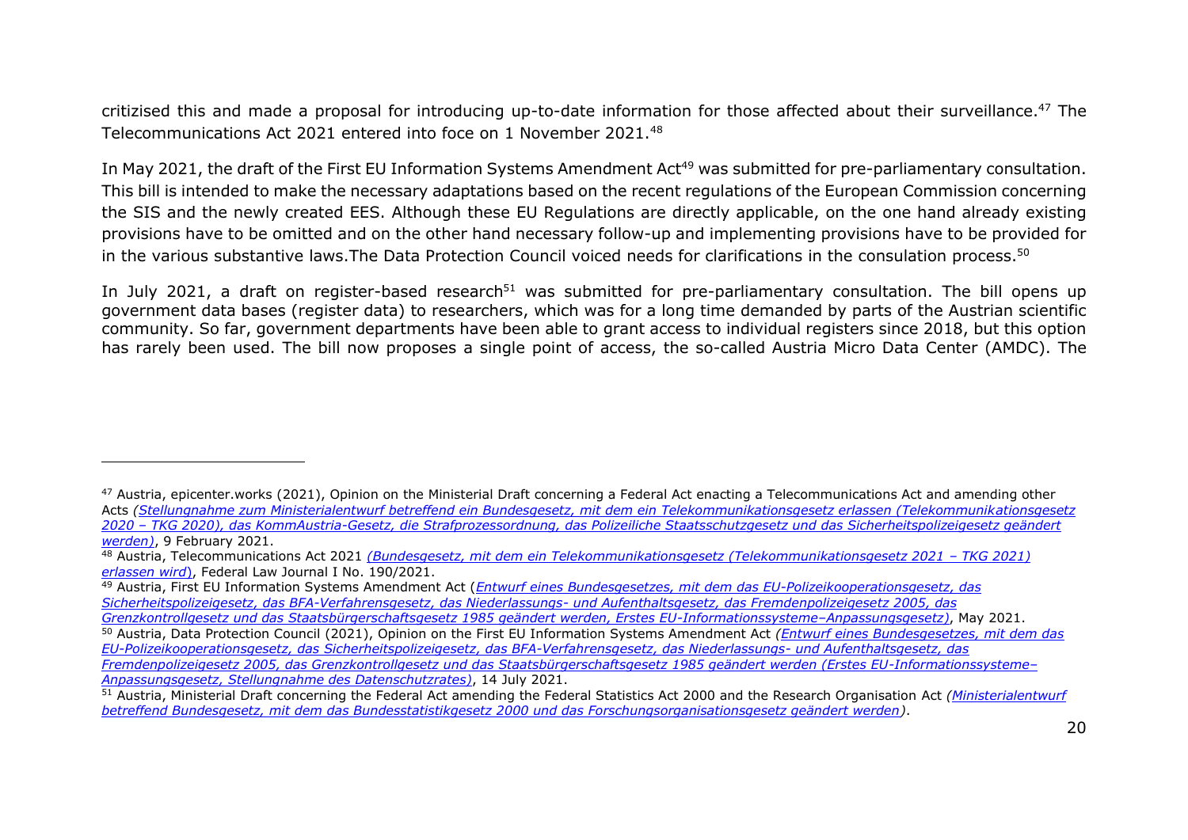critizised this and made a proposal for introducing up-to-date information for those affected about their surveillance.[47] The Telecommunications Act 2021 entered into foce on 1 November 2021.[48]

In May 2021, the draft of the First EU Information Systems Amendment Act[49] was submitted for pre-parliamentary consultation. This bill is intended to make the necessary adaptations based on the recent regulations of the European Commission concerning the SIS and the newly created EES. Although these EU Regulations are directly applicable, on the one hand already existing provisions have to be omitted and on the other hand necessary follow-up and implementing provisions have to be provided for in the various substantive laws.The Data Protection Council voiced needs for clarifications in the consulation process.[50]

In July 2021, a draft on register-based research[51] was submitted for pre-parliamentary consultation. The bill opens up government data bases (register data) to researchers, which was for a long time demanded by parts of the Austrian scientific community. So far, government departments have been able to grant access to individual registers since 2018, but this option has rarely been used. The bill now proposes a single point of access, the so-called Austria Micro Data Center (AMDC). The

---

[47] Austria, epicenter.works (2021), Opinion on the Ministerial Draft concerning a Federal Act enacting a Telecommunications Act and amending other Acts *(Stellungnahme zum Ministerialentwurf betreffend ein Bundesgesetz, mit dem ein Telekommunikationsgesetz erlassen (Telekommunikationsgesetz 2020 – TKG 2020), das KommAustria-Gesetz, die Strafprozessordnung, das Polizeiliche Staatsschutzgesetz und das Sicherheitspolizeigesetz geändert werden)*, 9 February 2021.

[48] Austria, Telecommunications Act 2021 *(Bundesgesetz, mit dem ein Telekommunikationsgesetz (Telekommunikationsgesetz 2021 – TKG 2021) erlassen wird)*, Federal Law Journal I No. 190/2021.

[49] Austria, First EU Information Systems Amendment Act (*Entwurf eines Bundesgesetzes, mit dem das EU-Polizeikooperationsgesetz, das Sicherheitspolizeigesetz, das BFA-Verfahrensgesetz, das Niederlassungs- und Aufenthaltsgesetz, das Fremdenpolizeigesetz 2005, das Grenzkontrollgesetz und das Staatsbürgerschaftsgesetz 1985 geändert werden, Erstes EU-Informationssysteme–Anpassungsgesetz)*, May 2021.

[50] Austria, Data Protection Council (2021), Opinion on the First EU Information Systems Amendment Act *(Entwurf eines Bundesgesetzes, mit dem das EU-Polizeikooperationsgesetz, das Sicherheitspolizeigesetz, das BFA-Verfahrensgesetz, das Niederlassungs- und Aufenthaltsgesetz, das Fremdenpolizeigesetz 2005, das Grenzkontrollgesetz und das Staatsbürgerschaftsgesetz 1985 geändert werden (Erstes EU-Informationssysteme–Anpassungsgesetz, Stellungnahme des Datenschutzrates)*, 14 July 2021.

[51] Austria, Ministerial Draft concerning the Federal Act amending the Federal Statistics Act 2000 and the Research Organisation Act *(Ministerialentwurf betreffend Bundesgesetz, mit dem das Bundesstatistikgesetz 2000 und das Forschungsorganisationsgesetz geändert werden)*.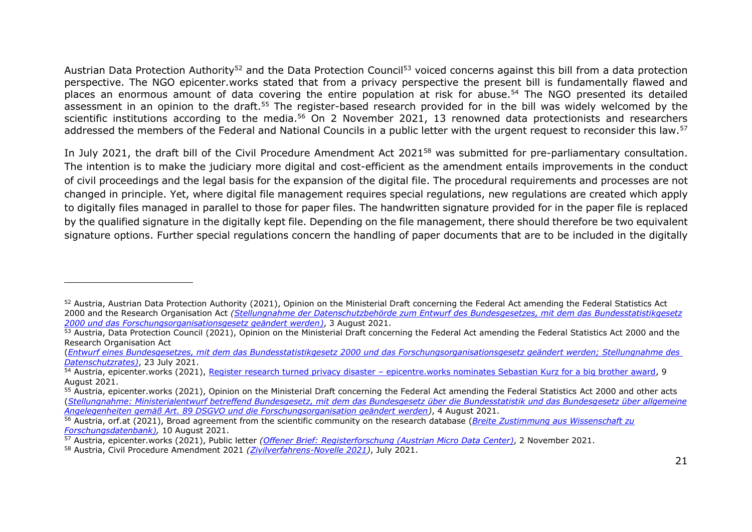Austrian Data Protection Authority[52] and the Data Protection Council[53] voiced concerns against this bill from a data protection perspective. The NGO epicenter.works stated that from a privacy perspective the present bill is fundamentally flawed and places an enormous amount of data covering the entire population at risk for abuse.[54] The NGO presented its detailed assessment in an opinion to the draft.[55] The register-based research provided for in the bill was widely welcomed by the scientific institutions according to the media.[56] On 2 November 2021, 13 renowned data protectionists and researchers addressed the members of the Federal and National Councils in a public letter with the urgent request to reconsider this law.[57]

In July 2021, the draft bill of the Civil Procedure Amendment Act 2021[58] was submitted for pre-parliamentary consultation. The intention is to make the judiciary more digital and cost-efficient as the amendment entails improvements in the conduct of civil proceedings and the legal basis for the expansion of the digital file. The procedural requirements and processes are not changed in principle. Yet, where digital file management requires special regulations, new regulations are created which apply to digitally files managed in parallel to those for paper files. The handwritten signature provided for in the paper file is replaced by the qualified signature in the digitally kept file. Depending on the file management, there should therefore be two equivalent signature options. Further special regulations concern the handling of paper documents that are to be included in the digitally

---

[52] Austria, Austrian Data Protection Authority (2021), Opinion on the Ministerial Draft concerning the Federal Act amending the Federal Statistics Act 2000 and the Research Organisation Act *(Stellungnahme der Datenschutzbehörde zum Entwurf des Bundesgesetzes, mit dem das Bundesstatistikgesetz 2000 und das Forschungsorganisationsgesetz geändert werden)*, 3 August 2021.

[53] Austria, Data Protection Council (2021), Opinion on the Ministerial Draft concerning the Federal Act amending the Federal Statistics Act 2000 and the Research Organisation Act (*Entwurf eines Bundesgesetzes, mit dem das Bundesstatistikgesetz 2000 und das Forschungsorganisationsgesetz geändert werden; Stellungnahme des Datenschutzrates)*, 23 July 2021.

[54] Austria, epicenter.works (2021), Register research turned privacy disaster – epicentre.works nominates Sebastian Kurz for a big brother award, 9 August 2021.

[55] Austria, epicenter.works (2021), Opinion on the Ministerial Draft concerning the Federal Act amending the Federal Statistics Act 2000 and other acts (*Stellungnahme: Ministerialentwurf betreffend Bundesgesetz, mit dem das Bundesgesetz über die Bundesstatistik und das Bundesgesetz über allgemeine Angelegenheiten gemäß Art. 89 DSGVO und die Forschungsorganisation geändert werden)*, 4 August 2021.

[56] Austria, orf.at (2021), Broad agreement from the scientific community on the research database (*Breite Zustimmung aus Wissenschaft zu Forschungsdatenbank),* 10 August 2021.

[57] Austria, epicenter.works (2021), Public letter *(Offener Brief: Registerforschung (Austrian Micro Data Center)*, 2 November 2021.

[58] Austria, Civil Procedure Amendment 2021 *(Zivilverfahrens-Novelle 2021)*, July 2021.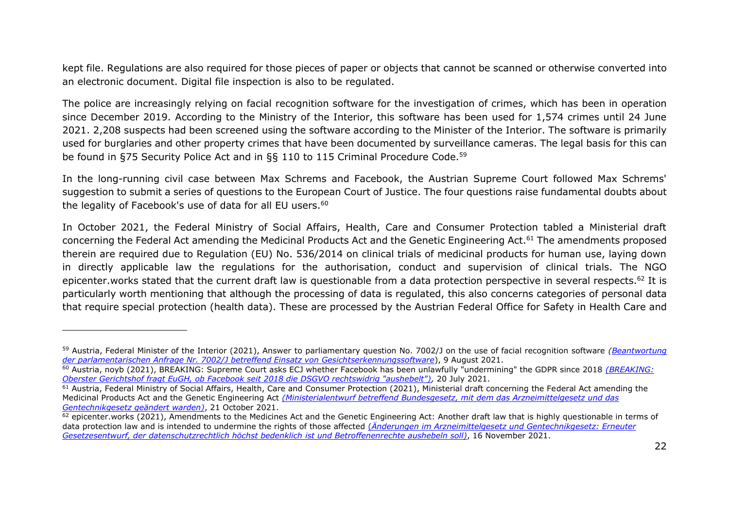kept file. Regulations are also required for those pieces of paper or objects that cannot be scanned or otherwise converted into an electronic document. Digital file inspection is also to be regulated.

The police are increasingly relying on facial recognition software for the investigation of crimes, which has been in operation since December 2019. According to the Ministry of the Interior, this software has been used for 1,574 crimes until 24 June 2021. 2,208 suspects had been screened using the software according to the Minister of the Interior. The software is primarily used for burglaries and other property crimes that have been documented by surveillance cameras. The legal basis for this can be found in §75 Security Police Act and in §§ 110 to 115 Criminal Procedure Code.[59]

In the long-running civil case between Max Schrems and Facebook, the Austrian Supreme Court followed Max Schrems' suggestion to submit a series of questions to the European Court of Justice. The four questions raise fundamental doubts about the legality of Facebook's use of data for all EU users.[60]

In October 2021, the Federal Ministry of Social Affairs, Health, Care and Consumer Protection tabled a Ministerial draft concerning the Federal Act amending the Medicinal Products Act and the Genetic Engineering Act.[61] The amendments proposed therein are required due to Regulation (EU) No. 536/2014 on clinical trials of medicinal products for human use, laying down in directly applicable law the regulations for the authorisation, conduct and supervision of clinical trials. The NGO epicenter.works stated that the current draft law is questionable from a data protection perspective in several respects.[62] It is particularly worth mentioning that although the processing of data is regulated, this also concerns categories of personal data that require special protection (health data). These are processed by the Austrian Federal Office for Safety in Health Care and

---

[59] Austria, Federal Minister of the Interior (2021), Answer to parliamentary question No. 7002/J on the use of facial recognition software *(Beantwortung der parlamentarischen Anfrage Nr. 7002/J betreffend Einsatz von Gesichtserkennungssoftware*), 9 August 2021.

[60] Austria, noyb (2021), BREAKING: Supreme Court asks ECJ whether Facebook has been unlawfully "undermining" the GDPR since 2018 *(BREAKING: Oberster Gerichtshof fragt EuGH, ob Facebook seit 2018 die DSGVO rechtswidrig "aushebelt"),* 20 July 2021.

[61] Austria, Federal Ministry of Social Affairs, Health, Care and Consumer Protection (2021), Ministerial draft concerning the Federal Act amending the Medicinal Products Act and the Genetic Engineering Act *(Ministerialentwurf betreffend Bundesgesetz, mit dem das Arzneimittelgesetz und das Gentechnikgesetz geändert warden)*, 21 October 2021.

[62] epicenter.works (2021), Amendments to the Medicines Act and the Genetic Engineering Act: Another draft law that is highly questionable in terms of data protection law and is intended to undermine the rights of those affected *(Änderungen im Arzneimittelgesetz und Gentechnikgesetz: Erneuter Gesetzesentwurf, der datenschutzrechtlich höchst bedenklich ist und Betroffenenrechte aushebeln soll)*, 16 November 2021.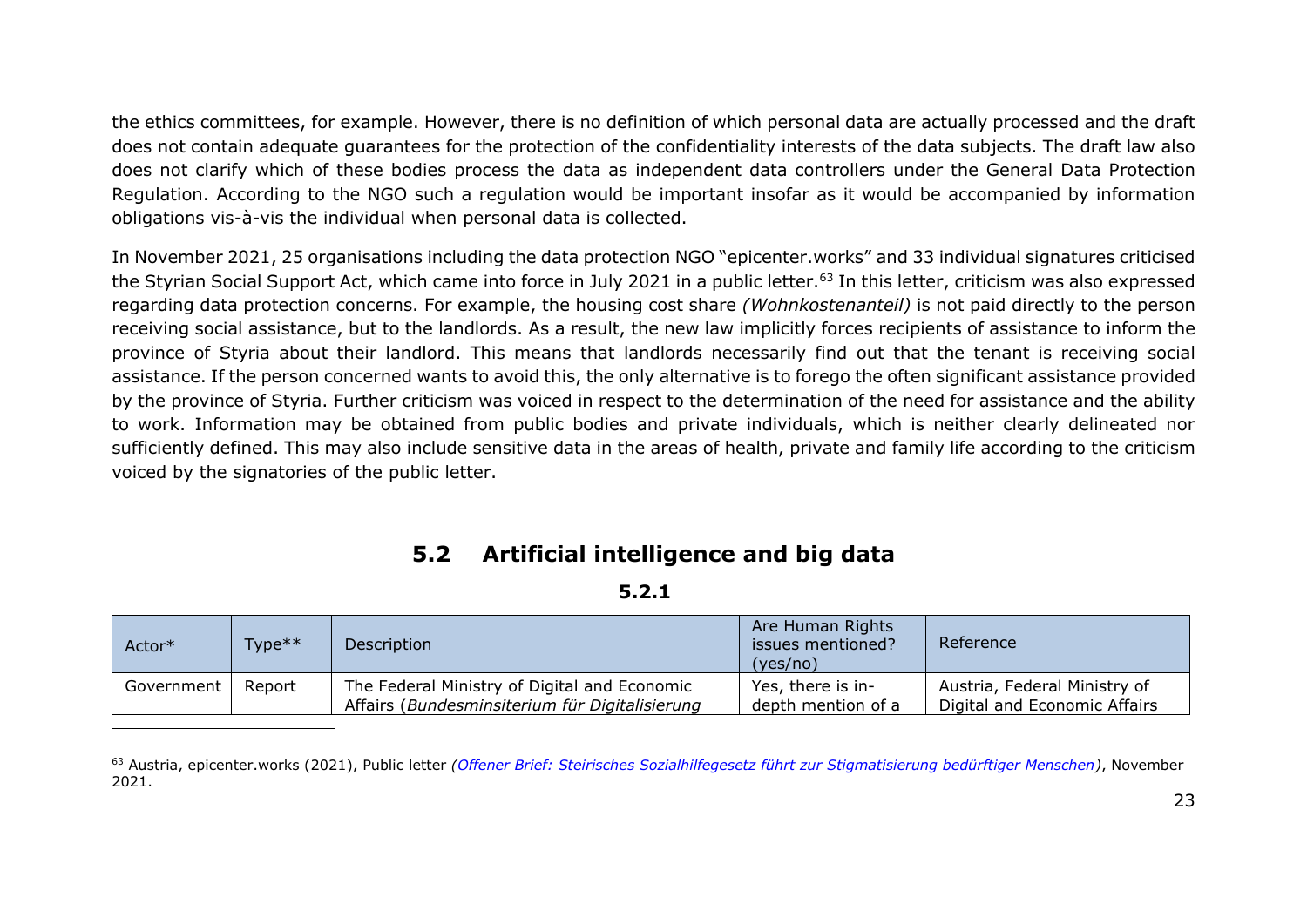the ethics committees, for example. However, there is no definition of which personal data are actually processed and the draft does not contain adequate guarantees for the protection of the confidentiality interests of the data subjects. The draft law also does not clarify which of these bodies process the data as independent data controllers under the General Data Protection Regulation. According to the NGO such a regulation would be important insofar as it would be accompanied by information obligations vis-à-vis the individual when personal data is collected.

In November 2021, 25 organisations including the data protection NGO "epicenter.works" and 33 individual signatures criticised the Styrian Social Support Act, which came into force in July 2021 in a public letter.[63] In this letter, criticism was also expressed regarding data protection concerns. For example, the housing cost share *(Wohnkostenanteil)* is not paid directly to the person receiving social assistance, but to the landlords. As a result, the new law implicitly forces recipients of assistance to inform the province of Styria about their landlord. This means that landlords necessarily find out that the tenant is receiving social assistance. If the person concerned wants to avoid this, the only alternative is to forego the often significant assistance provided by the province of Styria. Further criticism was voiced in respect to the determination of the need for assistance and the ability to work. Information may be obtained from public bodies and private individuals, which is neither clearly delineated nor sufficiently defined. This may also include sensitive data in the areas of health, private and family life according to the criticism voiced by the signatories of the public letter.

## 5.2 Artificial intelligence and big data

### 5.2.1

| Actor* | Type** | Description | Are Human Rights issues mentioned? (yes/no) | Reference |
|---|---|---|---|---|
| Government | Report | The Federal Ministry of Digital and Economic Affairs (*Bundesminsiterium für Digitalisierung* | Yes, there is in-depth mention of a | Austria, Federal Ministry of Digital and Economic Affairs |

[63] Austria, epicenter.works (2021), Public letter *(Offener Brief: Steirisches Sozialhilfegesetz führt zur Stigmatisierung bedürftiger Menschen)*, November 2021.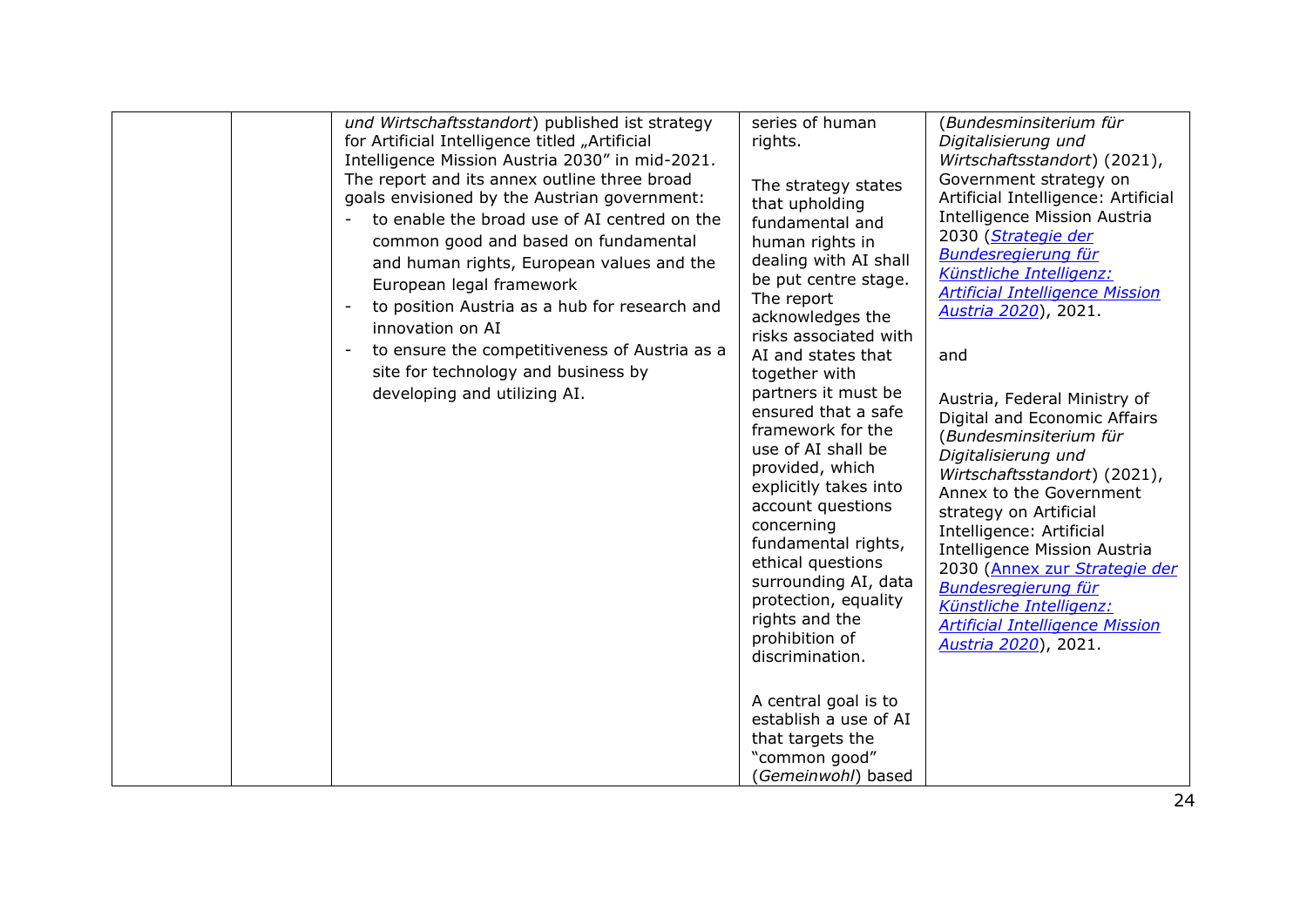| | | | | |
|---|---|---|---|---|
| | | *und Wirtschaftsstandort*) published ist strategy for Artificial Intelligence titled „Artificial Intelligence Mission Austria 2030" in mid-2021. The report and its annex outline three broad goals envisioned by the Austrian government:<br>- to enable the broad use of AI centred on the common good and based on fundamental and human rights, European values and the European legal framework<br>- to position Austria as a hub for research and innovation on AI<br>- to ensure the competitiveness of Austria as a site for technology and business by developing and utilizing AI. | series of human rights.<br><br>The strategy states that upholding fundamental and human rights in dealing with AI shall be put centre stage. The report acknowledges the risks associated with AI and states that together with partners it must be ensured that a safe framework for the use of AI shall be provided, which explicitly takes into account questions concerning fundamental rights, ethical questions surrounding AI, data protection, equality rights and the prohibition of discrimination.<br><br>A central goal is to establish a use of AI that targets the "common good" (*Gemeinwohl*) based | (*Bundesminsiterium für Digitalisierung und Wirtschaftsstandort*) (2021), Government strategy on Artificial Intelligence: Artificial Intelligence Mission Austria 2030 (*Strategie der Bundesregierung für Künstliche Intelligenz: Artificial Intelligence Mission Austria 2020*), 2021.<br><br>and<br><br>Austria, Federal Ministry of Digital and Economic Affairs (*Bundesminsiterium für Digitalisierung und Wirtschaftsstandort*) (2021), Annex to the Government strategy on Artificial Intelligence: Artificial Intelligence Mission Austria 2030 (Annex zur *Strategie der Bundesregierung für Künstliche Intelligenz: Artificial Intelligence Mission Austria 2020*), 2021. |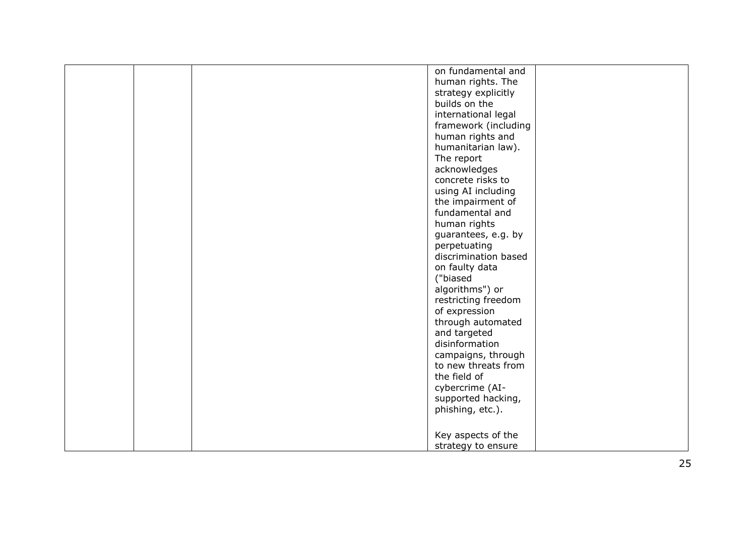|  |  |  | on fundamental and human rights. The strategy explicitly builds on the international legal framework (including human rights and humanitarian law). The report acknowledges concrete risks to using AI including the impairment of fundamental and human rights guarantees, e.g. by perpetuating discrimination based on faulty data ("biased algorithms") or restricting freedom of expression through automated and targeted disinformation campaigns, through to new threats from the field of cybercrime (AI-supported hacking, phishing, etc.).<br><br>Key aspects of the strategy to ensure |  |
|---|---|---|---|---|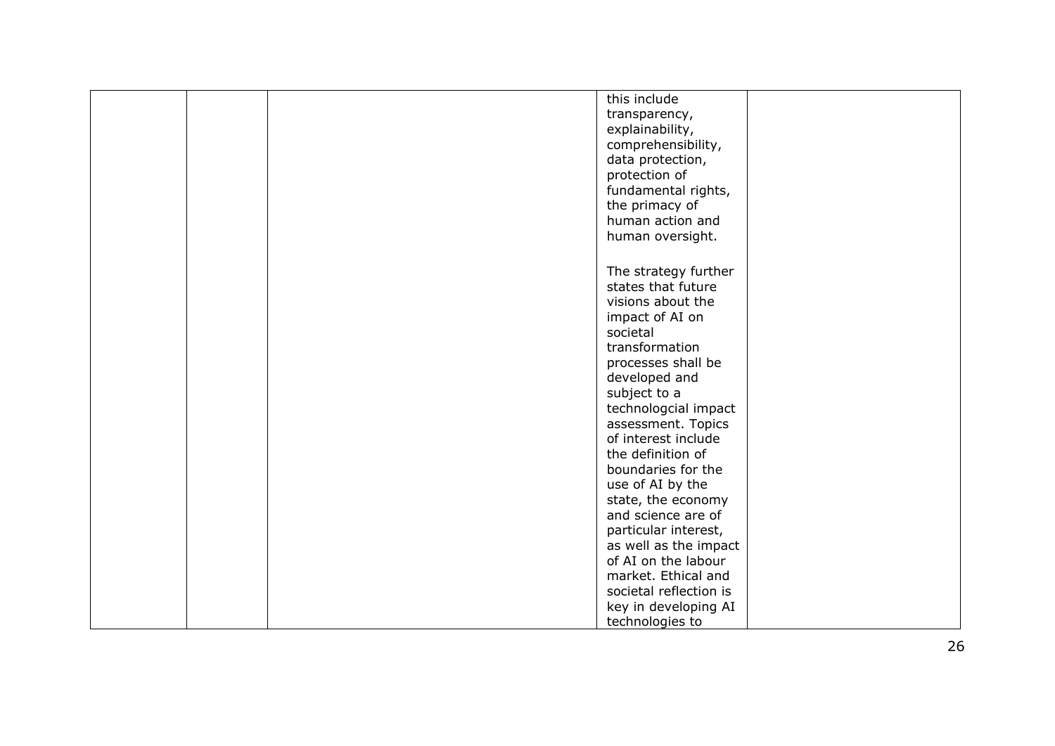| | | | | |
|---|---|---|---|---|
| | | | this include transparency, explainability, comprehensibility, data protection, protection of fundamental rights, the primacy of human action and human oversight.<br><br>The strategy further states that future visions about the impact of AI on societal transformation processes shall be developed and subject to a technologcial impact assessment. Topics of interest include the definition of boundaries for the use of AI by the state, the economy and science are of particular interest, as well as the impact of AI on the labour market. Ethical and societal reflection is key in developing AI technologies to | |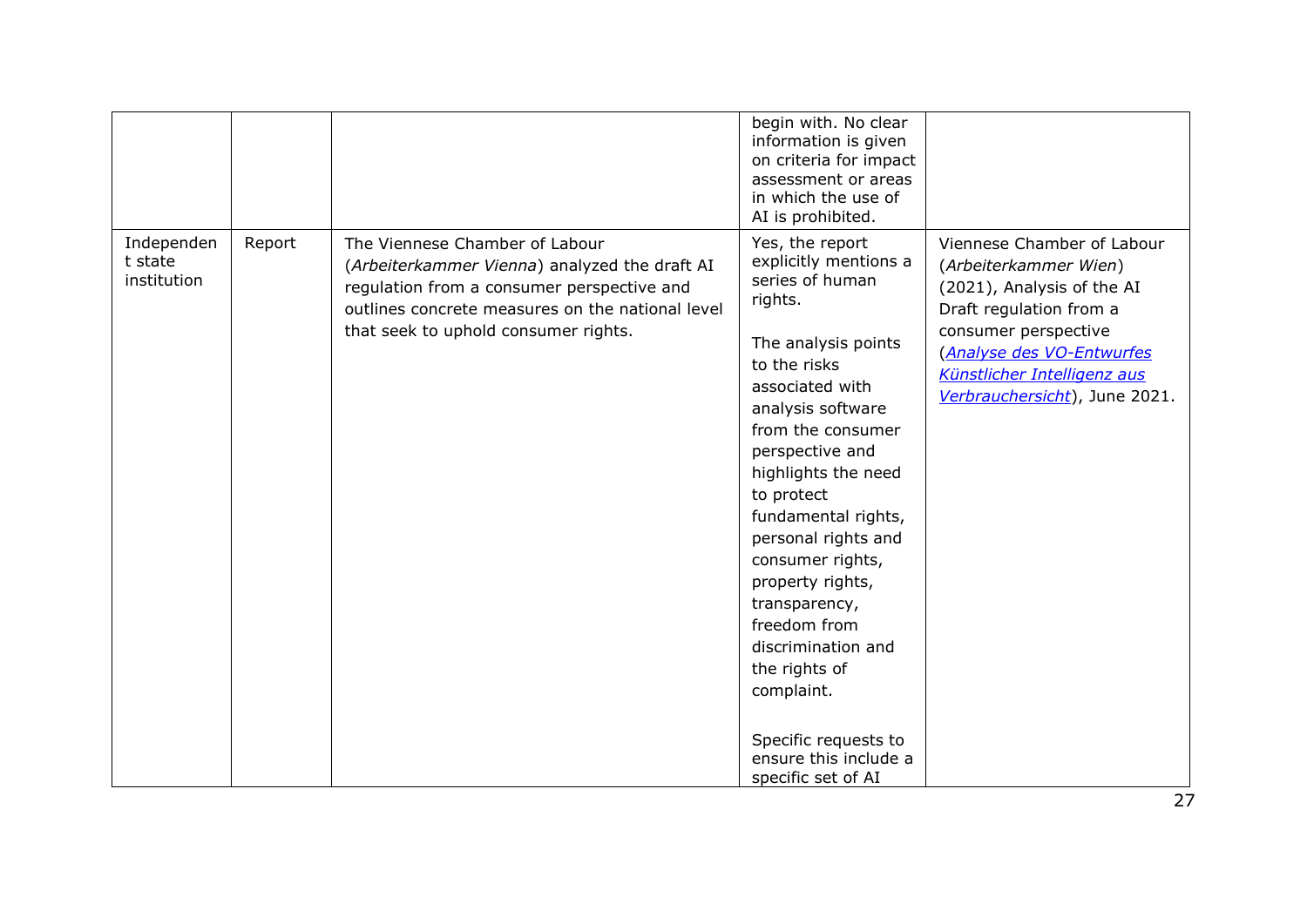| | | | | |
|---|---|---|---|---|
| | | | begin with. No clear information is given on criteria for impact assessment or areas in which the use of AI is prohibited. | |
| Independent state institution | Report | The Viennese Chamber of Labour (*Arbeiterkammer Vienna*) analyzed the draft AI regulation from a consumer perspective and outlines concrete measures on the national level that seek to uphold consumer rights. | Yes, the report explicitly mentions a series of human rights.<br><br>The analysis points to the risks associated with analysis software from the consumer perspective and highlights the need to protect fundamental rights, personal rights and consumer rights, property rights, transparency, freedom from discrimination and the rights of complaint.<br><br>Specific requests to ensure this include a specific set of AI | Viennese Chamber of Labour (*Arbeiterkammer Wien*) (2021), Analysis of the AI Draft regulation from a consumer perspective (*Analyse des VO-Entwurfes Künstlicher Intelligenz aus Verbrauchersicht*), June 2021. |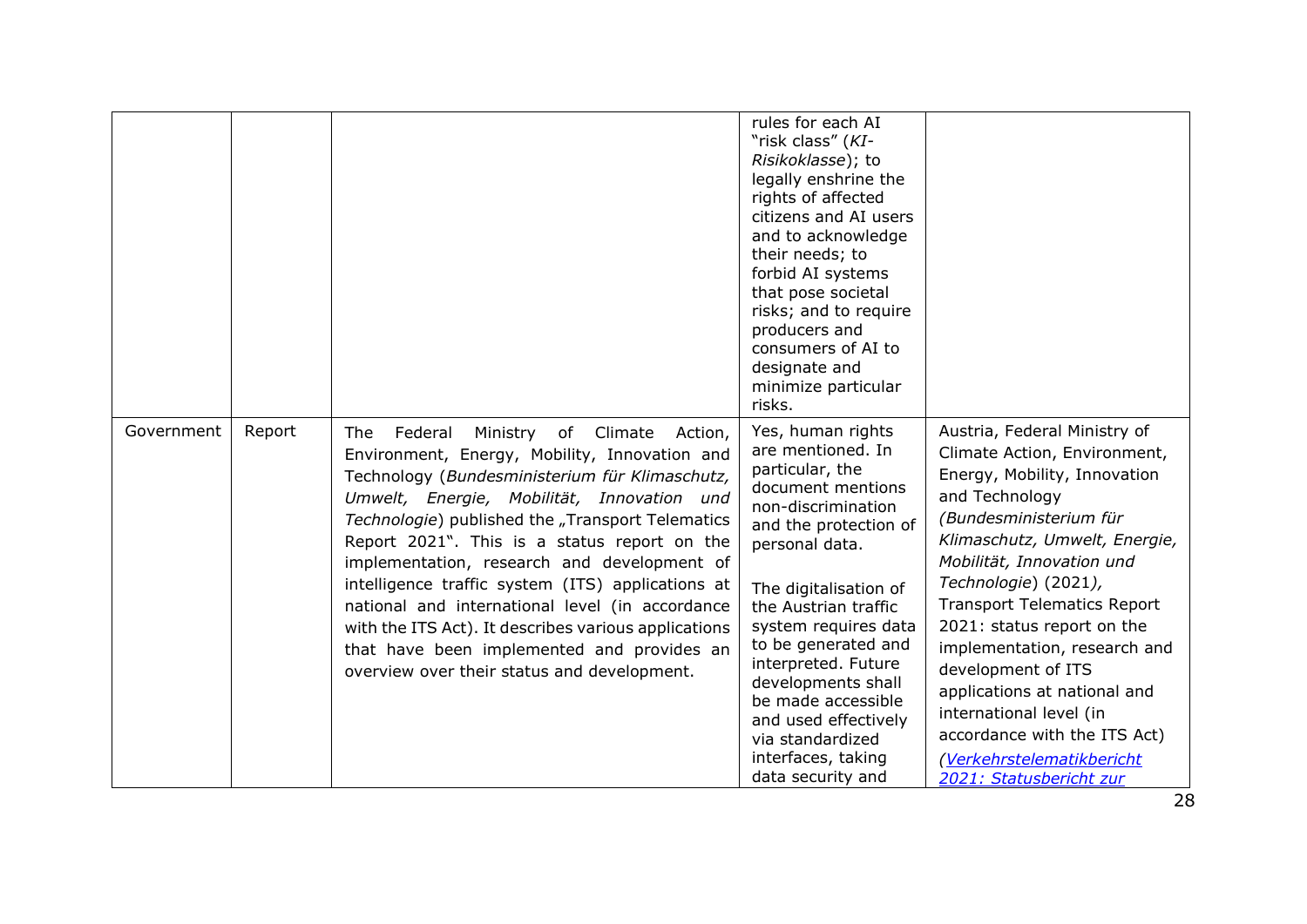| | | | | |
|---|---|---|---|---|
| | | | rules for each AI "risk class" (*KI-Risikoklasse*); to legally enshrine the rights of affected citizens and AI users and to acknowledge their needs; to forbid AI systems that pose societal risks; and to require producers and consumers of AI to designate and minimize particular risks. | |
| Government | Report | The Federal Ministry of Climate Action, Environment, Energy, Mobility, Innovation and Technology (*Bundesministerium für Klimaschutz, Umwelt, Energie, Mobilität, Innovation und Technologie*) published the „Transport Telematics Report 2021". This is a status report on the implementation, research and development of intelligence traffic system (ITS) applications at national and international level (in accordance with the ITS Act). It describes various applications that have been implemented and provides an overview over their status and development. | Yes, human rights are mentioned. In particular, the document mentions non-discrimination and the protection of personal data.<br><br>The digitalisation of the Austrian traffic system requires data to be generated and interpreted. Future developments shall be made accessible and used effectively via standardized interfaces, taking data security and | Austria, Federal Ministry of Climate Action, Environment, Energy, Mobility, Innovation and Technology (*Bundesministerium für Klimaschutz, Umwelt, Energie, Mobilität, Innovation und Technologie*) (2021), Transport Telematics Report 2021: status report on the implementation, research and development of ITS applications at national and international level (in accordance with the ITS Act) (*Verkehrstelematikbericht 2021: Statusbericht zur* |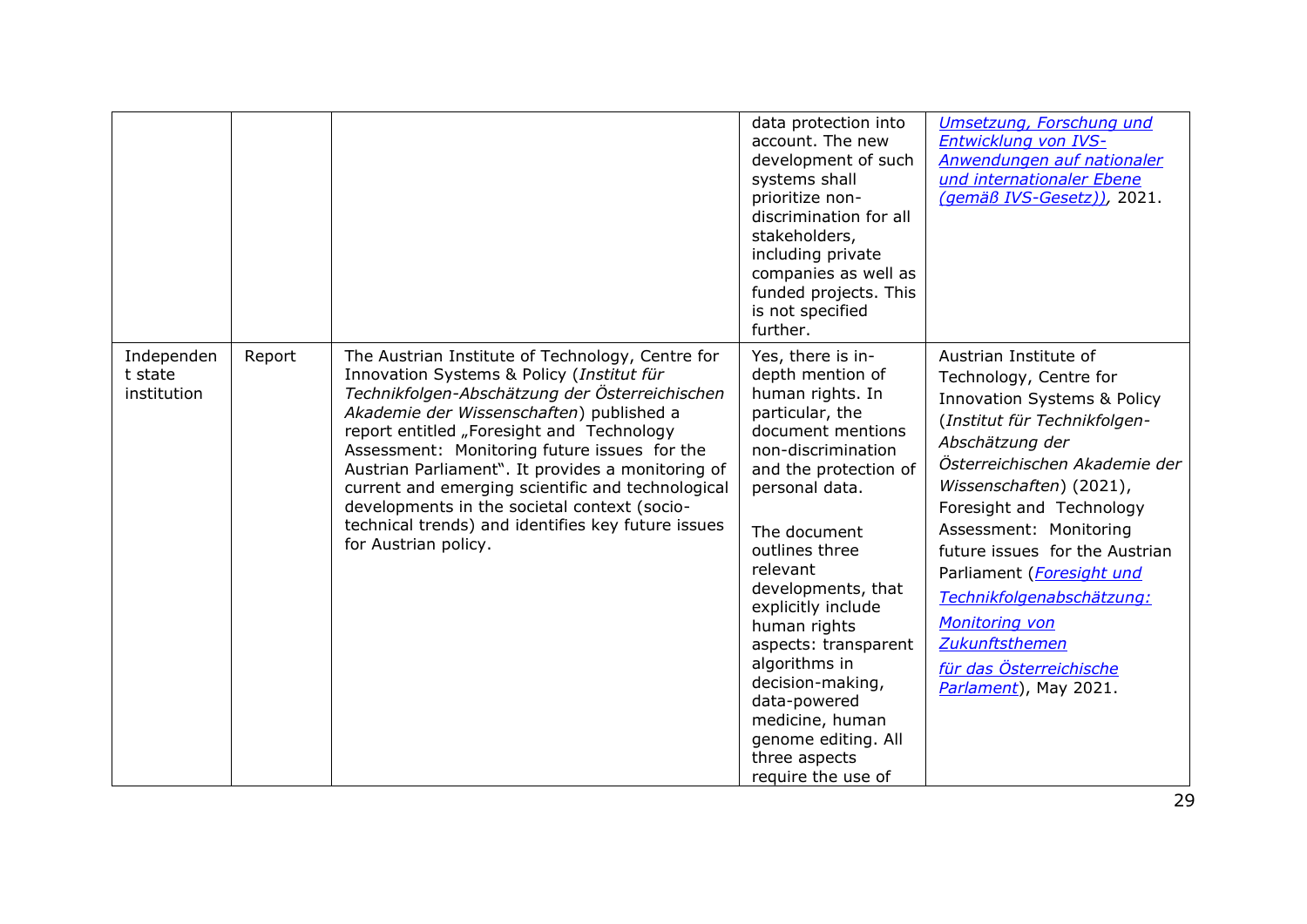| | | | data protection into account. The new development of such systems shall prioritize non-discrimination for all stakeholders, including private companies as well as funded projects. This is not specified further. | *Umsetzung, Forschung und Entwicklung von IVS-Anwendungen auf nationaler und internationaler Ebene (gemäß IVS-Gesetz))*, 2021. |
|---|---|---|---|---|
| Independent state institution | Report | The Austrian Institute of Technology, Centre for Innovation Systems & Policy (*Institut für Technikfolgen-Abschätzung der Österreichischen Akademie der Wissenschaften*) published a report entitled „Foresight and Technology Assessment: Monitoring future issues for the Austrian Parliament". It provides a monitoring of current and emerging scientific and technological developments in the societal context (socio-technical trends) and identifies key future issues for Austrian policy. | Yes, there is in-depth mention of human rights. In particular, the document mentions non-discrimination and the protection of personal data.<br><br>The document outlines three relevant developments, that explicitly include human rights aspects: transparent algorithms in decision-making, data-powered medicine, human genome editing. All three aspects require the use of | Austrian Institute of Technology, Centre for Innovation Systems & Policy (*Institut für Technikfolgen-Abschätzung der Österreichischen Akademie der Wissenschaften*) (2021), Foresight and Technology Assessment: Monitoring future issues for the Austrian Parliament (*Foresight und Technikfolgenabschätzung: Monitoring von Zukunftsthemen für das Österreichische Parlament*), May 2021. |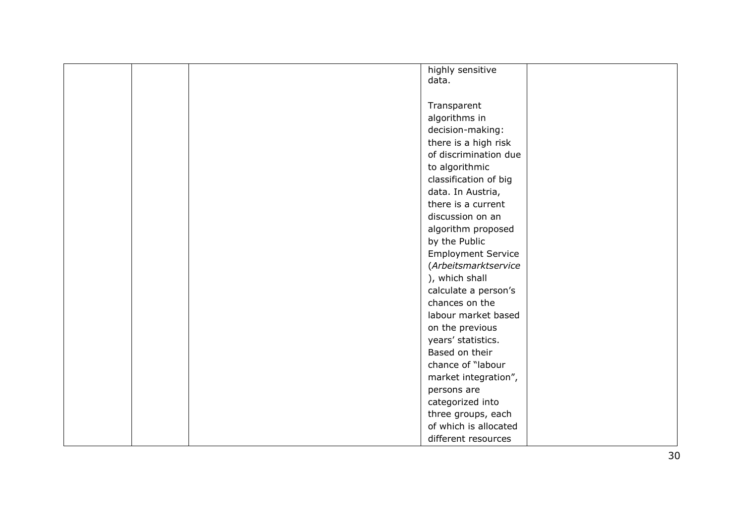|  |  |  | highly sensitive data.<br><br>Transparent algorithms in decision-making: there is a high risk of discrimination due to algorithmic classification of big data. In Austria, there is a current discussion on an algorithm proposed by the Public Employment Service (*Arbeitsmarktservice*), which shall calculate a person's chances on the labour market based on the previous years' statistics. Based on their chance of "labour market integration", persons are categorized into three groups, each of which is allocated different resources |  |
|---|---|---|---|---|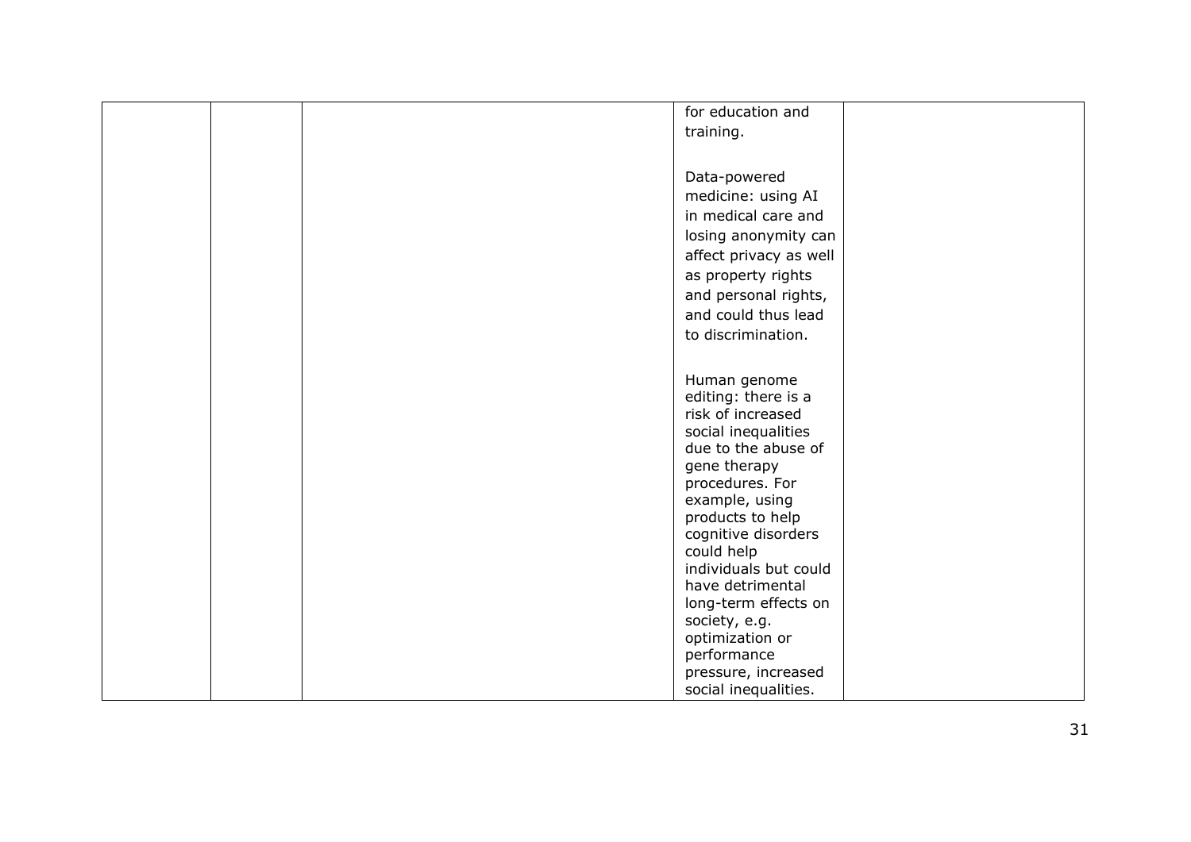| | | | | |
|---|---|---|---|---|
| | | | for education and training.<br><br>Data-powered medicine: using AI in medical care and losing anonymity can affect privacy as well as property rights and personal rights, and could thus lead to discrimination.<br><br>Human genome editing: there is a risk of increased social inequalities due to the abuse of gene therapy procedures. For example, using products to help cognitive disorders could help individuals but could have detrimental long-term effects on society, e.g. optimization or performance pressure, increased social inequalities. | |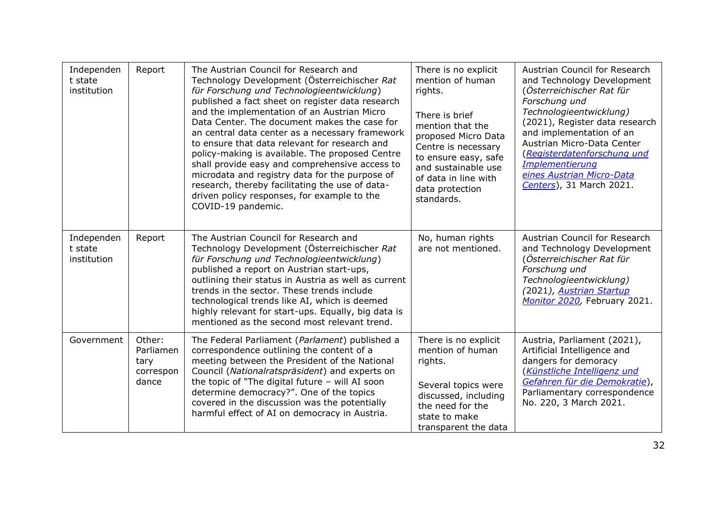| Independent state institution | Report | The Austrian Council for Research and Technology Development (Österreichischer *Rat für Forschung und Technologieentwicklung*) published a fact sheet on register data research and the implementation of an Austrian Micro Data Center. The document makes the case for an central data center as a necessary framework to ensure that data relevant for research and policy-making is available. The proposed Centre shall provide easy and comprehensive access to microdata and registry data for the purpose of research, thereby facilitating the use of data-driven policy responses, for example to the COVID-19 pandemic. | There is no explicit mention of human rights.<br><br>There is brief mention that the proposed Micro Data Centre is necessary to ensure easy, safe and sustainable use of data in line with data protection standards. | Austrian Council for Research and Technology Development (*Österreichischer Rat für Forschung und Technologieentwicklung)* (2021), Register data research and implementation of an Austrian Micro-Data Center (*Registerdatenforschung und Implementierung eines Austrian Micro-Data Centers*), 31 March 2021. |
|---|---|---|---|---|
| Independent state institution | Report | The Austrian Council for Research and Technology Development (Österreichischer *Rat für Forschung und Technologieentwicklung*) published a report on Austrian start-ups, outlining their status in Austria as well as current trends in the sector. These trends include technological trends like AI, which is deemed highly relevant for start-ups. Equally, big data is mentioned as the second most relevant trend. | No, human rights are not mentioned. | Austrian Council for Research and Technology Development (*Österreichischer Rat für Forschung und Technologieentwicklung)* *(*2021*),* *Austrian Startup Monitor 2020*, February 2021. |
| Government | Other: Parliamentary correspondance | The Federal Parliament (*Parlament*) published a correspondence outlining the content of a meeting between the President of the National Council (*Nationalratspräsident*) and experts on the topic of "The digital future – will AI soon determine democracy?". One of the topics covered in the discussion was the potentially harmful effect of AI on democracy in Austria. | There is no explicit mention of human rights.<br><br>Several topics were discussed, including the need for the state to make transparent the data | Austria, Parliament (2021), Artificial Intelligence and dangers for demoracy (*Künstliche Intelligenz und Gefahren für die Demokratie*), Parliamentary correspondence No. 220, 3 March 2021. |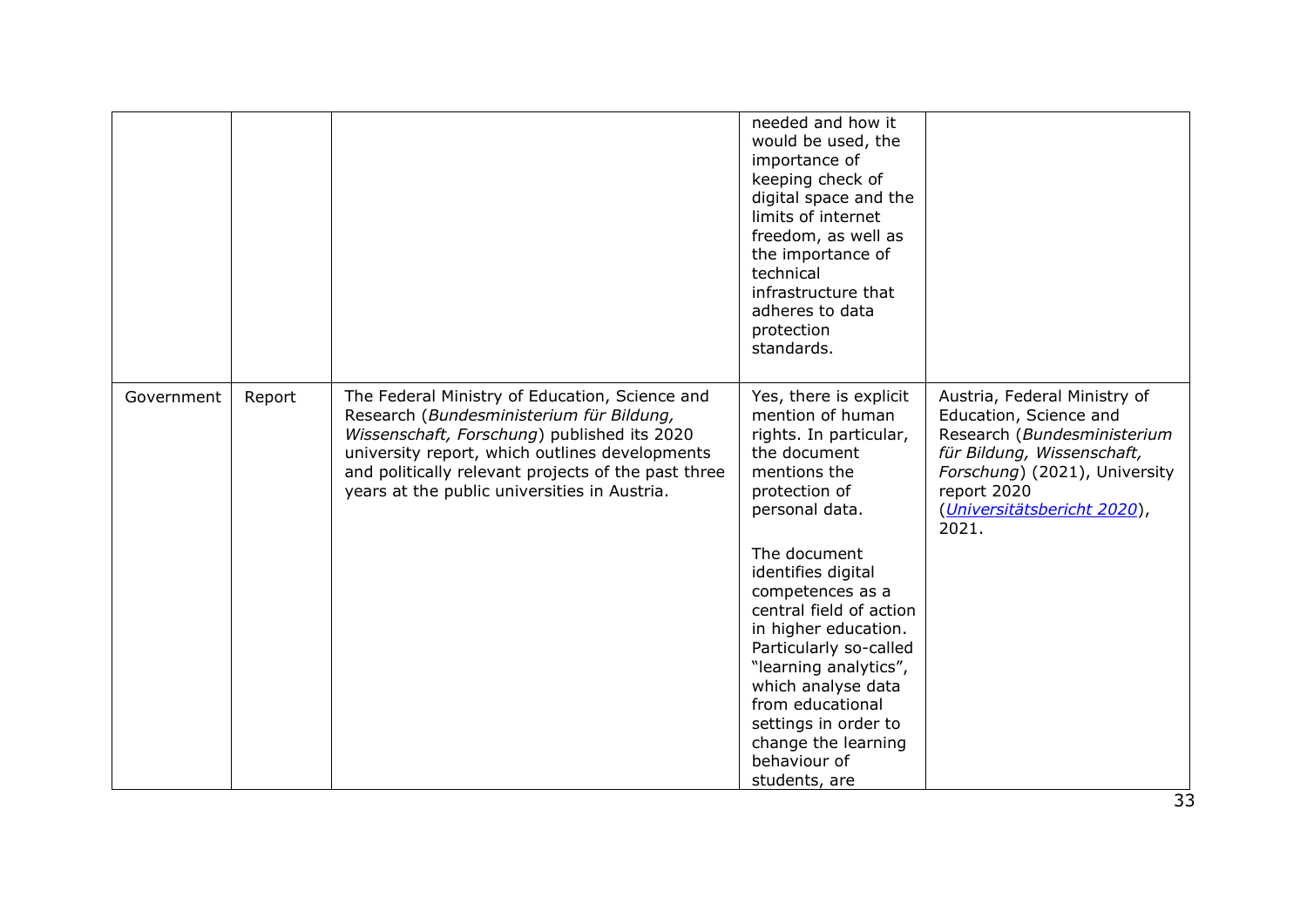|  |  |  | needed and how it would be used, the importance of keeping check of digital space and the limits of internet freedom, as well as the importance of technical infrastructure that adheres to data protection standards. |  |
|---|---|---|---|---|
| Government | Report | The Federal Ministry of Education, Science and Research (*Bundesministerium für Bildung, Wissenschaft, Forschung*) published its 2020 university report, which outlines developments and politically relevant projects of the past three years at the public universities in Austria. | Yes, there is explicit mention of human rights. In particular, the document mentions the protection of personal data.<br><br>The document identifies digital competences as a central field of action in higher education. Particularly so-called "learning analytics", which analyse data from educational settings in order to change the learning behaviour of students, are | Austria, Federal Ministry of Education, Science and Research (*Bundesministerium für Bildung, Wissenschaft, Forschung*) (2021), University report 2020 (*Universitätsbericht 2020*), 2021. |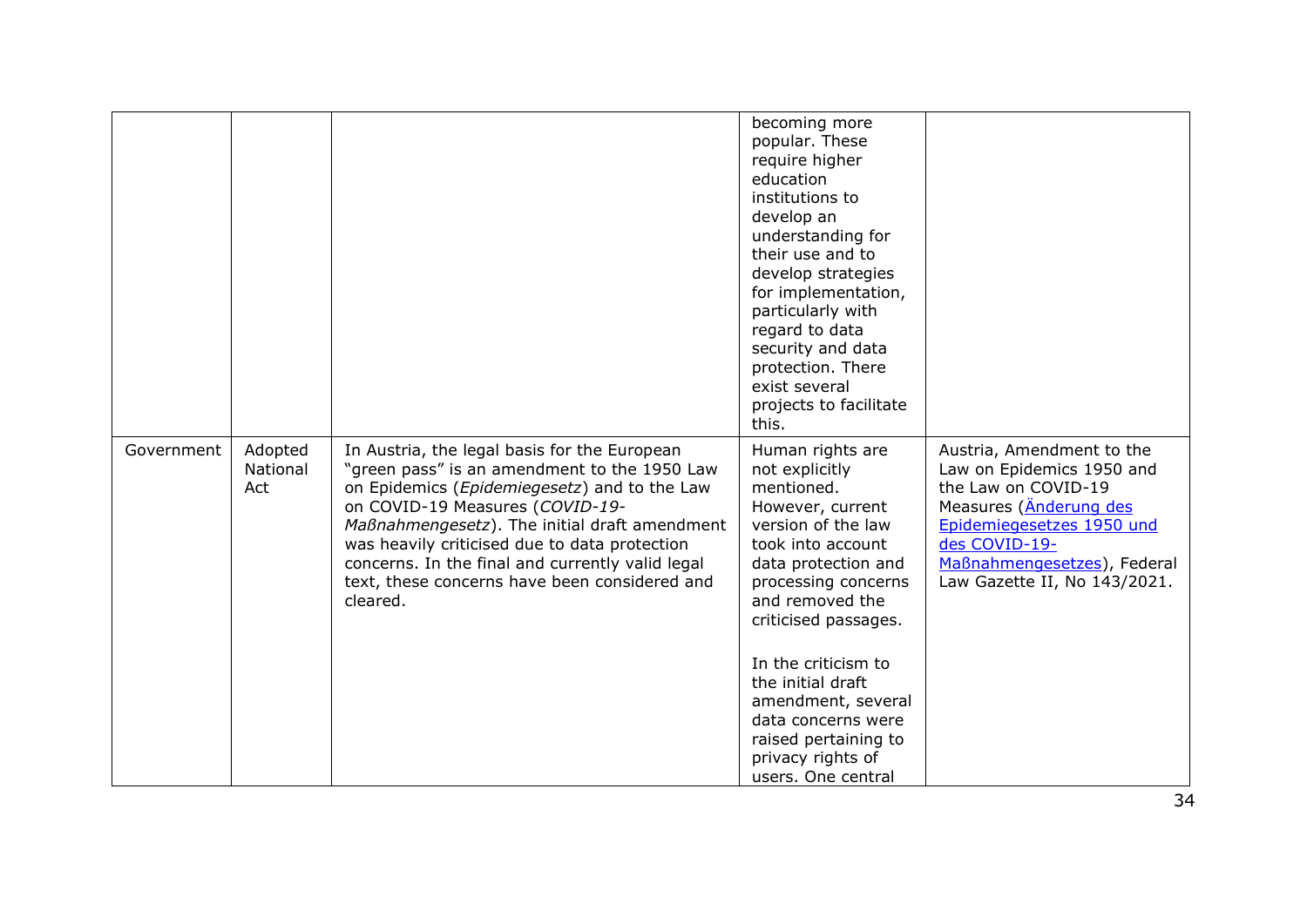| | | | | |
|---|---|---|---|---|
| | | | becoming more popular. These require higher education institutions to develop an understanding for their use and to develop strategies for implementation, particularly with regard to data security and data protection. There exist several projects to facilitate this. | |
| Government | Adopted National Act | In Austria, the legal basis for the European "green pass" is an amendment to the 1950 Law on Epidemics (*Epidemiegesetz*) and to the Law on COVID-19 Measures (*COVID-19-Maßnahmengesetz*). The initial draft amendment was heavily criticised due to data protection concerns. In the final and currently valid legal text, these concerns have been considered and cleared. | Human rights are not explicitly mentioned. However, current version of the law took into account data protection and processing concerns and removed the criticised passages.<br><br>In the criticism to the initial draft amendment, several data concerns were raised pertaining to privacy rights of users. One central | Austria, Amendment to the Law on Epidemics 1950 and the Law on COVID-19 Measures (Änderung des Epidemiegesetzes 1950 und des COVID-19-Maßnahmengesetzes), Federal Law Gazette II, No 143/2021. |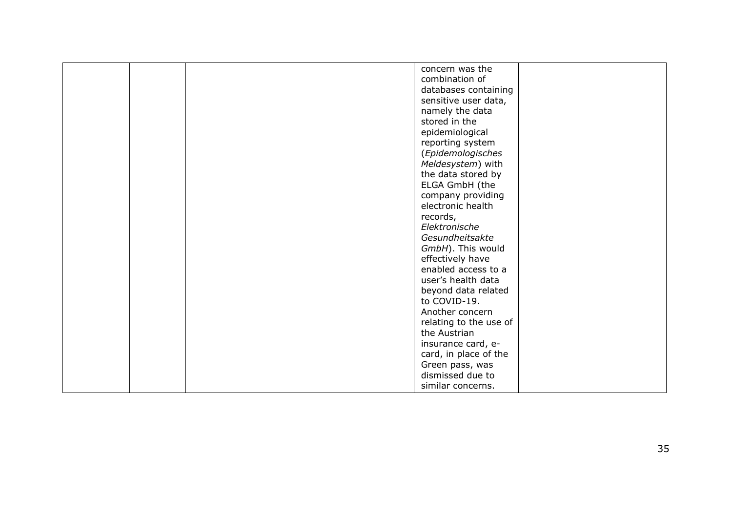| | | | | |
|---|---|---|---|---|
| | | | concern was the combination of databases containing sensitive user data, namely the data stored in the epidemiological reporting system (*Epidemologisches Meldesystem*) with the data stored by ELGA GmbH (the company providing electronic health records, *Elektronische Gesundheitsakte GmbH*). This would effectively have enabled access to a user's health data beyond data related to COVID-19. Another concern relating to the use of the Austrian insurance card, e-card, in place of the Green pass, was dismissed due to similar concerns. | |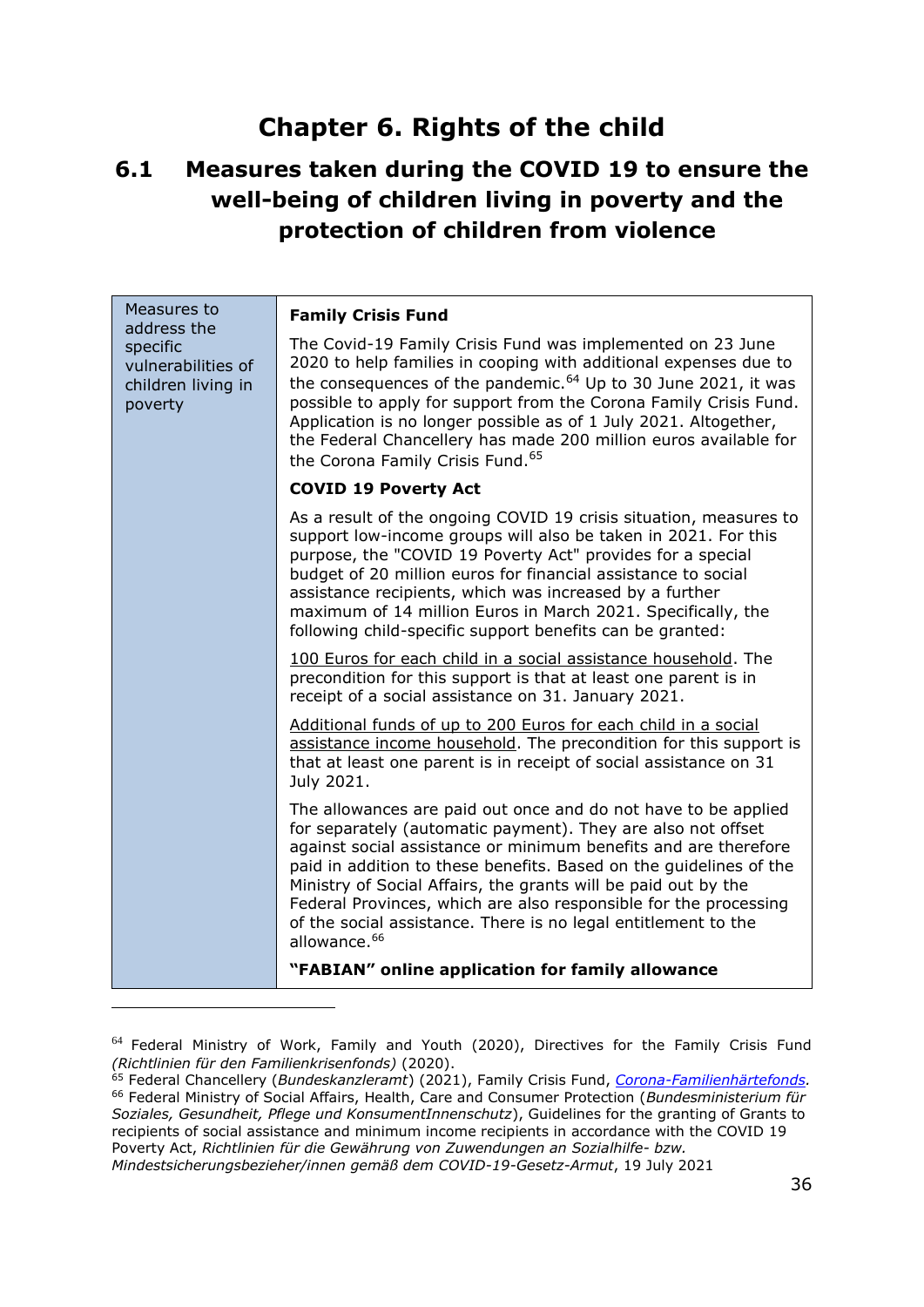# Chapter 6. Rights of the child

## 6.1 Measures taken during the COVID 19 to ensure the well-being of children living in poverty and the protection of children from violence

| Measures to address the specific vulnerabilities of children living in poverty | **Family Crisis Fund**<br><br>The Covid-19 Family Crisis Fund was implemented on 23 June 2020 to help families in cooping with additional expenses due to the consequences of the pandemic.[64] Up to 30 June 2021, it was possible to apply for support from the Corona Family Crisis Fund. Application is no longer possible as of 1 July 2021. Altogether, the Federal Chancellery has made 200 million euros available for the Corona Family Crisis Fund.[65]<br><br>**COVID 19 Poverty Act**<br><br>As a result of the ongoing COVID 19 crisis situation, measures to support low-income groups will also be taken in 2021. For this purpose, the "COVID 19 Poverty Act" provides for a special budget of 20 million euros for financial assistance to social assistance recipients, which was increased by a further maximum of 14 million Euros in March 2021. Specifically, the following child-specific support benefits can be granted:<br><br><u>100 Euros for each child in a social assistance household</u>. The precondition for this support is that at least one parent is in receipt of a social assistance on 31. January 2021.<br><br><u>Additional funds of up to 200 Euros for each child in a social assistance income household</u>. The precondition for this support is that at least one parent is in receipt of social assistance on 31 July 2021.<br><br>The allowances are paid out once and do not have to be applied for separately (automatic payment). They are also not offset against social assistance or minimum benefits and are therefore paid in addition to these benefits. Based on the guidelines of the Ministry of Social Affairs, the grants will be paid out by the Federal Provinces, which are also responsible for the processing of the social assistance. There is no legal entitlement to the allowance.[66]<br><br>**"FABIAN" online application for family allowance** |
|---|---|

[64] Federal Ministry of Work, Family and Youth (2020), Directives for the Family Crisis Fund *(Richtlinien für den Familienkrisenfonds)* (2020).

[65] Federal Chancellery (*Bundeskanzleramt*) (2021), Family Crisis Fund, *Corona-Familienhärtefonds.*

[66] Federal Ministry of Social Affairs, Health, Care and Consumer Protection (*Bundesministerium für Soziales, Gesundheit, Pflege und KonsumentInnenschutz*), Guidelines for the granting of Grants to recipients of social assistance and minimum income recipients in accordance with the COVID 19 Poverty Act, *Richtlinien für die Gewährung von Zuwendungen an Sozialhilfe- bzw. Mindestsicherungsbezieher/innen gemäß dem COVID-19-Gesetz-Armut*, 19 July 2021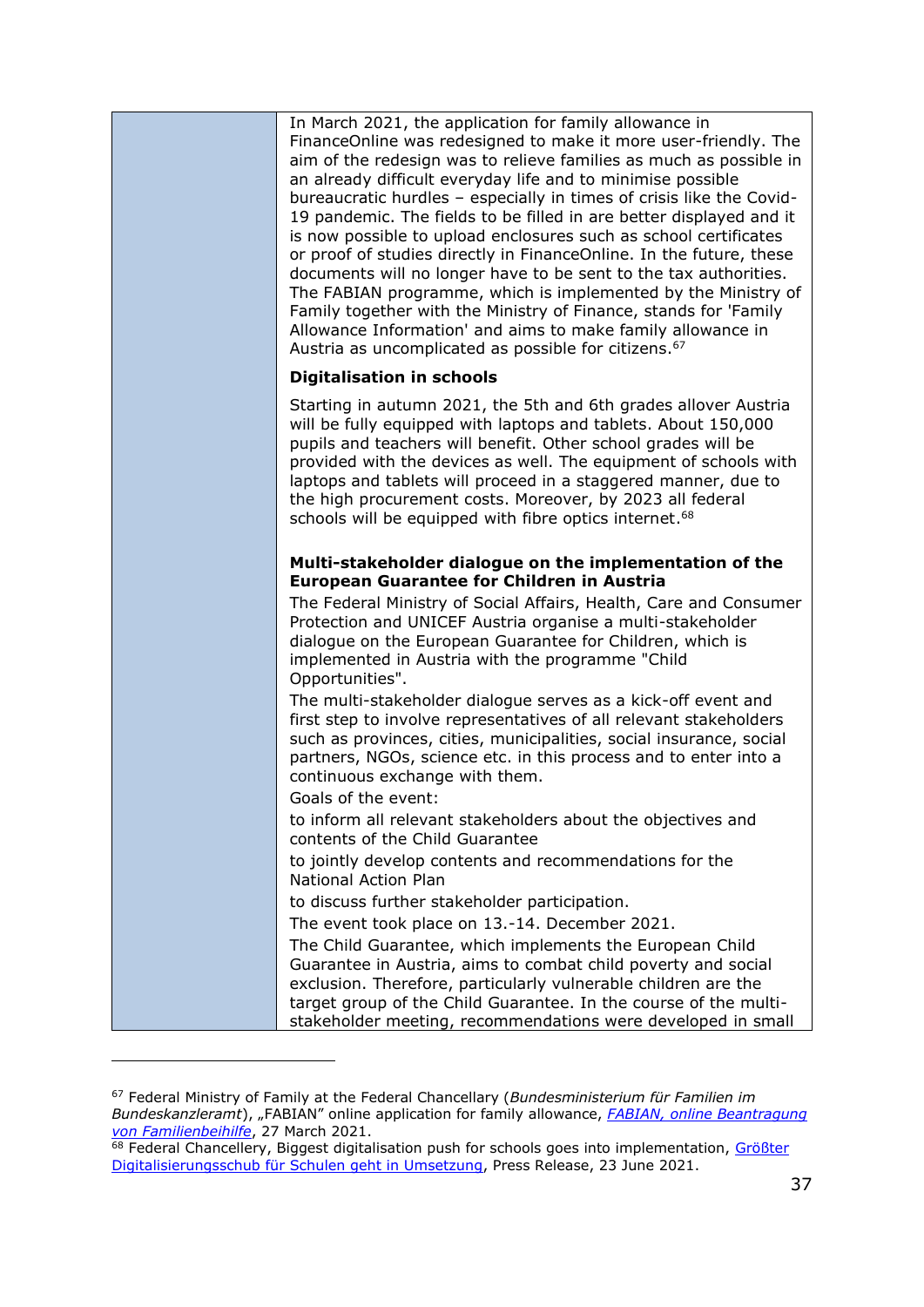| | |
|---|---|
| | In March 2021, the application for family allowance in FinanceOnline was redesigned to make it more user-friendly. The aim of the redesign was to relieve families as much as possible in an already difficult everyday life and to minimise possible bureaucratic hurdles – especially in times of crisis like the Covid-19 pandemic. The fields to be filled in are better displayed and it is now possible to upload enclosures such as school certificates or proof of studies directly in FinanceOnline. In the future, these documents will no longer have to be sent to the tax authorities. The FABIAN programme, which is implemented by the Ministry of Family together with the Ministry of Finance, stands for 'Family Allowance Information' and aims to make family allowance in Austria as uncomplicated as possible for citizens.[67]<br><br>**Digitalisation in schools**<br><br>Starting in autumn 2021, the 5th and 6th grades allover Austria will be fully equipped with laptops and tablets. About 150,000 pupils and teachers will benefit. Other school grades will be provided with the devices as well. The equipment of schools with laptops and tablets will proceed in a staggered manner, due to the high procurement costs. Moreover, by 2023 all federal schools will be equipped with fibre optics internet.[68]<br><br>**Multi-stakeholder dialogue on the implementation of the European Guarantee for Children in Austria**<br><br>The Federal Ministry of Social Affairs, Health, Care and Consumer Protection and UNICEF Austria organise a multi-stakeholder dialogue on the European Guarantee for Children, which is implemented in Austria with the programme "Child Opportunities".<br><br>The multi-stakeholder dialogue serves as a kick-off event and first step to involve representatives of all relevant stakeholders such as provinces, cities, municipalities, social insurance, social partners, NGOs, science etc. in this process and to enter into a continuous exchange with them.<br><br>Goals of the event:<br><br>to inform all relevant stakeholders about the objectives and contents of the Child Guarantee<br><br>to jointly develop contents and recommendations for the National Action Plan<br><br>to discuss further stakeholder participation.<br><br>The event took place on 13.-14. December 2021.<br><br>The Child Guarantee, which implements the European Child Guarantee in Austria, aims to combat child poverty and social exclusion. Therefore, particularly vulnerable children are the target group of the Child Guarantee. In the course of the multi-stakeholder meeting, recommendations were developed in small |

[67] Federal Ministry of Family at the Federal Chancellery (*Bundesministerium für Familien im Bundeskanzleramt*), „FABIAN" online application for family allowance, *FABIAN, online Beantragung von Familienbeihilfe*, 27 March 2021.

[68] Federal Chancellery, Biggest digitalisation push for schools goes into implementation, Größter Digitalisierungsschub für Schulen geht in Umsetzung, Press Release, 23 June 2021.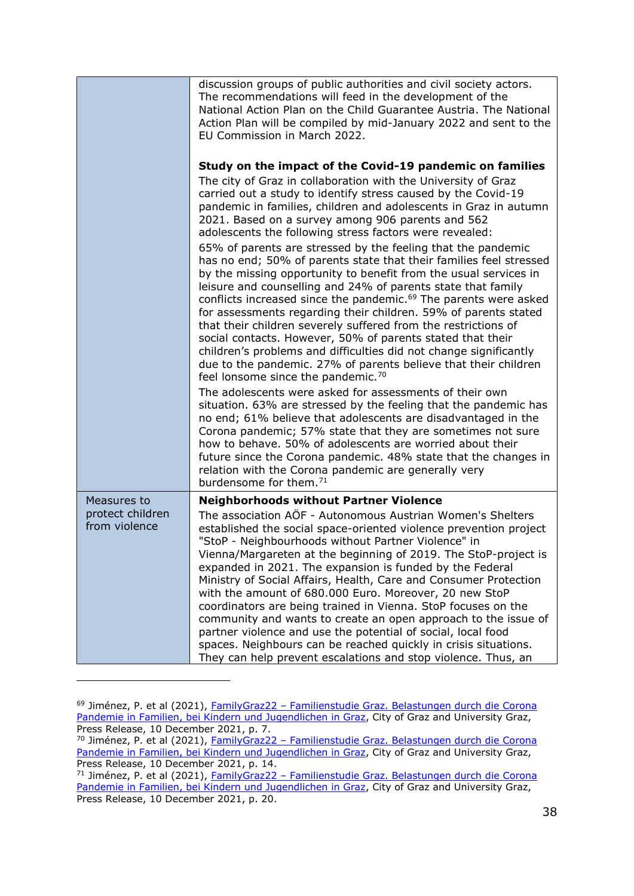| | |
|---|---|
| | discussion groups of public authorities and civil society actors. The recommendations will feed in the development of the National Action Plan on the Child Guarantee Austria. The National Action Plan will be compiled by mid-January 2022 and sent to the EU Commission in March 2022.<br><br>**Study on the impact of the Covid-19 pandemic on families**<br>The city of Graz in collaboration with the University of Graz carried out a study to identify stress caused by the Covid-19 pandemic in families, children and adolescents in Graz in autumn 2021. Based on a survey among 906 parents and 562 adolescents the following stress factors were revealed:<br>65% of parents are stressed by the feeling that the pandemic has no end; 50% of parents state that their families feel stressed by the missing opportunity to benefit from the usual services in leisure and counselling and 24% of parents state that family conflicts increased since the pandemic.[69] The parents were asked for assessments regarding their children. 59% of parents stated that their children severely suffered from the restrictions of social contacts. However, 50% of parents stated that their children's problems and difficulties did not change significantly due to the pandemic. 27% of parents believe that their children feel lonsome since the pandemic.[70]<br>The adolescents were asked for assessments of their own situation. 63% are stressed by the feeling that the pandemic has no end; 61% believe that adolescents are disadvantaged in the Corona pandemic; 57% state that they are sometimes not sure how to behave. 50% of adolescents are worried about their future since the Corona pandemic. 48% state that the changes in relation with the Corona pandemic are generally very burdensome for them.[71] |
| Measures to protect children from violence | **Neighborhoods without Partner Violence**<br>The association AÖF - Autonomous Austrian Women's Shelters established the social space-oriented violence prevention project "StoP - Neighbourhoods without Partner Violence" in Vienna/Margareten at the beginning of 2019. The StoP-project is expanded in 2021. The expansion is funded by the Federal Ministry of Social Affairs, Health, Care and Consumer Protection with the amount of 680.000 Euro. Moreover, 20 new StoP coordinators are being trained in Vienna. StoP focuses on the community and wants to create an open approach to the issue of partner violence and use the potential of social, local food spaces. Neighbours can be reached quickly in crisis situations. They can help prevent escalations and stop violence. Thus, an |

[69] Jiménez, P. et al (2021), FamilyGraz22 – Familienstudie Graz. Belastungen durch die Corona Pandemie in Familien, bei Kindern und Jugendlichen in Graz, City of Graz and University Graz, Press Release, 10 December 2021, p. 7.

[70] Jiménez, P. et al (2021), FamilyGraz22 – Familienstudie Graz. Belastungen durch die Corona Pandemie in Familien, bei Kindern und Jugendlichen in Graz, City of Graz and University Graz, Press Release, 10 December 2021, p. 14.

[71] Jiménez, P. et al (2021), FamilyGraz22 – Familienstudie Graz. Belastungen durch die Corona Pandemie in Familien, bei Kindern und Jugendlichen in Graz, City of Graz and University Graz, Press Release, 10 December 2021, p. 20.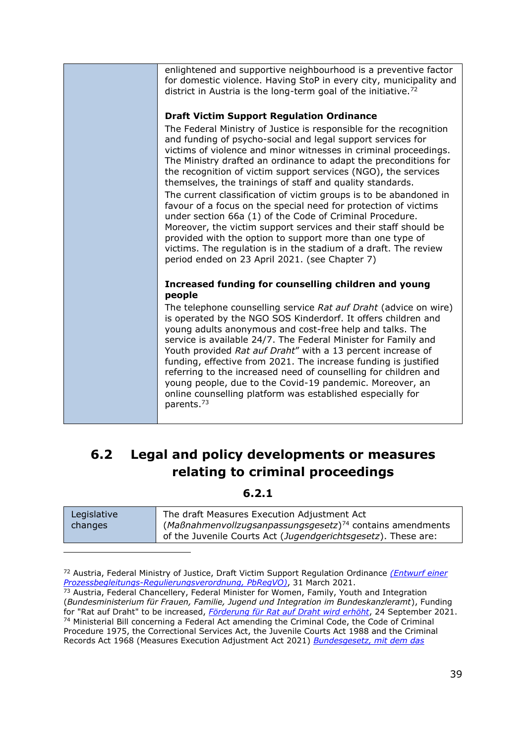| | enlightened and supportive neighbourhood is a preventive factor for domestic violence. Having StoP in every city, municipality and district in Austria is the long-term goal of the initiative.[72]<br><br>**Draft Victim Support Regulation Ordinance**<br>The Federal Ministry of Justice is responsible for the recognition and funding of psycho-social and legal support services for victims of violence and minor witnesses in criminal proceedings. The Ministry drafted an ordinance to adapt the preconditions for the recognition of victim support services (NGO), the services themselves, the trainings of staff and quality standards.<br>The current classification of victim groups is to be abandoned in favour of a focus on the special need for protection of victims under section 66a (1) of the Code of Criminal Procedure. Moreover, the victim support services and their staff should be provided with the option to support more than one type of victims. The regulation is in the stadium of a draft. The review period ended on 23 April 2021. (see Chapter 7)<br><br>**Increased funding for counselling children and young people**<br>The telephone counselling service *Rat auf Draht* (advice on wire) is operated by the NGO SOS Kinderdorf. It offers children and young adults anonymous and cost-free help and talks. The service is available 24/7. The Federal Minister for Family and Youth provided *Rat auf Draht*" with a 13 percent increase of funding, effective from 2021. The increase funding is justified referring to the increased need of counselling for children and young people, due to the Covid-19 pandemic. Moreover, an online counselling platform was established especially for parents.[73] |
|---|---|

## 6.2 Legal and policy developments or measures relating to criminal proceedings

### 6.2.1

| Legislative changes | The draft Measures Execution Adjustment Act (*Maßnahmenvollzugsanpassungsgesetz*)[74] contains amendments of the Juvenile Courts Act (*Jugendgerichtsgesetz*). These are: |
|---|---|

[72] Austria, Federal Ministry of Justice, Draft Victim Support Regulation Ordinance *(Entwurf einer Prozessbegleitungs-Regulierungsverordnung, PbRegVO)*, 31 March 2021.

[73] Austria, Federal Chancellery, Federal Minister for Women, Family, Youth and Integration (*Bundesministerium für Frauen, Familie, Jugend und Integration im Bundeskanzleramt*), Funding for "Rat auf Draht" to be increased, *Förderung für Rat auf Draht wird erhöht*, 24 September 2021.

[74] Ministerial Bill concerning a Federal Act amending the Criminal Code, the Code of Criminal Procedure 1975, the Correctional Services Act, the Juvenile Courts Act 1988 and the Criminal Records Act 1968 (Measures Execution Adjustment Act 2021) *Bundesgesetz, mit dem das*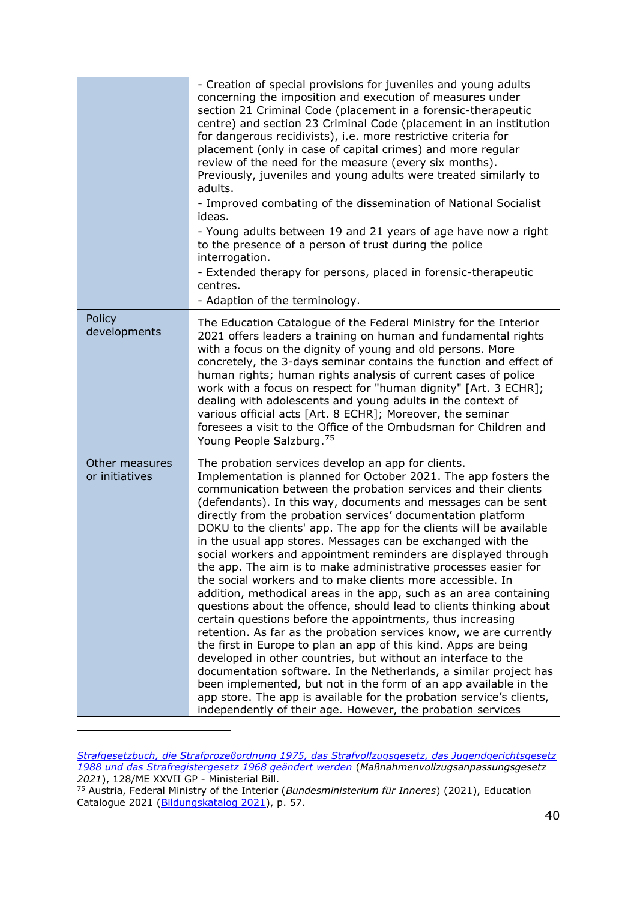| | |
|---|---|
| | - Creation of special provisions for juveniles and young adults concerning the imposition and execution of measures under section 21 Criminal Code (placement in a forensic-therapeutic centre) and section 23 Criminal Code (placement in an institution for dangerous recidivists), i.e. more restrictive criteria for placement (only in case of capital crimes) and more regular review of the need for the measure (every six months). Previously, juveniles and young adults were treated similarly to adults.<br>- Improved combating of the dissemination of National Socialist ideas.<br>- Young adults between 19 and 21 years of age have now a right to the presence of a person of trust during the police interrogation.<br>- Extended therapy for persons, placed in forensic-therapeutic centres.<br>- Adaption of the terminology. |
| Policy developments | The Education Catalogue of the Federal Ministry for the Interior 2021 offers leaders a training on human and fundamental rights with a focus on the dignity of young and old persons. More concretely, the 3-days seminar contains the function and effect of human rights; human rights analysis of current cases of police work with a focus on respect for "human dignity" [Art. 3 ECHR]; dealing with adolescents and young adults in the context of various official acts [Art. 8 ECHR]; Moreover, the seminar foresees a visit to the Office of the Ombudsman for Children and Young People Salzburg.[75] |
| Other measures or initiatives | The probation services develop an app for clients. Implementation is planned for October 2021. The app fosters the communication between the probation services and their clients (defendants). In this way, documents and messages can be sent directly from the probation services' documentation platform DOKU to the clients' app. The app for the clients will be available in the usual app stores. Messages can be exchanged with the social workers and appointment reminders are displayed through the app. The aim is to make administrative processes easier for the social workers and to make clients more accessible. In addition, methodical areas in the app, such as an area containing questions about the offence, should lead to clients thinking about certain questions before the appointments, thus increasing retention. As far as the probation services know, we are currently the first in Europe to plan an app of this kind. Apps are being developed in other countries, but without an interface to the documentation software. In the Netherlands, a similar project has been implemented, but not in the form of an app available in the app store. The app is available for the probation service's clients, independently of their age. However, the probation services |

*Strafgesetzbuch, die Strafprozeßordnung 1975, das Strafvollzugsgesetz, das Jugendgerichtsgesetz 1988 und das Strafregistergesetz 1968 geändert werden* (*Maßnahmenvollzugsanpassungsgesetz 2021*), 128/ME XXVII GP - Ministerial Bill.

[75] Austria, Federal Ministry of the Interior (*Bundesministerium für Inneres*) (2021), Education Catalogue 2021 (Bildungskatalog 2021), p. 57.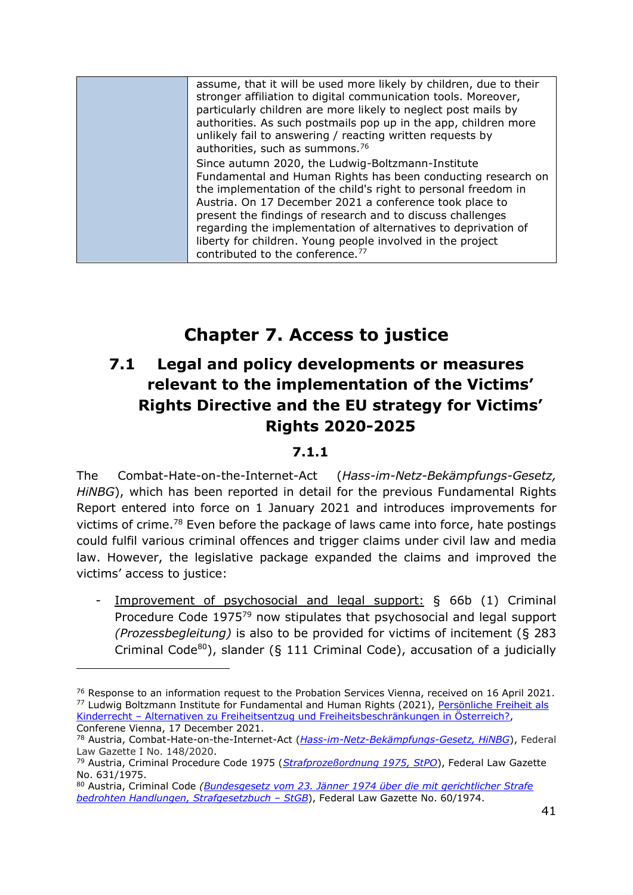| | assume, that it will be used more likely by children, due to their stronger affiliation to digital communication tools. Moreover, particularly children are more likely to neglect post mails by authorities. As such postmails pop up in the app, children more unlikely fail to answering / reacting written requests by authorities, such as summons.[76]<br>Since autumn 2020, the Ludwig-Boltzmann-Institute Fundamental and Human Rights has been conducting research on the implementation of the child's right to personal freedom in Austria. On 17 December 2021 a conference took place to present the findings of research and to discuss challenges regarding the implementation of alternatives to deprivation of liberty for children. Young people involved in the project contributed to the conference.[77] |
|---|---|

# Chapter 7. Access to justice

## 7.1 Legal and policy developments or measures relevant to the implementation of the Victims' Rights Directive and the EU strategy for Victims' Rights 2020-2025

### 7.1.1

The Combat-Hate-on-the-Internet-Act (*Hass-im-Netz-Bekämpfungs-Gesetz, HiNBG*), which has been reported in detail for the previous Fundamental Rights Report entered into force on 1 January 2021 and introduces improvements for victims of crime.[78] Even before the package of laws came into force, hate postings could fulfil various criminal offences and trigger claims under civil law and media law. However, the legislative package expanded the claims and improved the victims' access to justice:

- Improvement of psychosocial and legal support: § 66b (1) Criminal Procedure Code 1975[79] now stipulates that psychosocial and legal support *(Prozessbegleitung)* is also to be provided for victims of incitement (§ 283 Criminal Code[80]), slander (§ 111 Criminal Code), accusation of a judicially

---

[76] Response to an information request to the Probation Services Vienna, received on 16 April 2021.
[77] Ludwig Boltzmann Institute for Fundamental and Human Rights (2021), Persönliche Freiheit als Kinderrecht – Alternativen zu Freiheitsentzug und Freiheitsbeschränkungen in Österreich?, Conferene Vienna, 17 December 2021.
[78] Austria, Combat-Hate-on-the-Internet-Act (*Hass-im-Netz-Bekämpfungs-Gesetz, HiNBG*), Federal Law Gazette I No. 148/2020.
[79] Austria, Criminal Procedure Code 1975 (*Strafprozeßordnung 1975, StPO*), Federal Law Gazette No. 631/1975.
[80] Austria, Criminal Code (*Bundesgesetz vom 23. Jänner 1974 über die mit gerichtlicher Strafe bedrohten Handlungen, Strafgesetzbuch – StGB*), Federal Law Gazette No. 60/1974.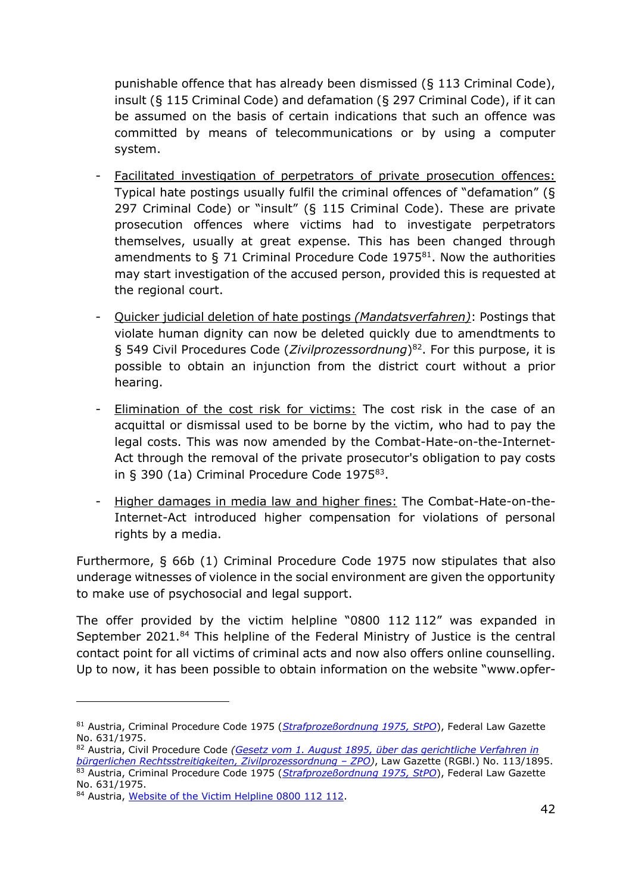punishable offence that has already been dismissed (§ 113 Criminal Code), insult (§ 115 Criminal Code) and defamation (§ 297 Criminal Code), if it can be assumed on the basis of certain indications that such an offence was committed by means of telecommunications or by using a computer system.

- Facilitated investigation of perpetrators of private prosecution offences: Typical hate postings usually fulfil the criminal offences of "defamation" (§ 297 Criminal Code) or "insult" (§ 115 Criminal Code). These are private prosecution offences where victims had to investigate perpetrators themselves, usually at great expense. This has been changed through amendments to § 71 Criminal Procedure Code 1975[81]. Now the authorities may start investigation of the accused person, provided this is requested at the regional court.

- Quicker judicial deletion of hate postings *(Mandatsverfahren)*: Postings that violate human dignity can now be deleted quickly due to amendtments to § 549 Civil Procedures Code (*Zivilprozessordnung*)[82]. For this purpose, it is possible to obtain an injunction from the district court without a prior hearing.

- Elimination of the cost risk for victims: The cost risk in the case of an acquittal or dismissal used to be borne by the victim, who had to pay the legal costs. This was now amended by the Combat-Hate-on-the-Internet-Act through the removal of the private prosecutor's obligation to pay costs in § 390 (1a) Criminal Procedure Code 1975[83].

- Higher damages in media law and higher fines: The Combat-Hate-on-the-Internet-Act introduced higher compensation for violations of personal rights by a media.

Furthermore, § 66b (1) Criminal Procedure Code 1975 now stipulates that also underage witnesses of violence in the social environment are given the opportunity to make use of psychosocial and legal support.

The offer provided by the victim helpline "0800 112 112" was expanded in September 2021.[84] This helpline of the Federal Ministry of Justice is the central contact point for all victims of criminal acts and now also offers online counselling. Up to now, it has been possible to obtain information on the website "www.opfer-

---

[81] Austria, Criminal Procedure Code 1975 (*Strafprozeßordnung 1975, StPO*), Federal Law Gazette No. 631/1975.

[82] Austria, Civil Procedure Code *(Gesetz vom 1. August 1895, über das gerichtliche Verfahren in bürgerlichen Rechtsstreitigkeiten, Zivilprozessordnung – ZPO)*, Law Gazette (RGBl.) No. 113/1895.

[83] Austria, Criminal Procedure Code 1975 (*Strafprozeßordnung 1975, StPO*), Federal Law Gazette No. 631/1975.

[84] Austria, Website of the Victim Helpline 0800 112 112.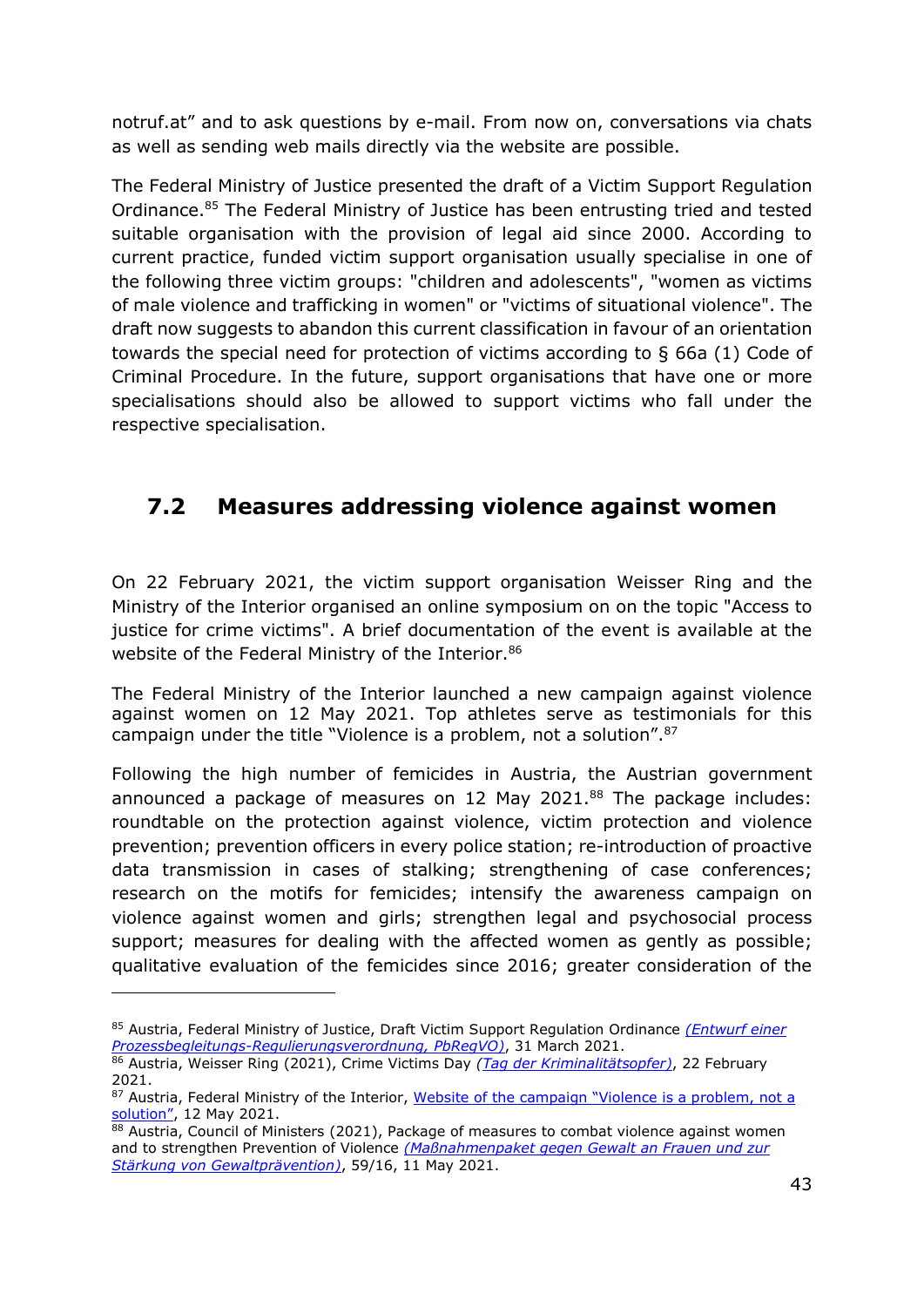notruf.at" and to ask questions by e-mail. From now on, conversations via chats as well as sending web mails directly via the website are possible.

The Federal Ministry of Justice presented the draft of a Victim Support Regulation Ordinance.[85] The Federal Ministry of Justice has been entrusting tried and tested suitable organisation with the provision of legal aid since 2000. According to current practice, funded victim support organisation usually specialise in one of the following three victim groups: "children and adolescents", "women as victims of male violence and trafficking in women" or "victims of situational violence". The draft now suggests to abandon this current classification in favour of an orientation towards the special need for protection of victims according to § 66a (1) Code of Criminal Procedure. In the future, support organisations that have one or more specialisations should also be allowed to support victims who fall under the respective specialisation.

## 7.2 Measures addressing violence against women

On 22 February 2021, the victim support organisation Weisser Ring and the Ministry of the Interior organised an online symposium on on the topic "Access to justice for crime victims". A brief documentation of the event is available at the website of the Federal Ministry of the Interior.[86]

The Federal Ministry of the Interior launched a new campaign against violence against women on 12 May 2021. Top athletes serve as testimonials for this campaign under the title "Violence is a problem, not a solution".[87]

Following the high number of femicides in Austria, the Austrian government announced a package of measures on 12 May 2021.[88] The package includes: roundtable on the protection against violence, victim protection and violence prevention; prevention officers in every police station; re-introduction of proactive data transmission in cases of stalking; strengthening of case conferences; research on the motifs for femicides; intensify the awareness campaign on violence against women and girls; strengthen legal and psychosocial process support; measures for dealing with the affected women as gently as possible; qualitative evaluation of the femicides since 2016; greater consideration of the

---

[85] Austria, Federal Ministry of Justice, Draft Victim Support Regulation Ordinance *(Entwurf einer Prozessbegleitungs-Regulierungsverordnung, PbRegVO)*, 31 March 2021.

[86] Austria, Weisser Ring (2021), Crime Victims Day *(Tag der Kriminalitätsopfer)*, 22 February 2021.

[87] Austria, Federal Ministry of the Interior, Website of the campaign "Violence is a problem, not a solution", 12 May 2021.

[88] Austria, Council of Ministers (2021), Package of measures to combat violence against women and to strengthen Prevention of Violence *(Maßnahmenpaket gegen Gewalt an Frauen und zur Stärkung von Gewaltprävention)*, 59/16, 11 May 2021.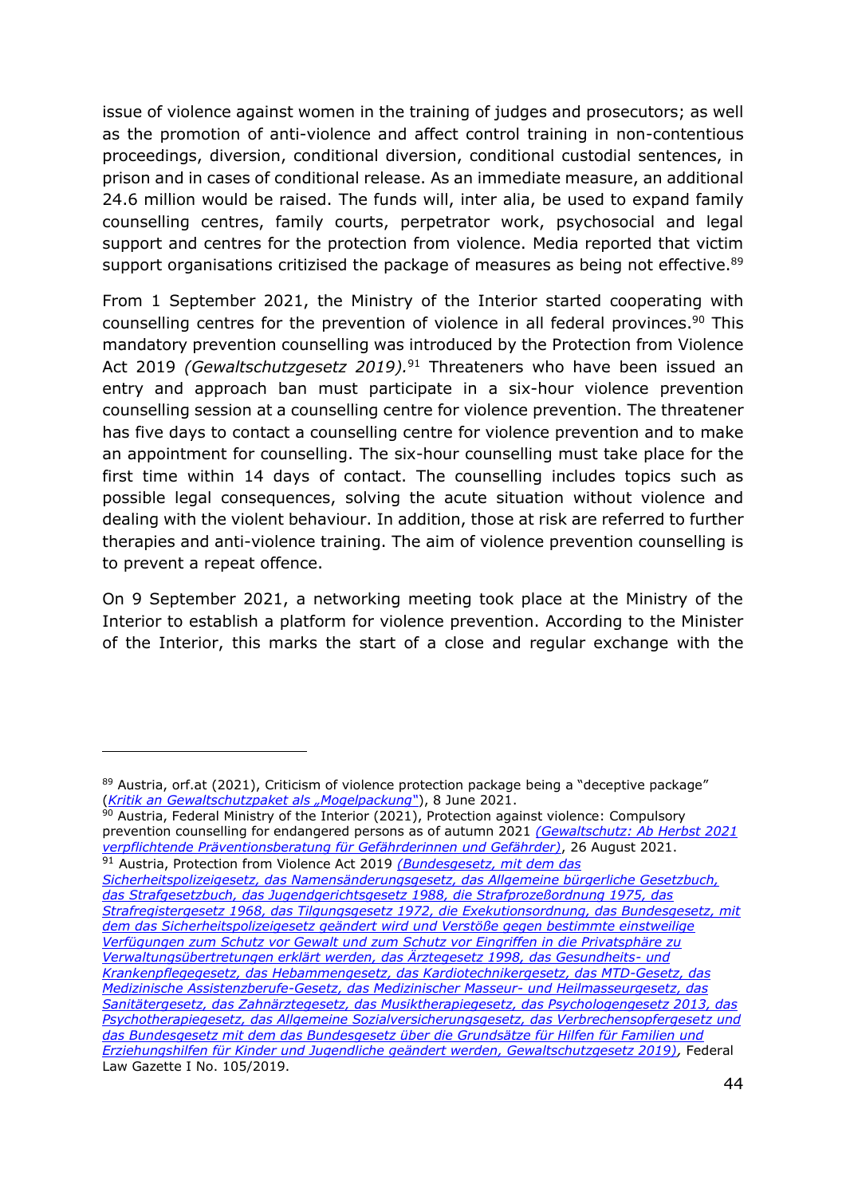issue of violence against women in the training of judges and prosecutors; as well as the promotion of anti-violence and affect control training in non-contentious proceedings, diversion, conditional diversion, conditional custodial sentences, in prison and in cases of conditional release. As an immediate measure, an additional 24.6 million would be raised. The funds will, inter alia, be used to expand family counselling centres, family courts, perpetrator work, psychosocial and legal support and centres for the protection from violence. Media reported that victim support organisations critizised the package of measures as being not effective.[89]

From 1 September 2021, the Ministry of the Interior started cooperating with counselling centres for the prevention of violence in all federal provinces.[90] This mandatory prevention counselling was introduced by the Protection from Violence Act 2019 *(Gewaltschutzgesetz 2019).*[91] Threateners who have been issued an entry and approach ban must participate in a six-hour violence prevention counselling session at a counselling centre for violence prevention. The threatener has five days to contact a counselling centre for violence prevention and to make an appointment for counselling. The six-hour counselling must take place for the first time within 14 days of contact. The counselling includes topics such as possible legal consequences, solving the acute situation without violence and dealing with the violent behaviour. In addition, those at risk are referred to further therapies and anti-violence training. The aim of violence prevention counselling is to prevent a repeat offence.

On 9 September 2021, a networking meeting took place at the Ministry of the Interior to establish a platform for violence prevention. According to the Minister of the Interior, this marks the start of a close and regular exchange with the

---

[89] Austria, orf.at (2021), Criticism of violence protection package being a "deceptive package" (*Kritik an Gewaltschutzpaket als „Mogelpackung"*), 8 June 2021.

[90] Austria, Federal Ministry of the Interior (2021), Protection against violence: Compulsory prevention counselling for endangered persons as of autumn 2021 *(Gewaltschutz: Ab Herbst 2021 verpflichtende Präventionsberatung für Gefährderinnen und Gefährder)*, 26 August 2021.

[91] Austria, Protection from Violence Act 2019 *(Bundesgesetz, mit dem das Sicherheitspolizeigesetz, das Namensänderungsgesetz, das Allgemeine bürgerliche Gesetzbuch, das Strafgesetzbuch, das Jugendgerichtsgesetz 1988, die Strafprozeßordnung 1975, das Strafregistergesetz 1968, das Tilgungsgesetz 1972, die Exekutionsordnung, das Bundesgesetz, mit dem das Sicherheitspolizeigesetz geändert wird und Verstöße gegen bestimmte einstweilige Verfügungen zum Schutz vor Gewalt und zum Schutz vor Eingriffen in die Privatsphäre zu Verwaltungsübertretungen erklärt werden, das Ärztegesetz 1998, das Gesundheits- und Krankenpflegegesetz, das Hebammengesetz, das Kardiotechnikergesetz, das MTD-Gesetz, das Medizinische Assistenzberufe-Gesetz, das Medizinischer Masseur- und Heilmasseurgesetz, das Sanitätergesetz, das Zahnärztegesetz, das Musiktherapiegesetz, das Psychologengesetz 2013, das Psychotherapiegesetz, das Allgemeine Sozialversicherungsgesetz, das Verbrechensopfergesetz und das Bundesgesetz mit dem das Bundesgesetz über die Grundsätze für Hilfen für Familien und Erziehungshilfen für Kinder und Jugendliche geändert werden, Gewaltschutzgesetz 2019)*, Federal Law Gazette I No. 105/2019.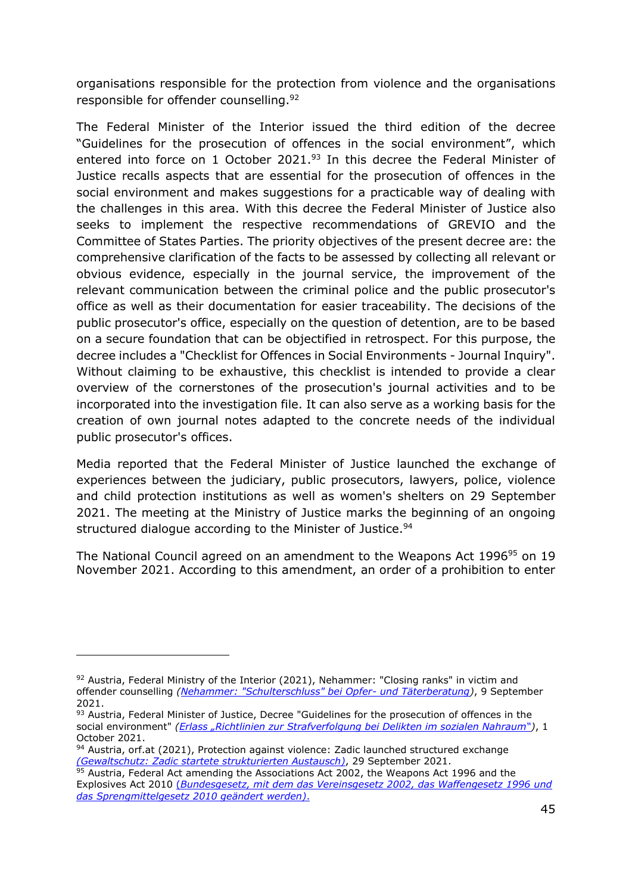organisations responsible for the protection from violence and the organisations responsible for offender counselling.[92]

The Federal Minister of the Interior issued the third edition of the decree "Guidelines for the prosecution of offences in the social environment", which entered into force on 1 October 2021.[93] In this decree the Federal Minister of Justice recalls aspects that are essential for the prosecution of offences in the social environment and makes suggestions for a practicable way of dealing with the challenges in this area. With this decree the Federal Minister of Justice also seeks to implement the respective recommendations of GREVIO and the Committee of States Parties. The priority objectives of the present decree are: the comprehensive clarification of the facts to be assessed by collecting all relevant or obvious evidence, especially in the journal service, the improvement of the relevant communication between the criminal police and the public prosecutor's office as well as their documentation for easier traceability. The decisions of the public prosecutor's office, especially on the question of detention, are to be based on a secure foundation that can be objectified in retrospect. For this purpose, the decree includes a "Checklist for Offences in Social Environments - Journal Inquiry". Without claiming to be exhaustive, this checklist is intended to provide a clear overview of the cornerstones of the prosecution's journal activities and to be incorporated into the investigation file. It can also serve as a working basis for the creation of own journal notes adapted to the concrete needs of the individual public prosecutor's offices.

Media reported that the Federal Minister of Justice launched the exchange of experiences between the judiciary, public prosecutors, lawyers, police, violence and child protection institutions as well as women's shelters on 29 September 2021. The meeting at the Ministry of Justice marks the beginning of an ongoing structured dialogue according to the Minister of Justice.[94]

The National Council agreed on an amendment to the Weapons Act 1996[95] on 19 November 2021. According to this amendment, an order of a prohibition to enter

---

[92] Austria, Federal Ministry of the Interior (2021), Nehammer: "Closing ranks" in victim and offender counselling *(Nehammer: "Schulterschluss" bei Opfer- und Täterberatung)*, 9 September 2021.

[93] Austria, Federal Minister of Justice, Decree "Guidelines for the prosecution of offences in the social environment" *(Erlass „Richtlinien zur Strafverfolgung bei Delikten im sozialen Nahraum")*, 1 October 2021.

[94] Austria, orf.at (2021), Protection against violence: Zadic launched structured exchange *(Gewaltschutz: Zadic startete strukturierten Austausch)*, 29 September 2021.

[95] Austria, Federal Act amending the Associations Act 2002, the Weapons Act 1996 and the Explosives Act 2010 *(Bundesgesetz, mit dem das Vereinsgesetz 2002, das Waffengesetz 1996 und das Sprengmittelgesetz 2010 geändert werden)*.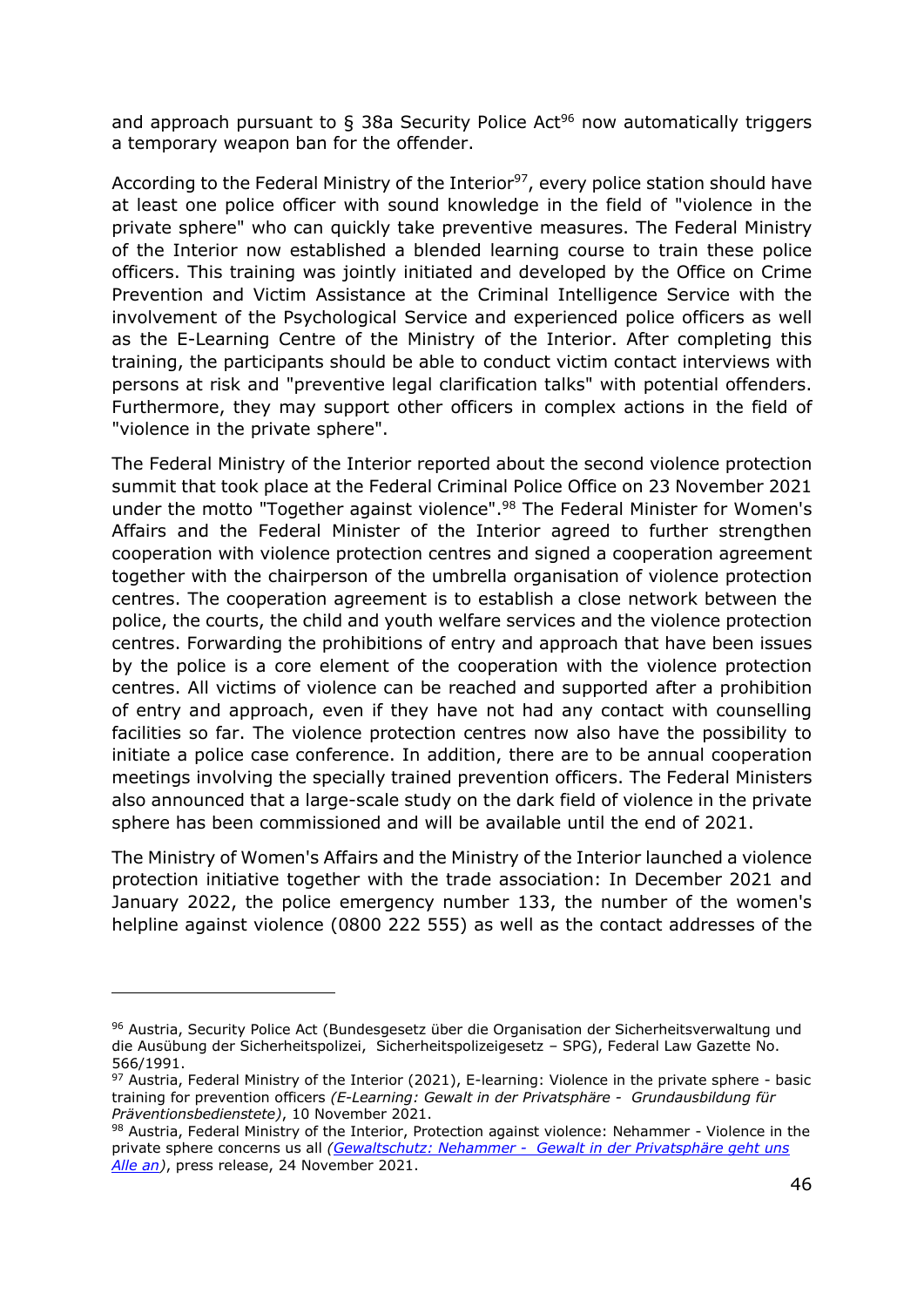and approach pursuant to § 38a Security Police Act[96] now automatically triggers a temporary weapon ban for the offender.

According to the Federal Ministry of the Interior[97], every police station should have at least one police officer with sound knowledge in the field of "violence in the private sphere" who can quickly take preventive measures. The Federal Ministry of the Interior now established a blended learning course to train these police officers. This training was jointly initiated and developed by the Office on Crime Prevention and Victim Assistance at the Criminal Intelligence Service with the involvement of the Psychological Service and experienced police officers as well as the E-Learning Centre of the Ministry of the Interior. After completing this training, the participants should be able to conduct victim contact interviews with persons at risk and "preventive legal clarification talks" with potential offenders. Furthermore, they may support other officers in complex actions in the field of "violence in the private sphere".

The Federal Ministry of the Interior reported about the second violence protection summit that took place at the Federal Criminal Police Office on 23 November 2021 under the motto "Together against violence".[98] The Federal Minister for Women's Affairs and the Federal Minister of the Interior agreed to further strengthen cooperation with violence protection centres and signed a cooperation agreement together with the chairperson of the umbrella organisation of violence protection centres. The cooperation agreement is to establish a close network between the police, the courts, the child and youth welfare services and the violence protection centres. Forwarding the prohibitions of entry and approach that have been issues by the police is a core element of the cooperation with the violence protection centres. All victims of violence can be reached and supported after a prohibition of entry and approach, even if they have not had any contact with counselling facilities so far. The violence protection centres now also have the possibility to initiate a police case conference. In addition, there are to be annual cooperation meetings involving the specially trained prevention officers. The Federal Ministers also announced that a large-scale study on the dark field of violence in the private sphere has been commissioned and will be available until the end of 2021.

The Ministry of Women's Affairs and the Ministry of the Interior launched a violence protection initiative together with the trade association: In December 2021 and January 2022, the police emergency number 133, the number of the women's helpline against violence (0800 222 555) as well as the contact addresses of the

---

[96] Austria, Security Police Act (Bundesgesetz über die Organisation der Sicherheitsverwaltung und die Ausübung der Sicherheitspolizei, Sicherheitspolizeigesetz – SPG), Federal Law Gazette No. 566/1991.

[97] Austria, Federal Ministry of the Interior (2021), E-learning: Violence in the private sphere - basic training for prevention officers *(E-Learning: Gewalt in der Privatsphäre - Grundausbildung für Präventionsbedienstete)*, 10 November 2021.

[98] Austria, Federal Ministry of the Interior, Protection against violence: Nehammer - Violence in the private sphere concerns us all *(Gewaltschutz: Nehammer - Gewalt in der Privatsphäre geht uns Alle an)*, press release, 24 November 2021.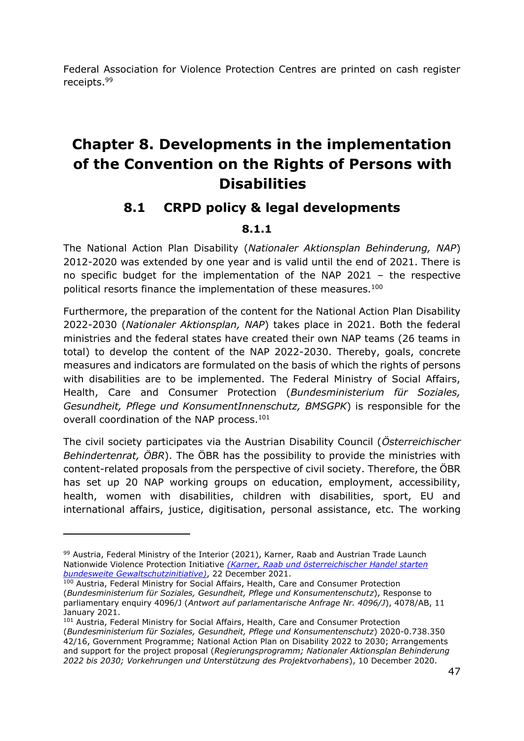Federal Association for Violence Protection Centres are printed on cash register receipts.[99]

# Chapter 8. Developments in the implementation of the Convention on the Rights of Persons with Disabilities

## 8.1 CRPD policy & legal developments

### 8.1.1

The National Action Plan Disability (*Nationaler Aktionsplan Behinderung, NAP*) 2012-2020 was extended by one year and is valid until the end of 2021. There is no specific budget for the implementation of the NAP 2021 – the respective political resorts finance the implementation of these measures.[100]

Furthermore, the preparation of the content for the National Action Plan Disability 2022-2030 (*Nationaler Aktionsplan, NAP*) takes place in 2021. Both the federal ministries and the federal states have created their own NAP teams (26 teams in total) to develop the content of the NAP 2022-2030. Thereby, goals, concrete measures and indicators are formulated on the basis of which the rights of persons with disabilities are to be implemented. The Federal Ministry of Social Affairs, Health, Care and Consumer Protection (*Bundesministerium für Soziales, Gesundheit, Pflege und KonsumentInnenschutz, BMSGPK*) is responsible for the overall coordination of the NAP process.[101]

The civil society participates via the Austrian Disability Council (*Österreichischer Behindertenrat, ÖBR*). The ÖBR has the possibility to provide the ministries with content-related proposals from the perspective of civil society. Therefore, the ÖBR has set up 20 NAP working groups on education, employment, accessibility, health, women with disabilities, children with disabilities, sport, EU and international affairs, justice, digitisation, personal assistance, etc. The working

---

[99] Austria, Federal Ministry of the Interior (2021), Karner, Raab and Austrian Trade Launch Nationwide Violence Protection Initiative *(Karner, Raab und österreichischer Handel starten bundesweite Gewaltschutzinitiative)*, 22 December 2021.

[100] Austria, Federal Ministry for Social Affairs, Health, Care and Consumer Protection (*Bundesministerium für Soziales, Gesundheit, Pflege und Konsumentenschutz*), Response to parliamentary enquiry 4096/J (*Antwort auf parlamentarische Anfrage Nr. 4096/J*), 4078/AB, 11 January 2021.

[101] Austria, Federal Ministry for Social Affairs, Health, Care and Consumer Protection (*Bundesministerium für Soziales, Gesundheit, Pflege und Konsumentenschutz*) 2020-0.738.350 42/16, Government Programme; National Action Plan on Disability 2022 to 2030; Arrangements and support for the project proposal (*Regierungsprogramm; Nationaler Aktionsplan Behinderung 2022 bis 2030; Vorkehrungen und Unterstützung des Projektvorhabens*), 10 December 2020.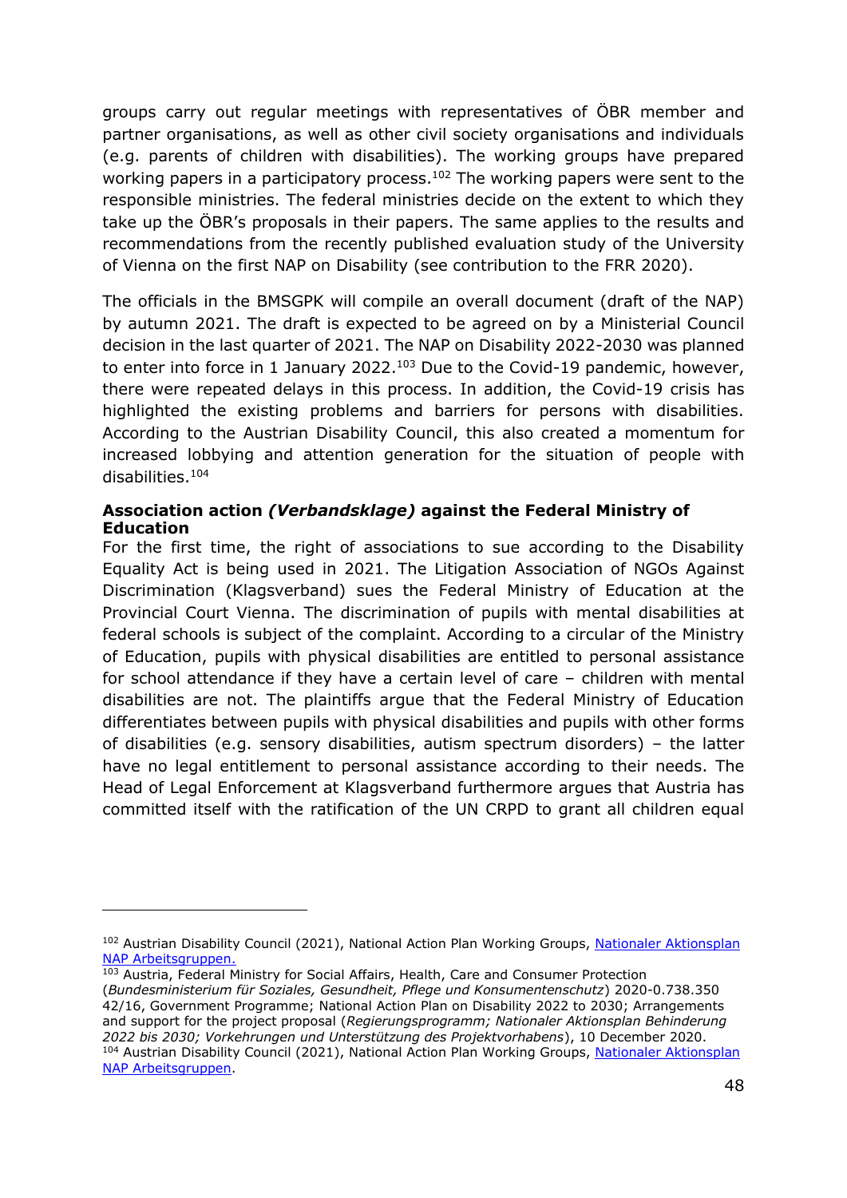groups carry out regular meetings with representatives of ÖBR member and partner organisations, as well as other civil society organisations and individuals (e.g. parents of children with disabilities). The working groups have prepared working papers in a participatory process.[102] The working papers were sent to the responsible ministries. The federal ministries decide on the extent to which they take up the ÖBR's proposals in their papers. The same applies to the results and recommendations from the recently published evaluation study of the University of Vienna on the first NAP on Disability (see contribution to the FRR 2020).

The officials in the BMSGPK will compile an overall document (draft of the NAP) by autumn 2021. The draft is expected to be agreed on by a Ministerial Council decision in the last quarter of 2021. The NAP on Disability 2022-2030 was planned to enter into force in 1 January 2022.[103] Due to the Covid-19 pandemic, however, there were repeated delays in this process. In addition, the Covid-19 crisis has highlighted the existing problems and barriers for persons with disabilities. According to the Austrian Disability Council, this also created a momentum for increased lobbying and attention generation for the situation of people with disabilities.[104]

**Association action *(Verbandsklage)* against the Federal Ministry of Education**

For the first time, the right of associations to sue according to the Disability Equality Act is being used in 2021. The Litigation Association of NGOs Against Discrimination (Klagsverband) sues the Federal Ministry of Education at the Provincial Court Vienna. The discrimination of pupils with mental disabilities at federal schools is subject of the complaint. According to a circular of the Ministry of Education, pupils with physical disabilities are entitled to personal assistance for school attendance if they have a certain level of care – children with mental disabilities are not. The plaintiffs argue that the Federal Ministry of Education differentiates between pupils with physical disabilities and pupils with other forms of disabilities (e.g. sensory disabilities, autism spectrum disorders) – the latter have no legal entitlement to personal assistance according to their needs. The Head of Legal Enforcement at Klagsverband furthermore argues that Austria has committed itself with the ratification of the UN CRPD to grant all children equal

---

[102] Austrian Disability Council (2021), National Action Plan Working Groups, Nationaler Aktionsplan NAP Arbeitsgruppen.

[103] Austria, Federal Ministry for Social Affairs, Health, Care and Consumer Protection (*Bundesministerium für Soziales, Gesundheit, Pflege und Konsumentenschutz*) 2020-0.738.350 42/16, Government Programme; National Action Plan on Disability 2022 to 2030; Arrangements and support for the project proposal (*Regierungsprogramm; Nationaler Aktionsplan Behinderung 2022 bis 2030; Vorkehrungen und Unterstützung des Projektvorhabens*), 10 December 2020.

[104] Austrian Disability Council (2021), National Action Plan Working Groups, Nationaler Aktionsplan NAP Arbeitsgruppen.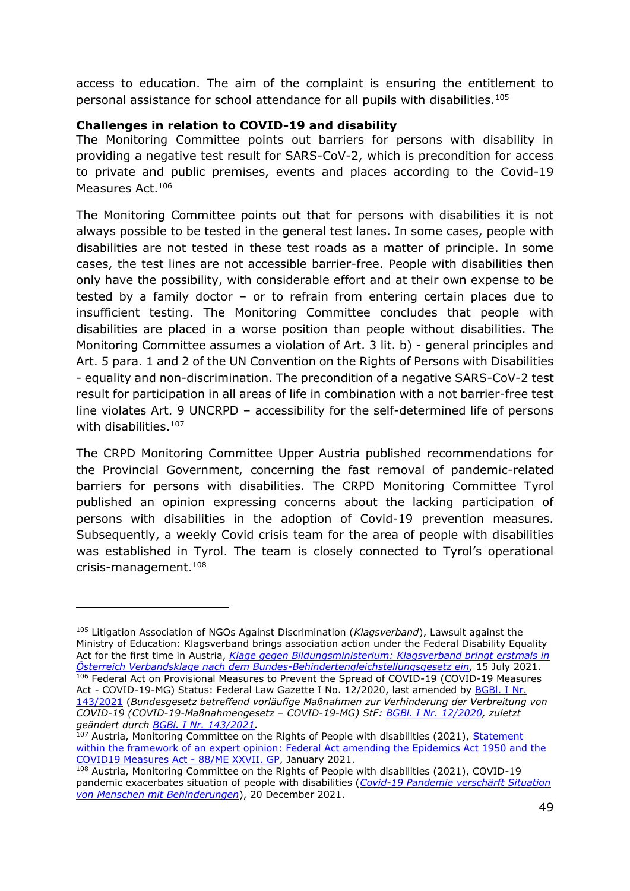access to education. The aim of the complaint is ensuring the entitlement to personal assistance for school attendance for all pupils with disabilities.[105]

**Challenges in relation to COVID-19 and disability**

The Monitoring Committee points out barriers for persons with disability in providing a negative test result for SARS-CoV-2, which is precondition for access to private and public premises, events and places according to the Covid-19 Measures Act.[106]

The Monitoring Committee points out that for persons with disabilities it is not always possible to be tested in the general test lanes. In some cases, people with disabilities are not tested in these test roads as a matter of principle. In some cases, the test lines are not accessible barrier-free. People with disabilities then only have the possibility, with considerable effort and at their own expense to be tested by a family doctor – or to refrain from entering certain places due to insufficient testing. The Monitoring Committee concludes that people with disabilities are placed in a worse position than people without disabilities. The Monitoring Committee assumes a violation of Art. 3 lit. b) - general principles and Art. 5 para. 1 and 2 of the UN Convention on the Rights of Persons with Disabilities - equality and non-discrimination. The precondition of a negative SARS-CoV-2 test result for participation in all areas of life in combination with a not barrier-free test line violates Art. 9 UNCRPD – accessibility for the self-determined life of persons with disabilities.[107]

The CRPD Monitoring Committee Upper Austria published recommendations for the Provincial Government, concerning the fast removal of pandemic-related barriers for persons with disabilities. The CRPD Monitoring Committee Tyrol published an opinion expressing concerns about the lacking participation of persons with disabilities in the adoption of Covid-19 prevention measures. Subsequently, a weekly Covid crisis team for the area of people with disabilities was established in Tyrol. The team is closely connected to Tyrol's operational crisis-management.[108]

---

[105] Litigation Association of NGOs Against Discrimination (*Klagsverband*), Lawsuit against the Ministry of Education: Klagsverband brings association action under the Federal Disability Equality Act for the first time in Austria, *Klage gegen Bildungsministerium: Klagsverband bringt erstmals in Österreich Verbandsklage nach dem Bundes-Behindertengleichstellungsgesetz ein,* 15 July 2021.

[106] Federal Act on Provisional Measures to Prevent the Spread of COVID-19 (COVID-19 Measures Act - COVID-19-MG) Status: Federal Law Gazette I No. 12/2020, last amended by BGBl. I Nr. 143/2021 (*Bundesgesetz betreffend vorläufige Maßnahmen zur Verhinderung der Verbreitung von COVID-19 (COVID-19-Maßnahmengesetz – COVID-19-MG) StF: BGBl. I Nr. 12/2020, zuletzt geändert durch BGBl. I Nr. 143/2021.*

[107] Austria, Monitoring Committee on the Rights of People with disabilities (2021), Statement within the framework of an expert opinion: Federal Act amending the Epidemics Act 1950 and the COVID19 Measures Act - 88/ME XXVII. GP, January 2021.

[108] Austria, Monitoring Committee on the Rights of People with disabilities (2021), COVID-19 pandemic exacerbates situation of people with disabilities (*Covid-19 Pandemie verschärft Situation von Menschen mit Behinderungen*), 20 December 2021.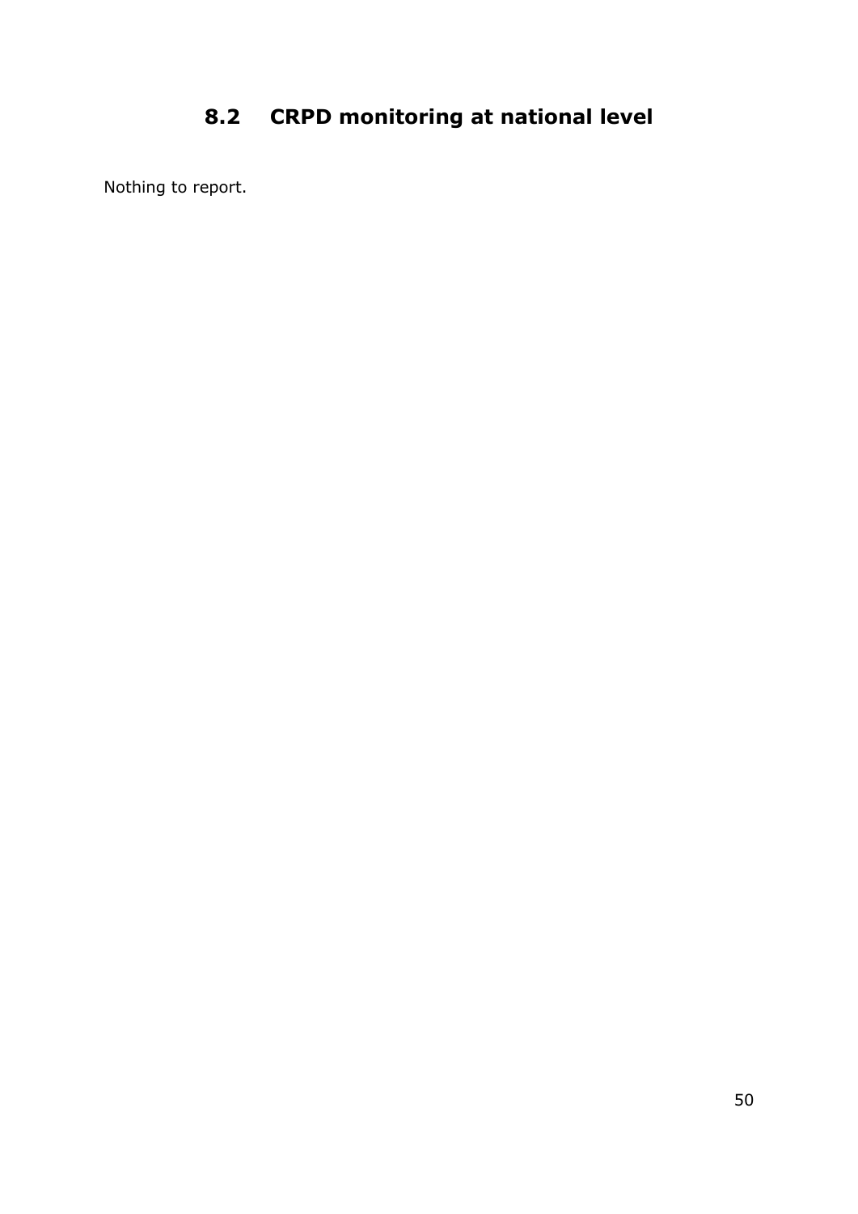## 8.2 CRPD monitoring at national level

Nothing to report.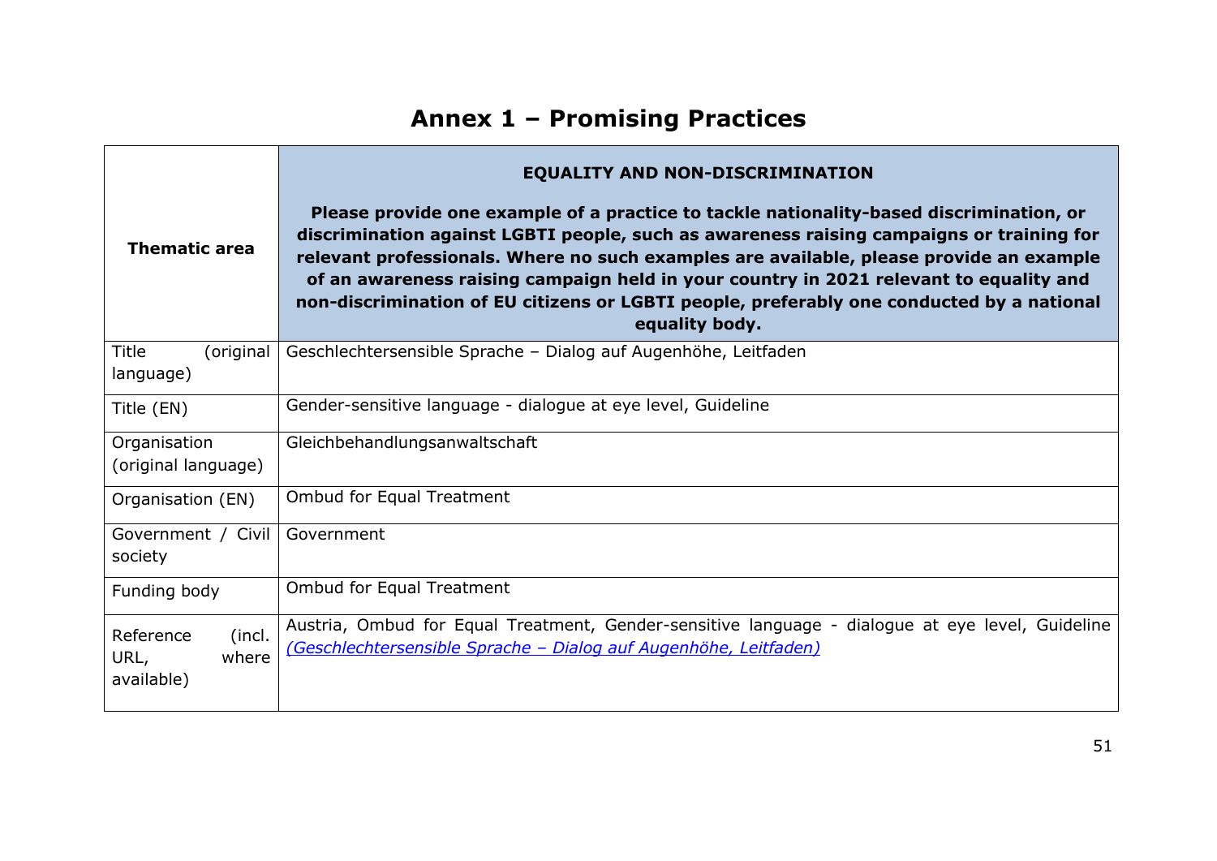# Annex 1 – Promising Practices

| Thematic area | **EQUALITY AND NON-DISCRIMINATION** **Please provide one example of a practice to tackle nationality-based discrimination, or discrimination against LGBTI people, such as awareness raising campaigns or training for relevant professionals. Where no such examples are available, please provide an example of an awareness raising campaign held in your country in 2021 relevant to equality and non-discrimination of EU citizens or LGBTI people, preferably one conducted by a national equality body.** |
|---|---|
| Title (original language) | Geschlechtersensible Sprache – Dialog auf Augenhöhe, Leitfaden |
| Title (EN) | Gender-sensitive language - dialogue at eye level, Guideline |
| Organisation (original language) | Gleichbehandlungsanwaltschaft |
| Organisation (EN) | Ombud for Equal Treatment |
| Government / Civil society | Government |
| Funding body | Ombud for Equal Treatment |
| Reference (incl. URL, where available) | Austria, Ombud for Equal Treatment, Gender-sensitive language - dialogue at eye level, Guideline *(Geschlechtersensible Sprache – Dialog auf Augenhöhe, Leitfaden)* |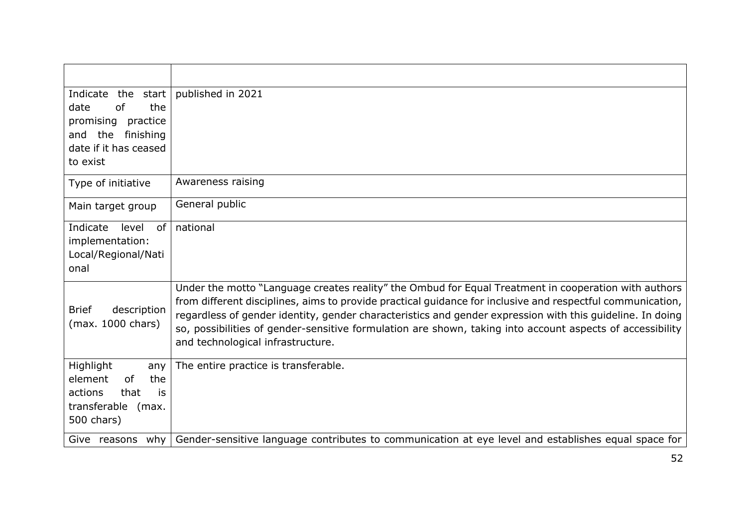| | |
|---|---|
| Indicate the start date of the promising practice and the finishing date if it has ceased to exist | published in 2021 |
| Type of initiative | Awareness raising |
| Main target group | General public |
| Indicate level of implementation: Local/Regional/National | national |
| Brief description (max. 1000 chars) | Under the motto "Language creates reality" the Ombud for Equal Treatment in cooperation with authors from different disciplines, aims to provide practical guidance for inclusive and respectful communication, regardless of gender identity, gender characteristics and gender expression with this guideline. In doing so, possibilities of gender-sensitive formulation are shown, taking into account aspects of accessibility and technological infrastructure. |
| Highlight any element of the actions that is transferable (max. 500 chars) | The entire practice is transferable. |
| Give reasons why | Gender-sensitive language contributes to communication at eye level and establishes equal space for |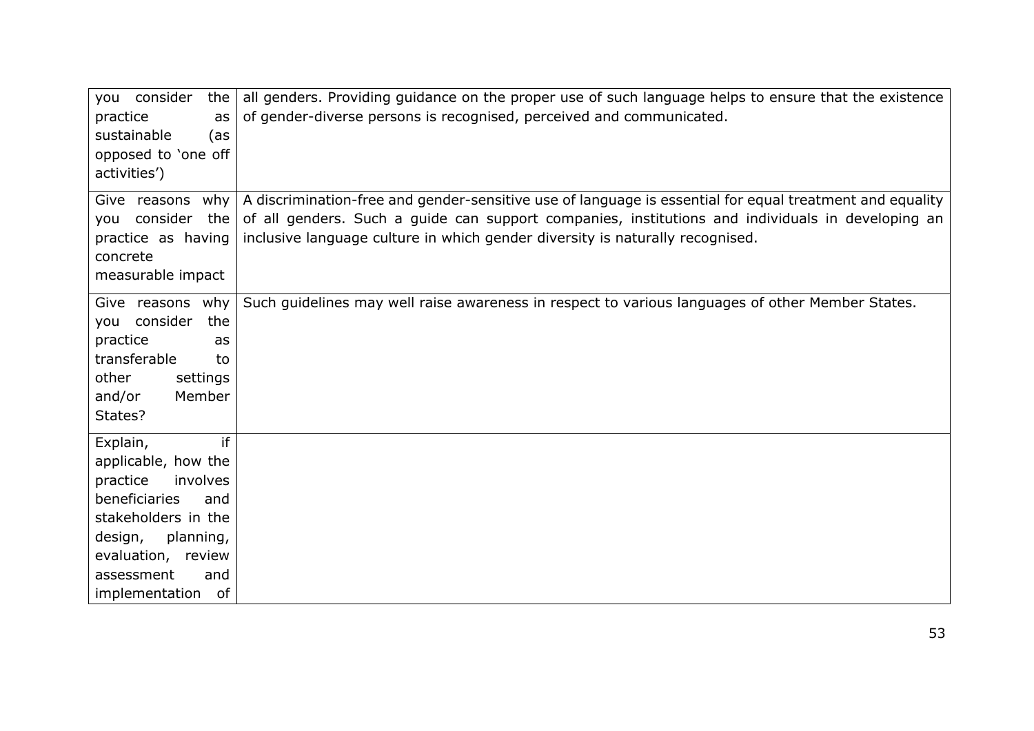| | |
|---|---|
| you consider the practice as sustainable (as opposed to 'one off activities') | all genders. Providing guidance on the proper use of such language helps to ensure that the existence of gender-diverse persons is recognised, perceived and communicated. |
| Give reasons why you consider the practice as having concrete measurable impact | A discrimination-free and gender-sensitive use of language is essential for equal treatment and equality of all genders. Such a guide can support companies, institutions and individuals in developing an inclusive language culture in which gender diversity is naturally recognised. |
| Give reasons why you consider the practice as transferable to other settings and/or Member States? | Such guidelines may well raise awareness in respect to various languages of other Member States. |
| Explain, if applicable, how the practice involves beneficiaries and stakeholders in the design, planning, evaluation, review assessment and implementation of | |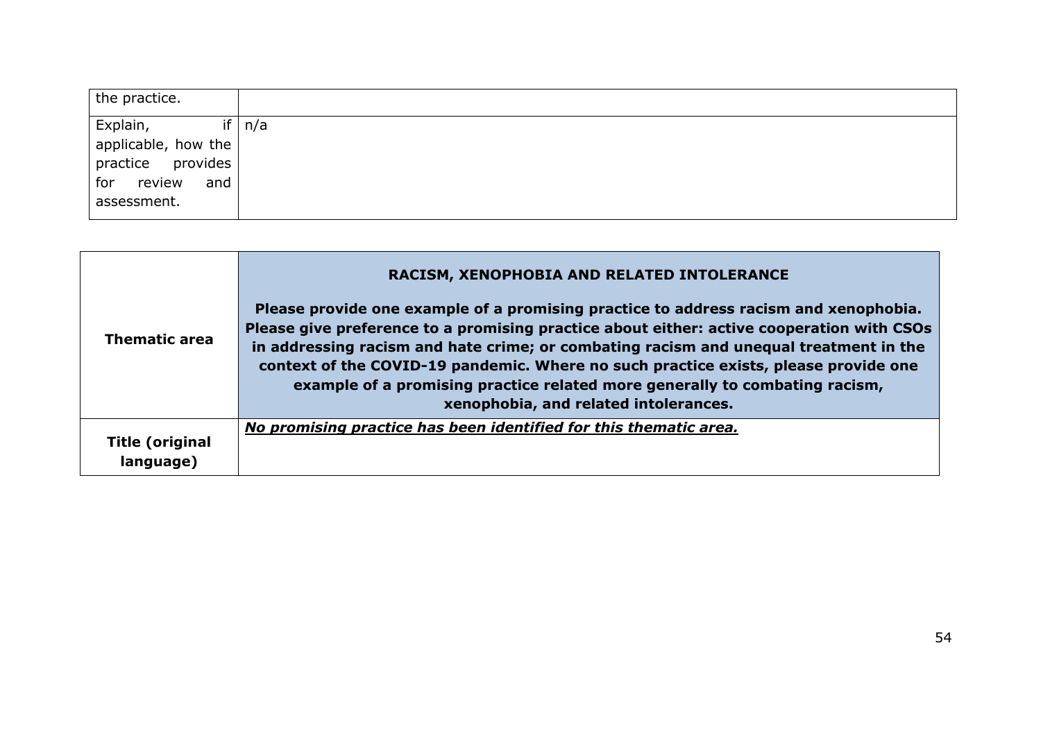| the practice. | |
|---|---|
| Explain, if applicable, how the practice provides for review and assessment. | n/a |

| **Thematic area** | **RACISM, XENOPHOBIA AND RELATED INTOLERANCE**<br><br>**Please provide one example of a promising practice to address racism and xenophobia. Please give preference to a promising practice about either: active cooperation with CSOs in addressing racism and hate crime; or combating racism and unequal treatment in the context of the COVID-19 pandemic. Where no such practice exists, please provide one example of a promising practice related more generally to combating racism, xenophobia, and related intolerances.** |
|---|---|
| **Title (original language)** | ***No promising practice has been identified for this thematic area.*** |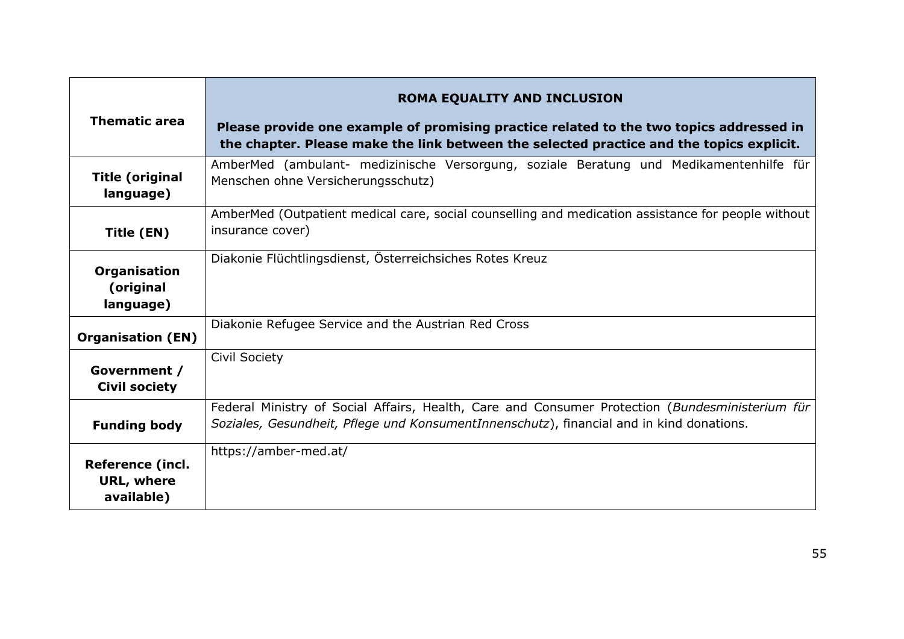| Thematic area | **ROMA EQUALITY AND INCLUSION**<br><br>**Please provide one example of promising practice related to the two topics addressed in the chapter. Please make the link between the selected practice and the topics explicit.** |
|---|---|
| **Title (original language)** | AmberMed (ambulant- medizinische Versorgung, soziale Beratung und Medikamentenhilfe für Menschen ohne Versicherungsschutz) |
| **Title (EN)** | AmberMed (Outpatient medical care, social counselling and medication assistance for people without insurance cover) |
| **Organisation (original language)** | Diakonie Flüchtlingsdienst, Österreichsiches Rotes Kreuz |
| **Organisation (EN)** | Diakonie Refugee Service and the Austrian Red Cross |
| **Government / Civil society** | Civil Society |
| **Funding body** | Federal Ministry of Social Affairs, Health, Care and Consumer Protection (*Bundesministerium für Soziales, Gesundheit, Pflege und KonsumentInnenschutz*), financial and in kind donations. |
| **Reference (incl. URL, where available)** | https://amber-med.at/ |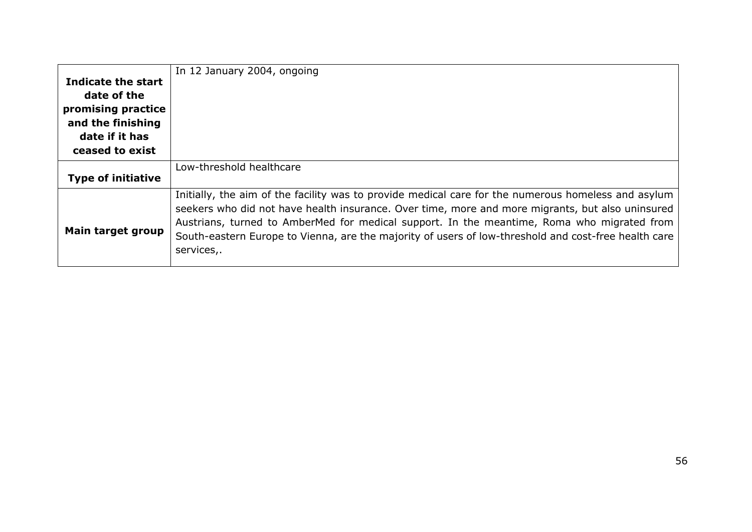| | |
|---|---|
| **Indicate the start date of the promising practice and the finishing date if it has ceased to exist** | In 12 January 2004, ongoing |
| **Type of initiative** | Low-threshold healthcare |
| **Main target group** | Initially, the aim of the facility was to provide medical care for the numerous homeless and asylum seekers who did not have health insurance. Over time, more and more migrants, but also uninsured Austrians, turned to AmberMed for medical support. In the meantime, Roma who migrated from South-eastern Europe to Vienna, are the majority of users of low-threshold and cost-free health care services,. |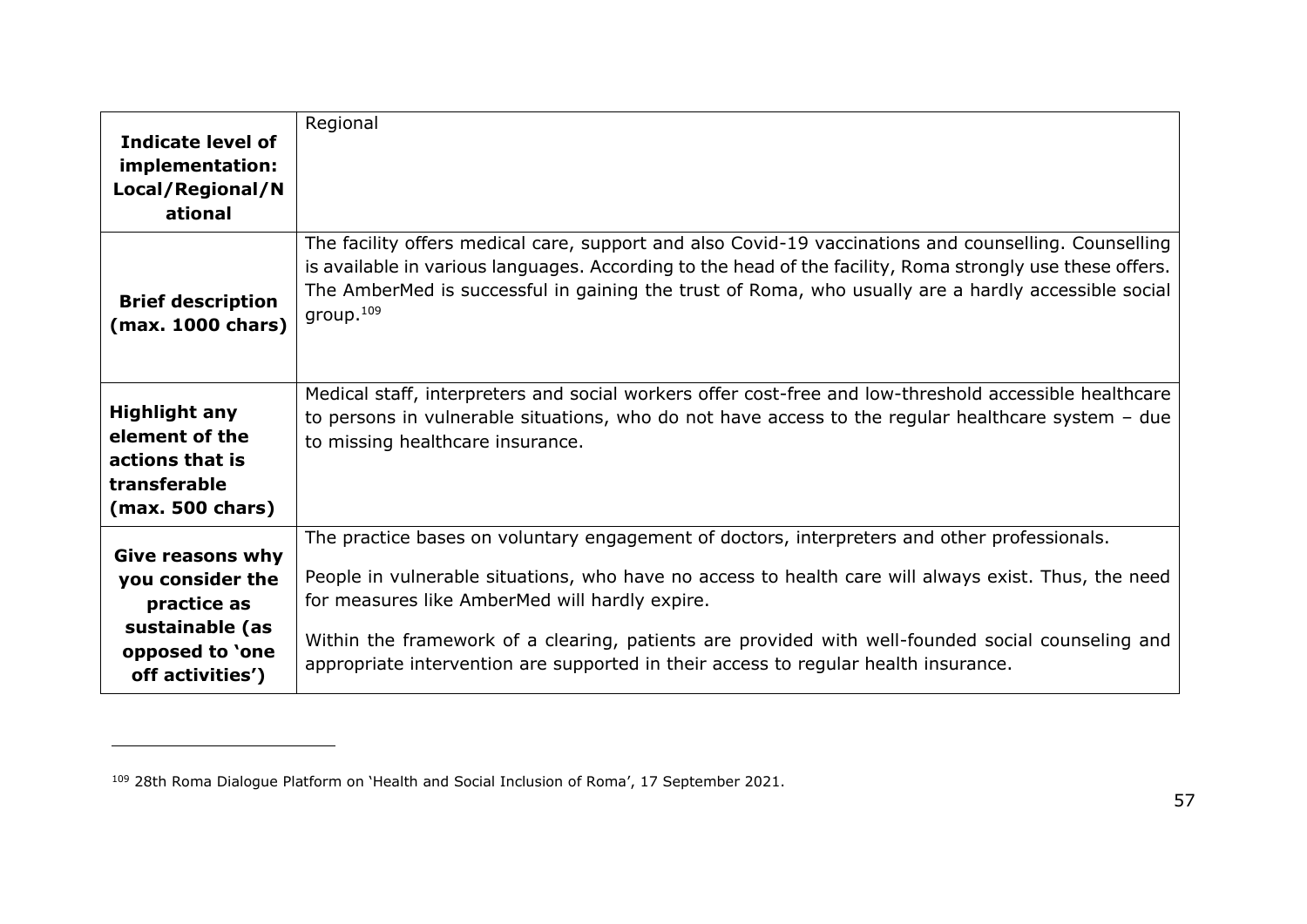| | |
|---|---|
| **Indicate level of implementation: Local/Regional/National** | Regional |
| **Brief description (max. 1000 chars)** | The facility offers medical care, support and also Covid-19 vaccinations and counselling. Counselling is available in various languages. According to the head of the facility, Roma strongly use these offers. The AmberMed is successful in gaining the trust of Roma, who usually are a hardly accessible social group.[109] |
| **Highlight any element of the actions that is transferable (max. 500 chars)** | Medical staff, interpreters and social workers offer cost-free and low-threshold accessible healthcare to persons in vulnerable situations, who do not have access to the regular healthcare system – due to missing healthcare insurance. |
| **Give reasons why you consider the practice as sustainable (as opposed to 'one off activities')** | The practice bases on voluntary engagement of doctors, interpreters and other professionals.<br><br>People in vulnerable situations, who have no access to health care will always exist. Thus, the need for measures like AmberMed will hardly expire.<br><br>Within the framework of a clearing, patients are provided with well-founded social counseling and appropriate intervention are supported in their access to regular health insurance. |

[109] 28th Roma Dialogue Platform on 'Health and Social Inclusion of Roma', 17 September 2021.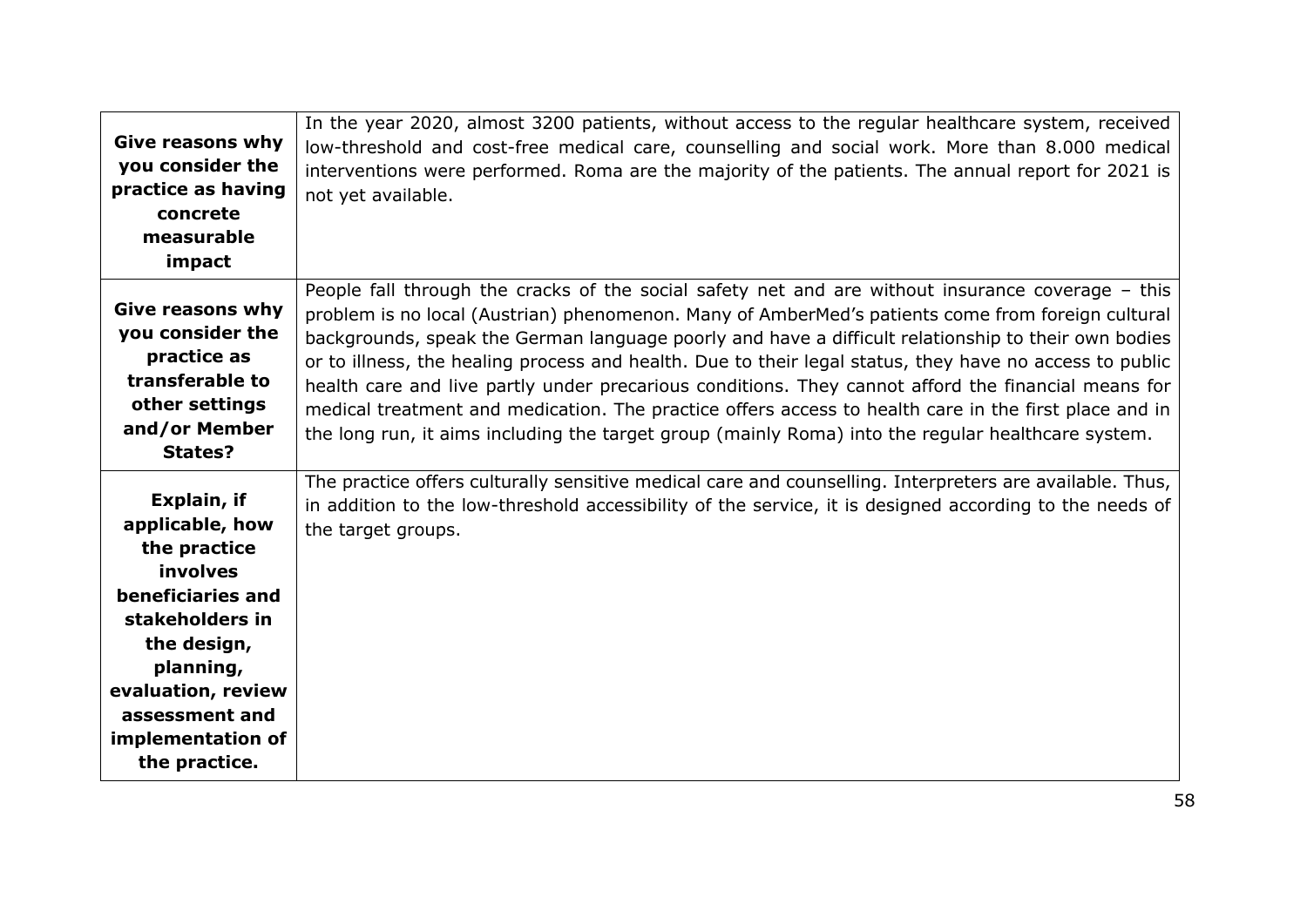| | |
|---|---|
| **Give reasons why you consider the practice as having concrete measurable impact** | In the year 2020, almost 3200 patients, without access to the regular healthcare system, received low-threshold and cost-free medical care, counselling and social work. More than 8.000 medical interventions were performed. Roma are the majority of the patients. The annual report for 2021 is not yet available. |
| **Give reasons why you consider the practice as transferable to other settings and/or Member States?** | People fall through the cracks of the social safety net and are without insurance coverage – this problem is no local (Austrian) phenomenon. Many of AmberMed's patients come from foreign cultural backgrounds, speak the German language poorly and have a difficult relationship to their own bodies or to illness, the healing process and health. Due to their legal status, they have no access to public health care and live partly under precarious conditions. They cannot afford the financial means for medical treatment and medication. The practice offers access to health care in the first place and in the long run, it aims including the target group (mainly Roma) into the regular healthcare system. |
| **Explain, if applicable, how the practice involves beneficiaries and stakeholders in the design, planning, evaluation, review assessment and implementation of the practice.** | The practice offers culturally sensitive medical care and counselling. Interpreters are available. Thus, in addition to the low-threshold accessibility of the service, it is designed according to the needs of the target groups. |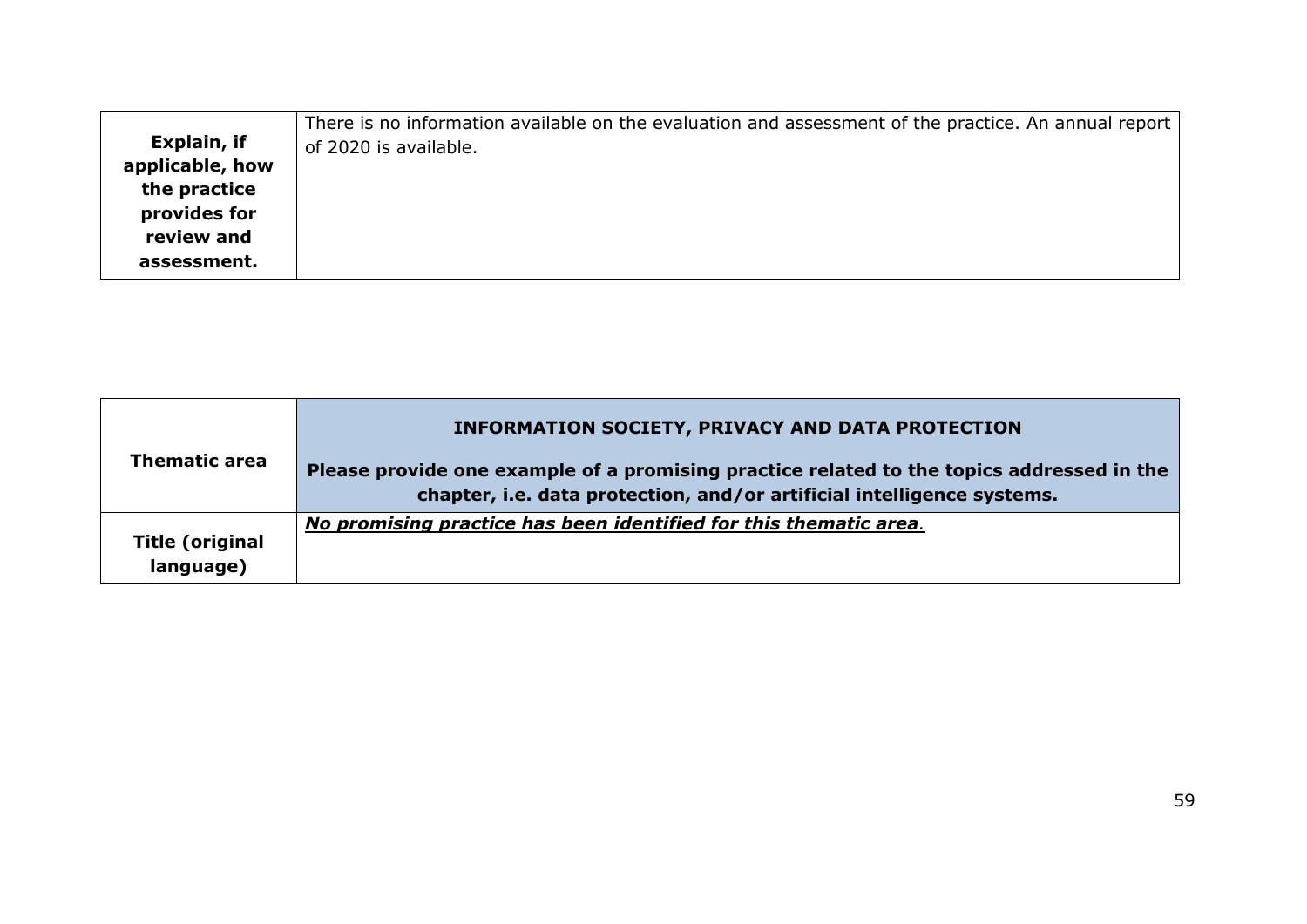| | |
|---|---|
| **Explain, if applicable, how the practice provides for review and assessment.** | There is no information available on the evaluation and assessment of the practice. An annual report of 2020 is available. |

| **Thematic area** | **INFORMATION SOCIETY, PRIVACY AND DATA PROTECTION**<br><br>**Please provide one example of a promising practice related to the topics addressed in the chapter, i.e. data protection, and/or artificial intelligence systems.** |
|---|---|
| **Title (original language)** | ***No promising practice has been identified for this thematic area***. |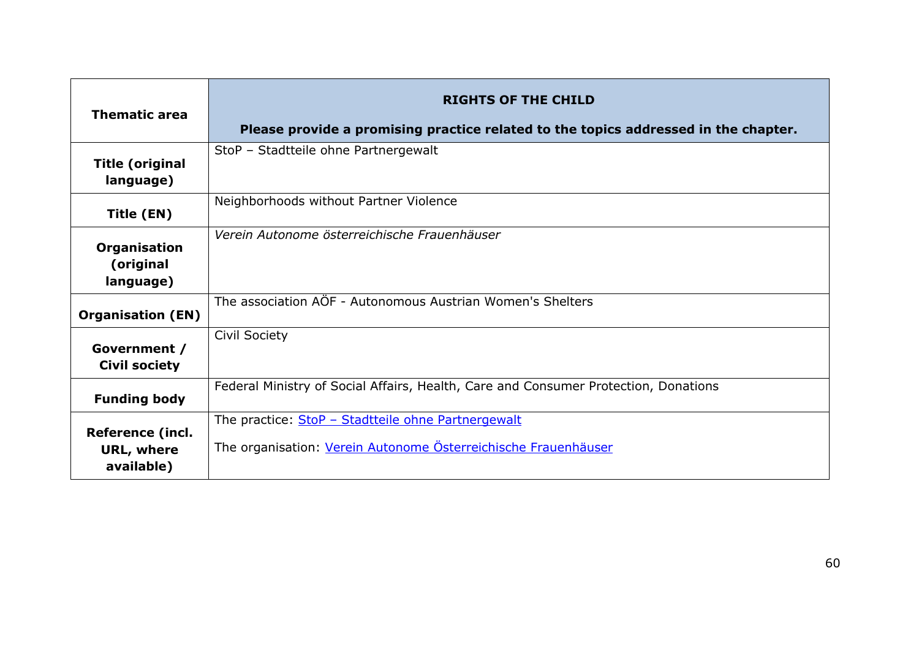| Thematic area | **RIGHTS OF THE CHILD**<br><br>**Please provide a promising practice related to the topics addressed in the chapter.** |
|---|---|
| **Title (original language)** | StoP – Stadtteile ohne Partnergewalt |
| **Title (EN)** | Neighborhoods without Partner Violence |
| **Organisation (original language)** | *Verein Autonome österreichische Frauenhäuser* |
| **Organisation (EN)** | The association AÖF - Autonomous Austrian Women's Shelters |
| **Government / Civil society** | Civil Society |
| **Funding body** | Federal Ministry of Social Affairs, Health, Care and Consumer Protection, Donations |
| **Reference (incl. URL, where available)** | The practice: StoP – Stadtteile ohne Partnergewalt<br><br>The organisation: Verein Autonome Österreichische Frauenhäuser |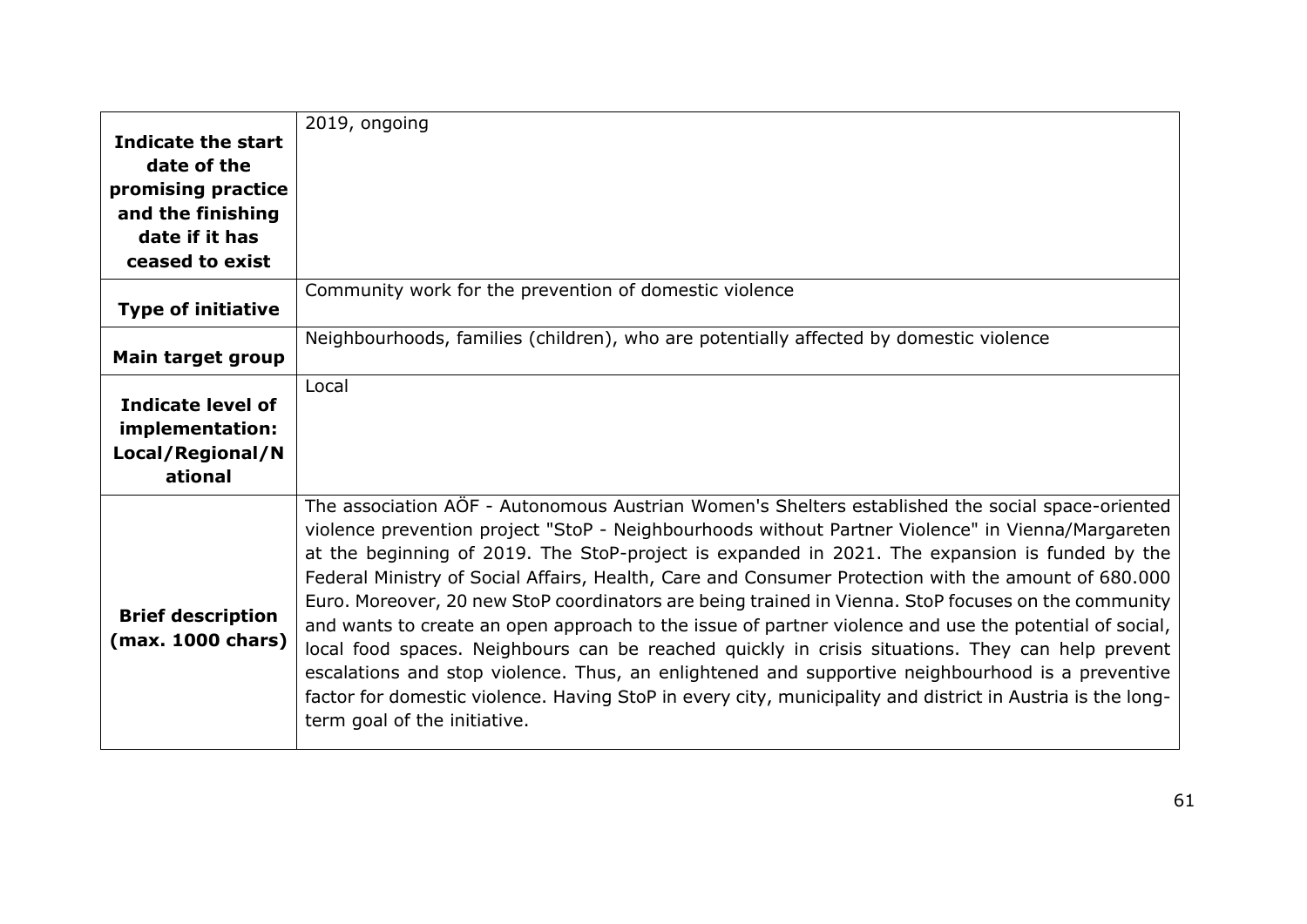| | |
|---|---|
| **Indicate the start date of the promising practice and the finishing date if it has ceased to exist** | 2019, ongoing |
| **Type of initiative** | Community work for the prevention of domestic violence |
| **Main target group** | Neighbourhoods, families (children), who are potentially affected by domestic violence |
| **Indicate level of implementation: Local/Regional/National** | Local |
| **Brief description (max. 1000 chars)** | The association AÖF - Autonomous Austrian Women's Shelters established the social space-oriented violence prevention project "StoP - Neighbourhoods without Partner Violence" in Vienna/Margareten at the beginning of 2019. The StoP-project is expanded in 2021. The expansion is funded by the Federal Ministry of Social Affairs, Health, Care and Consumer Protection with the amount of 680.000 Euro. Moreover, 20 new StoP coordinators are being trained in Vienna. StoP focuses on the community and wants to create an open approach to the issue of partner violence and use the potential of social, local food spaces. Neighbours can be reached quickly in crisis situations. They can help prevent escalations and stop violence. Thus, an enlightened and supportive neighbourhood is a preventive factor for domestic violence. Having StoP in every city, municipality and district in Austria is the long-term goal of the initiative. |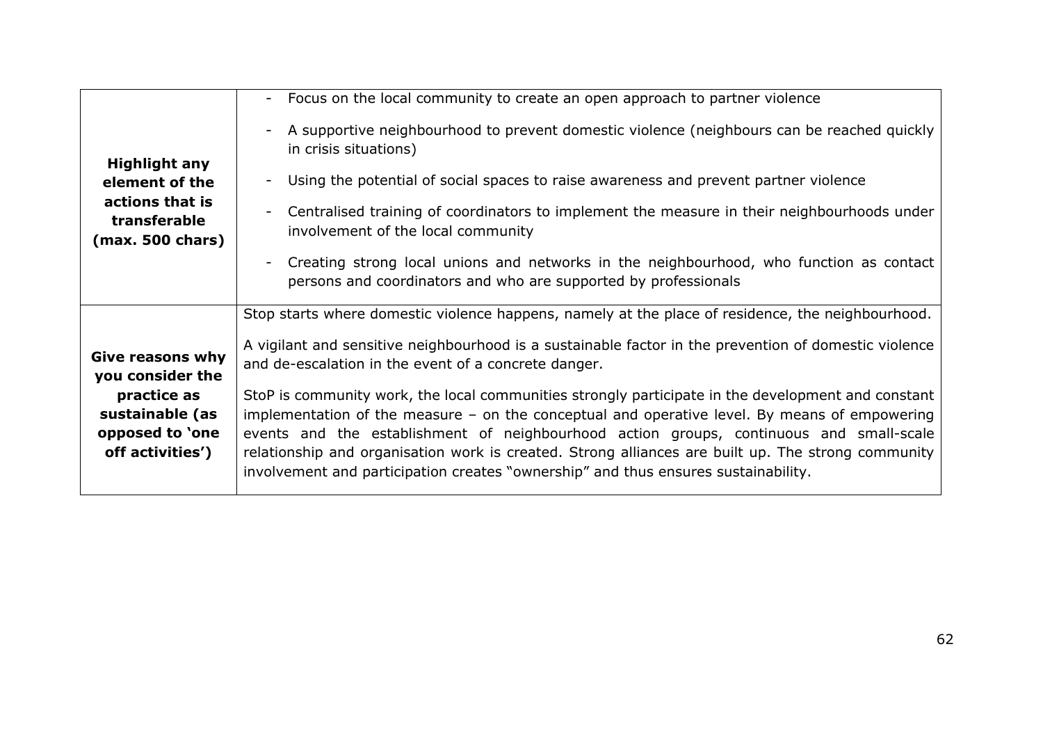| | |
|---|---|
| **Highlight any element of the actions that is transferable (max. 500 chars)** | - Focus on the local community to create an open approach to partner violence<br><br>- A supportive neighbourhood to prevent domestic violence (neighbours can be reached quickly in crisis situations)<br><br>- Using the potential of social spaces to raise awareness and prevent partner violence<br><br>- Centralised training of coordinators to implement the measure in their neighbourhoods under involvement of the local community<br><br>- Creating strong local unions and networks in the neighbourhood, who function as contact persons and coordinators and who are supported by professionals |
| **Give reasons why you consider the practice as sustainable (as opposed to 'one off activities')** | Stop starts where domestic violence happens, namely at the place of residence, the neighbourhood.<br><br>A vigilant and sensitive neighbourhood is a sustainable factor in the prevention of domestic violence and de-escalation in the event of a concrete danger.<br><br>StoP is community work, the local communities strongly participate in the development and constant implementation of the measure – on the conceptual and operative level. By means of empowering events and the establishment of neighbourhood action groups, continuous and small-scale relationship and organisation work is created. Strong alliances are built up. The strong community involvement and participation creates "ownership" and thus ensures sustainability. |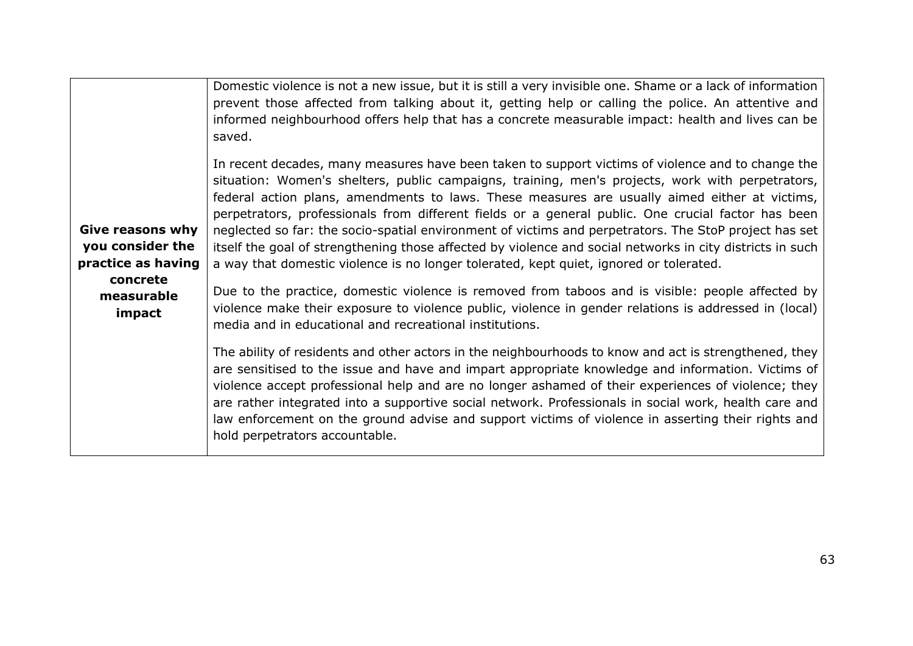| Give reasons why you consider the practice as having concrete measurable impact | Domestic violence is not a new issue, but it is still a very invisible one. Shame or a lack of information prevent those affected from talking about it, getting help or calling the police. An attentive and informed neighbourhood offers help that has a concrete measurable impact: health and lives can be saved.<br><br>In recent decades, many measures have been taken to support victims of violence and to change the situation: Women's shelters, public campaigns, training, men's projects, work with perpetrators, federal action plans, amendments to laws. These measures are usually aimed either at victims, perpetrators, professionals from different fields or a general public. One crucial factor has been neglected so far: the socio-spatial environment of victims and perpetrators. The StoP project has set itself the goal of strengthening those affected by violence and social networks in city districts in such a way that domestic violence is no longer tolerated, kept quiet, ignored or tolerated.<br><br>Due to the practice, domestic violence is removed from taboos and is visible: people affected by violence make their exposure to violence public, violence in gender relations is addressed in (local) media and in educational and recreational institutions.<br><br>The ability of residents and other actors in the neighbourhoods to know and act is strengthened, they are sensitised to the issue and have and impart appropriate knowledge and information. Victims of violence accept professional help and are no longer ashamed of their experiences of violence; they are rather integrated into a supportive social network. Professionals in social work, health care and law enforcement on the ground advise and support victims of violence in asserting their rights and hold perpetrators accountable. |
|---|---|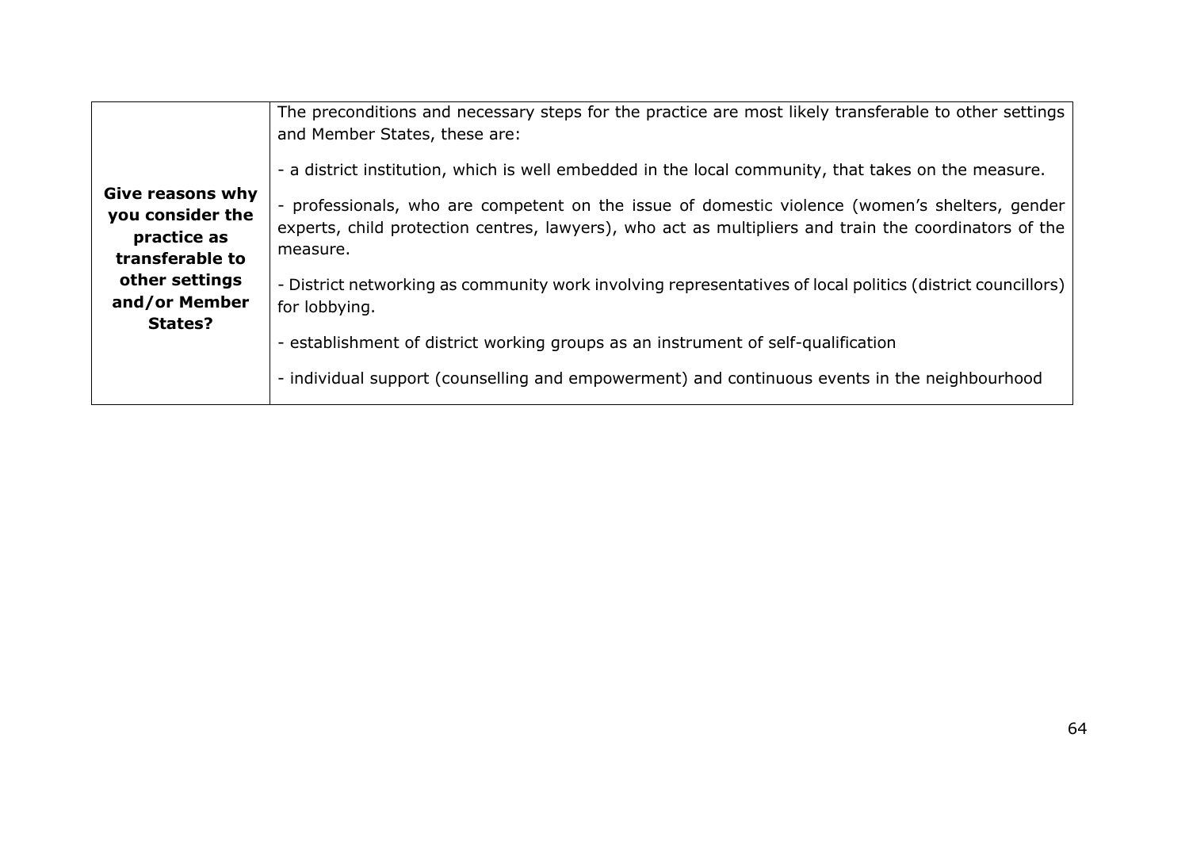| | |
|---|---|
| **Give reasons why you consider the practice as transferable to other settings and/or Member States?** | The preconditions and necessary steps for the practice are most likely transferable to other settings and Member States, these are:<br><br>- a district institution, which is well embedded in the local community, that takes on the measure.<br><br>- professionals, who are competent on the issue of domestic violence (women's shelters, gender experts, child protection centres, lawyers), who act as multipliers and train the coordinators of the measure.<br><br>- District networking as community work involving representatives of local politics (district councillors) for lobbying.<br><br>- establishment of district working groups as an instrument of self-qualification<br><br>- individual support (counselling and empowerment) and continuous events in the neighbourhood |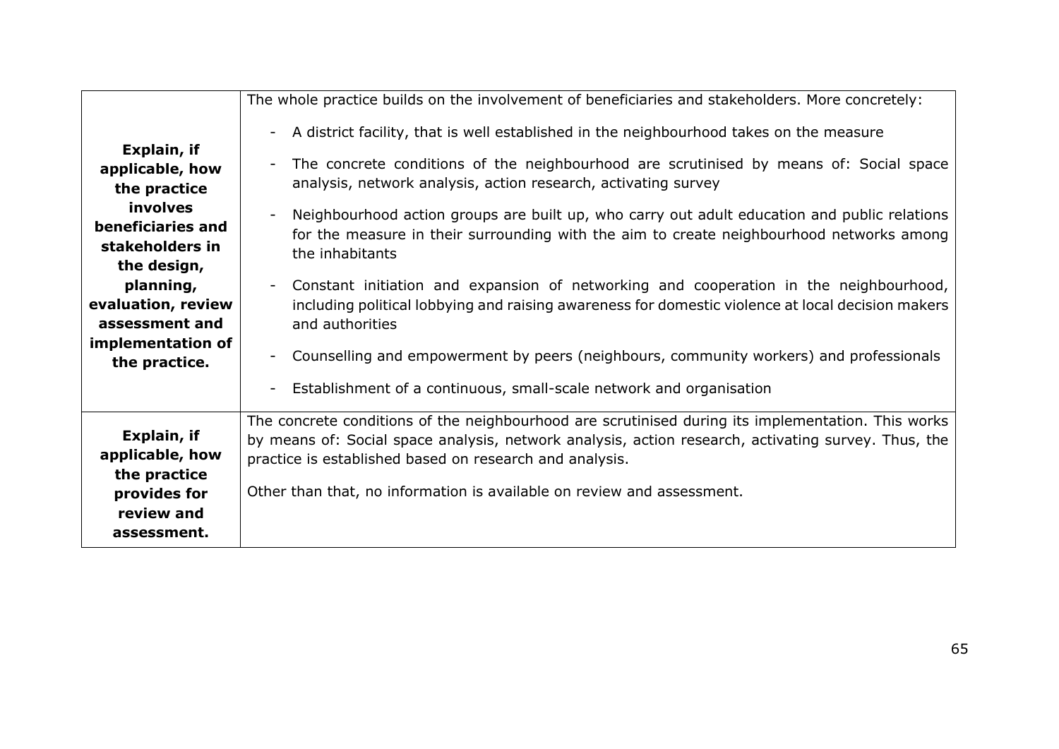| | |
|---|---|
| **Explain, if applicable, how the practice involves beneficiaries and stakeholders in the design, planning, evaluation, review assessment and implementation of the practice.** | The whole practice builds on the involvement of beneficiaries and stakeholders. More concretely:<br><br>- A district facility, that is well established in the neighbourhood takes on the measure<br>- The concrete conditions of the neighbourhood are scrutinised by means of: Social space analysis, network analysis, action research, activating survey<br>- Neighbourhood action groups are built up, who carry out adult education and public relations for the measure in their surrounding with the aim to create neighbourhood networks among the inhabitants<br>- Constant initiation and expansion of networking and cooperation in the neighbourhood, including political lobbying and raising awareness for domestic violence at local decision makers and authorities<br>- Counselling and empowerment by peers (neighbours, community workers) and professionals<br>- Establishment of a continuous, small-scale network and organisation |
| **Explain, if applicable, how the practice provides for review and assessment.** | The concrete conditions of the neighbourhood are scrutinised during its implementation. This works by means of: Social space analysis, network analysis, action research, activating survey. Thus, the practice is established based on research and analysis.<br><br>Other than that, no information is available on review and assessment. |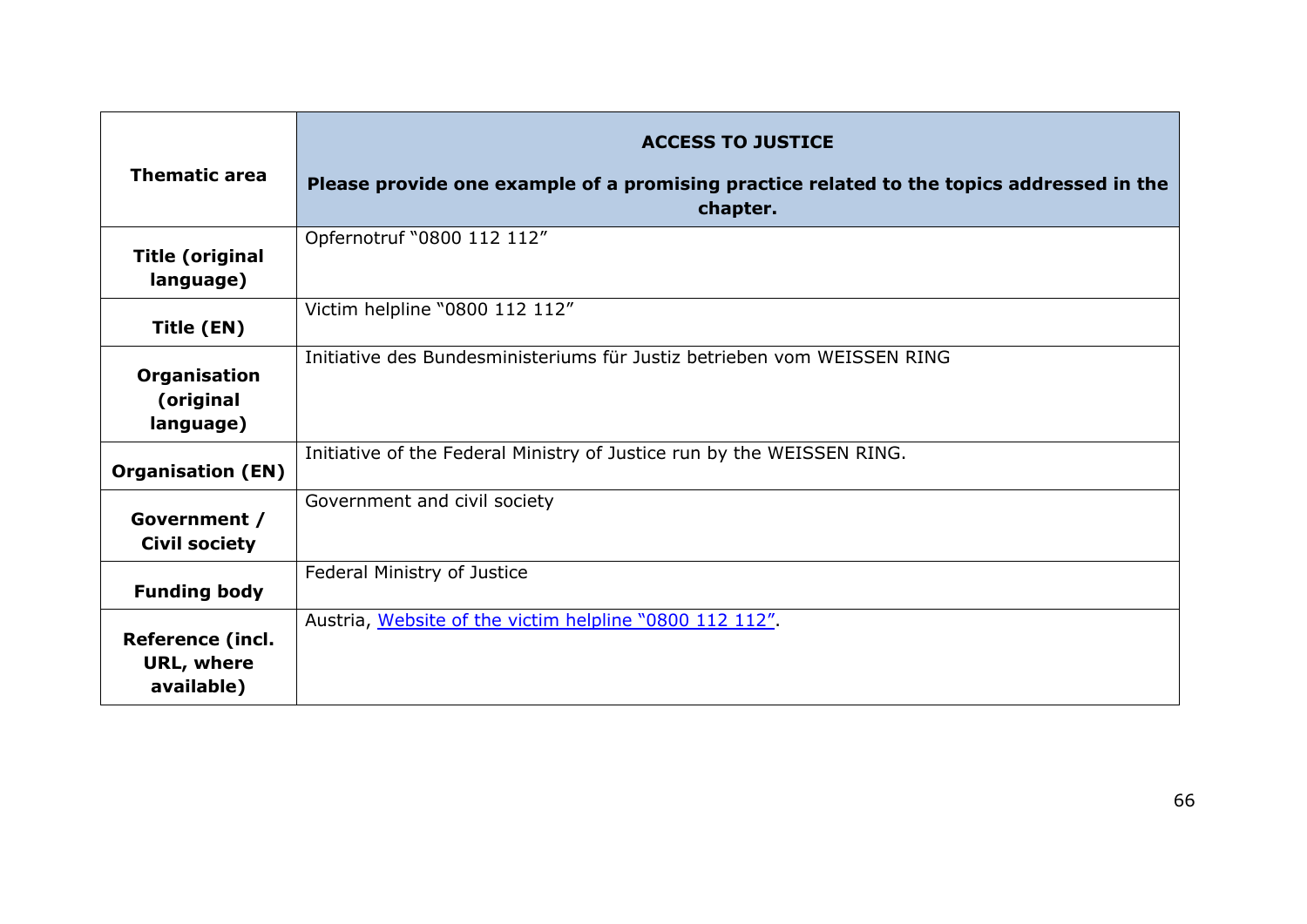| Thematic area | **ACCESS TO JUSTICE**<br><br>**Please provide one example of a promising practice related to the topics addressed in the chapter.** |
|---|---|
| **Title (original language)** | Opfernotruf "0800 112 112" |
| **Title (EN)** | Victim helpline "0800 112 112" |
| **Organisation (original language)** | Initiative des Bundesministeriums für Justiz betrieben vom WEISSEN RING |
| **Organisation (EN)** | Initiative of the Federal Ministry of Justice run by the WEISSEN RING. |
| **Government / Civil society** | Government and civil society |
| **Funding body** | Federal Ministry of Justice |
| **Reference (incl. URL, where available)** | Austria, Website of the victim helpline "0800 112 112". |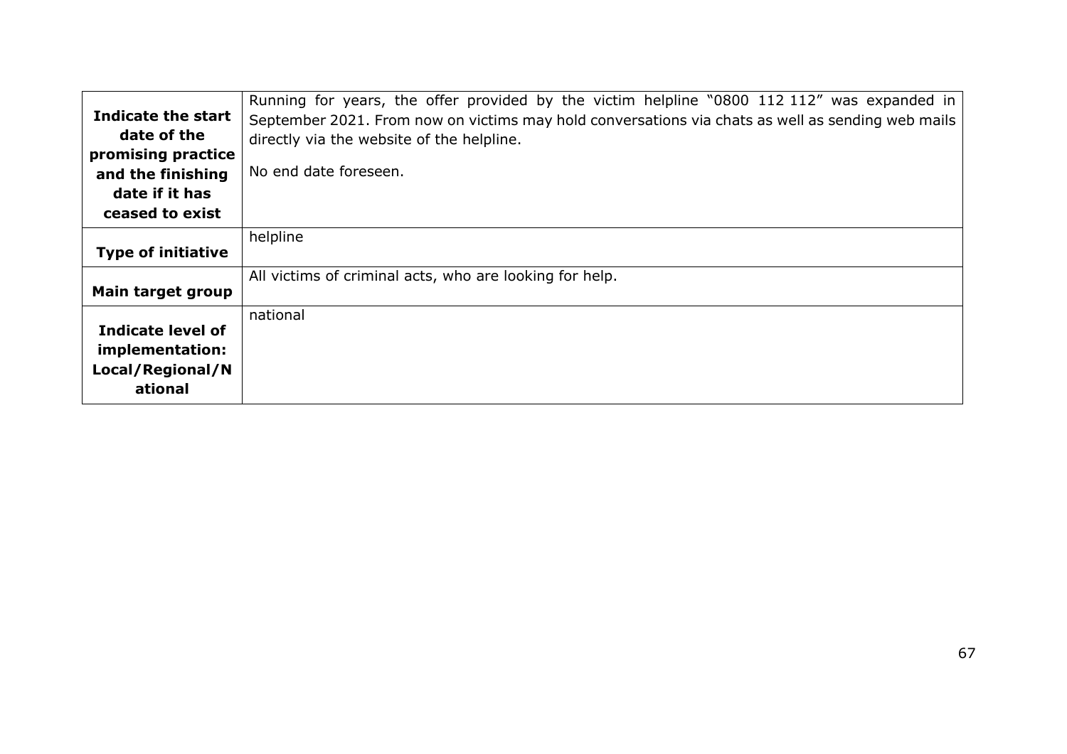| | |
|---|---|
| **Indicate the start date of the promising practice and the finishing date if it has ceased to exist** | Running for years, the offer provided by the victim helpline "0800 112 112" was expanded in September 2021. From now on victims may hold conversations via chats as well as sending web mails directly via the website of the helpline.<br><br>No end date foreseen. |
| **Type of initiative** | helpline |
| **Main target group** | All victims of criminal acts, who are looking for help. |
| **Indicate level of implementation: Local/Regional/National** | national |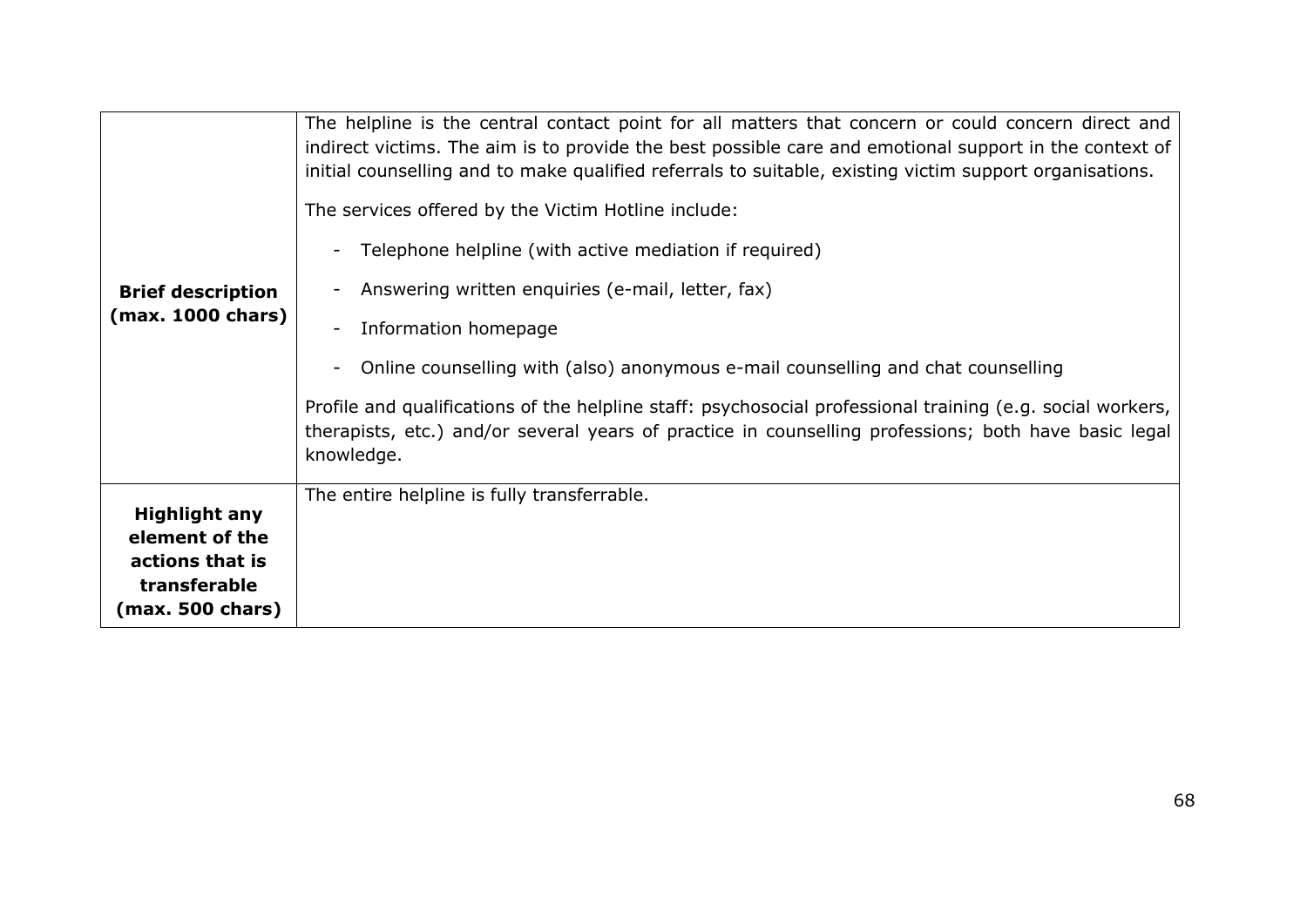| | |
|---|---|
| **Brief description (max. 1000 chars)** | The helpline is the central contact point for all matters that concern or could concern direct and indirect victims. The aim is to provide the best possible care and emotional support in the context of initial counselling and to make qualified referrals to suitable, existing victim support organisations.<br><br>The services offered by the Victim Hotline include:<br><br>- Telephone helpline (with active mediation if required)<br>- Answering written enquiries (e-mail, letter, fax)<br>- Information homepage<br>- Online counselling with (also) anonymous e-mail counselling and chat counselling<br><br>Profile and qualifications of the helpline staff: psychosocial professional training (e.g. social workers, therapists, etc.) and/or several years of practice in counselling professions; both have basic legal knowledge. |
| **Highlight any element of the actions that is transferable (max. 500 chars)** | The entire helpline is fully transferrable. |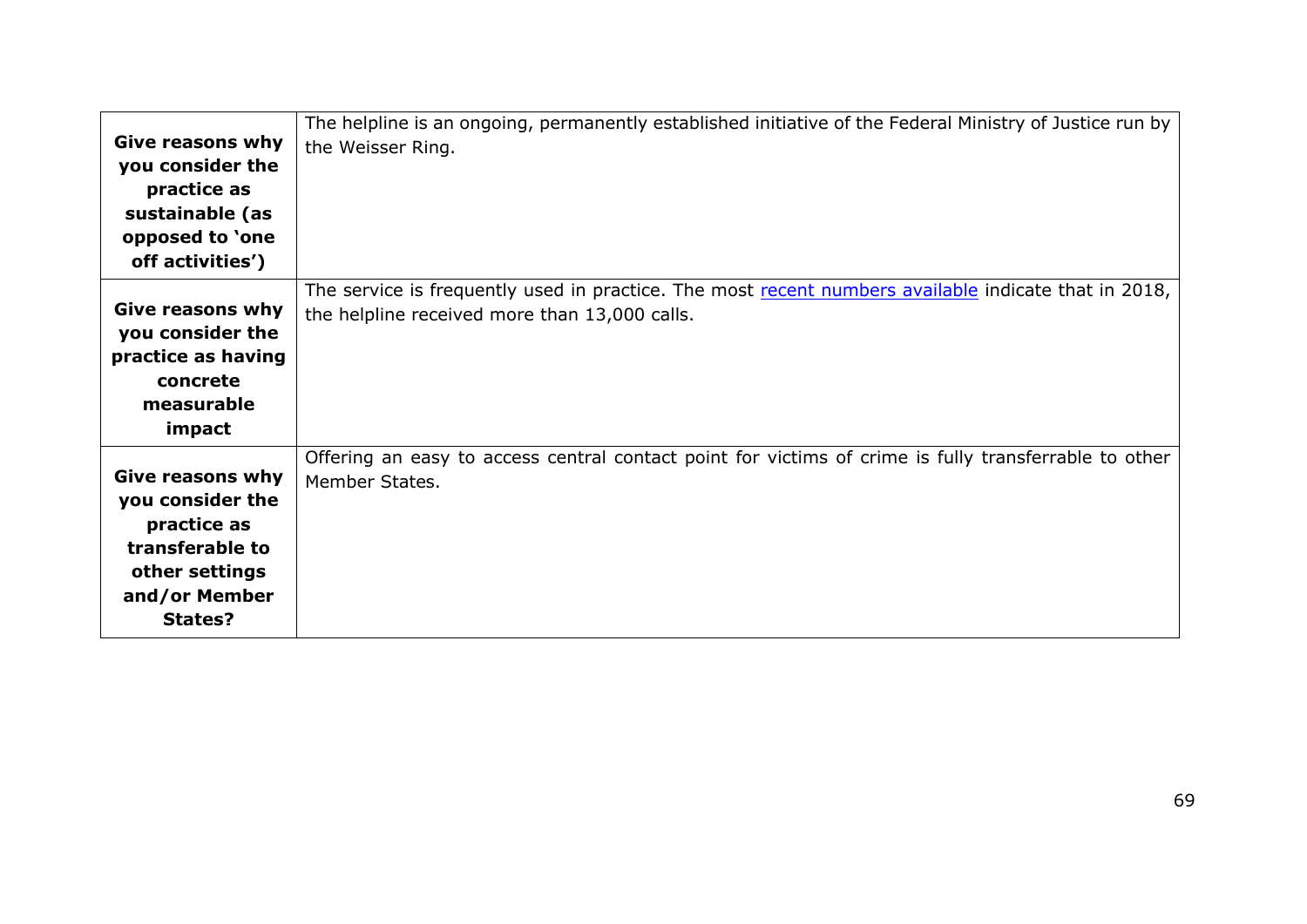| | |
|---|---|
| **Give reasons why you consider the practice as sustainable (as opposed to 'one off activities')** | The helpline is an ongoing, permanently established initiative of the Federal Ministry of Justice run by the Weisser Ring. |
| **Give reasons why you consider the practice as having concrete measurable impact** | The service is frequently used in practice. The most recent numbers available indicate that in 2018, the helpline received more than 13,000 calls. |
| **Give reasons why you consider the practice as transferable to other settings and/or Member States?** | Offering an easy to access central contact point for victims of crime is fully transferrable to other Member States. |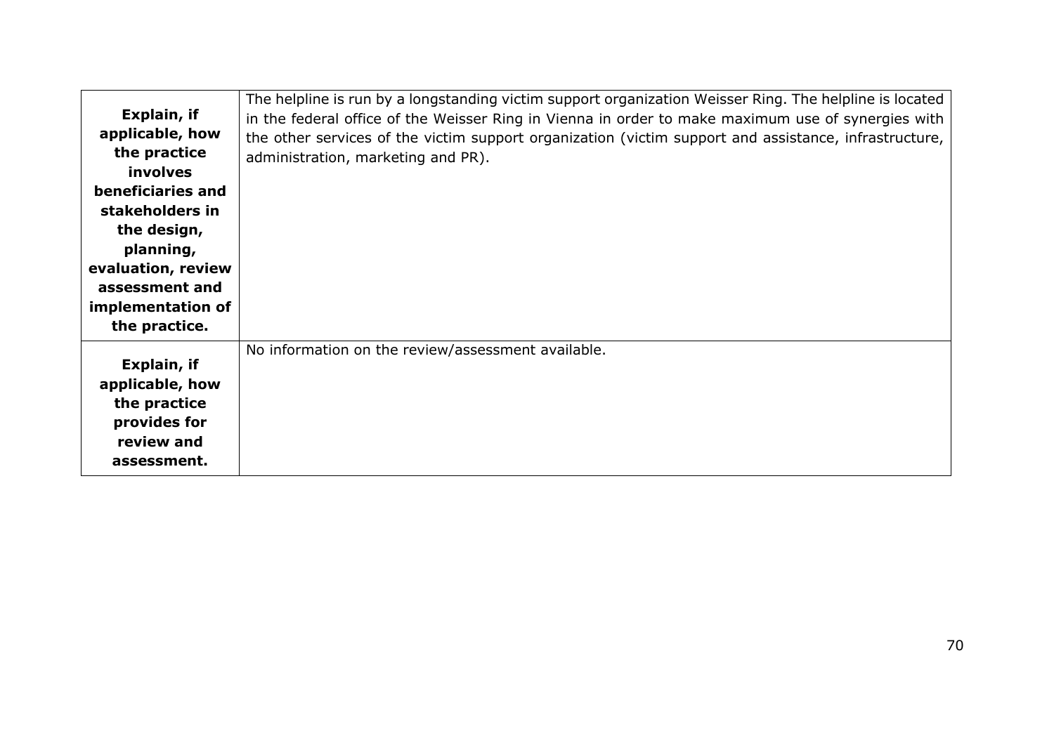| | |
|---|---|
| **Explain, if applicable, how the practice involves beneficiaries and stakeholders in the design, planning, evaluation, review assessment and implementation of the practice.** | The helpline is run by a longstanding victim support organization Weisser Ring. The helpline is located in the federal office of the Weisser Ring in Vienna in order to make maximum use of synergies with the other services of the victim support organization (victim support and assistance, infrastructure, administration, marketing and PR). |
| **Explain, if applicable, how the practice provides for review and assessment.** | No information on the review/assessment available. |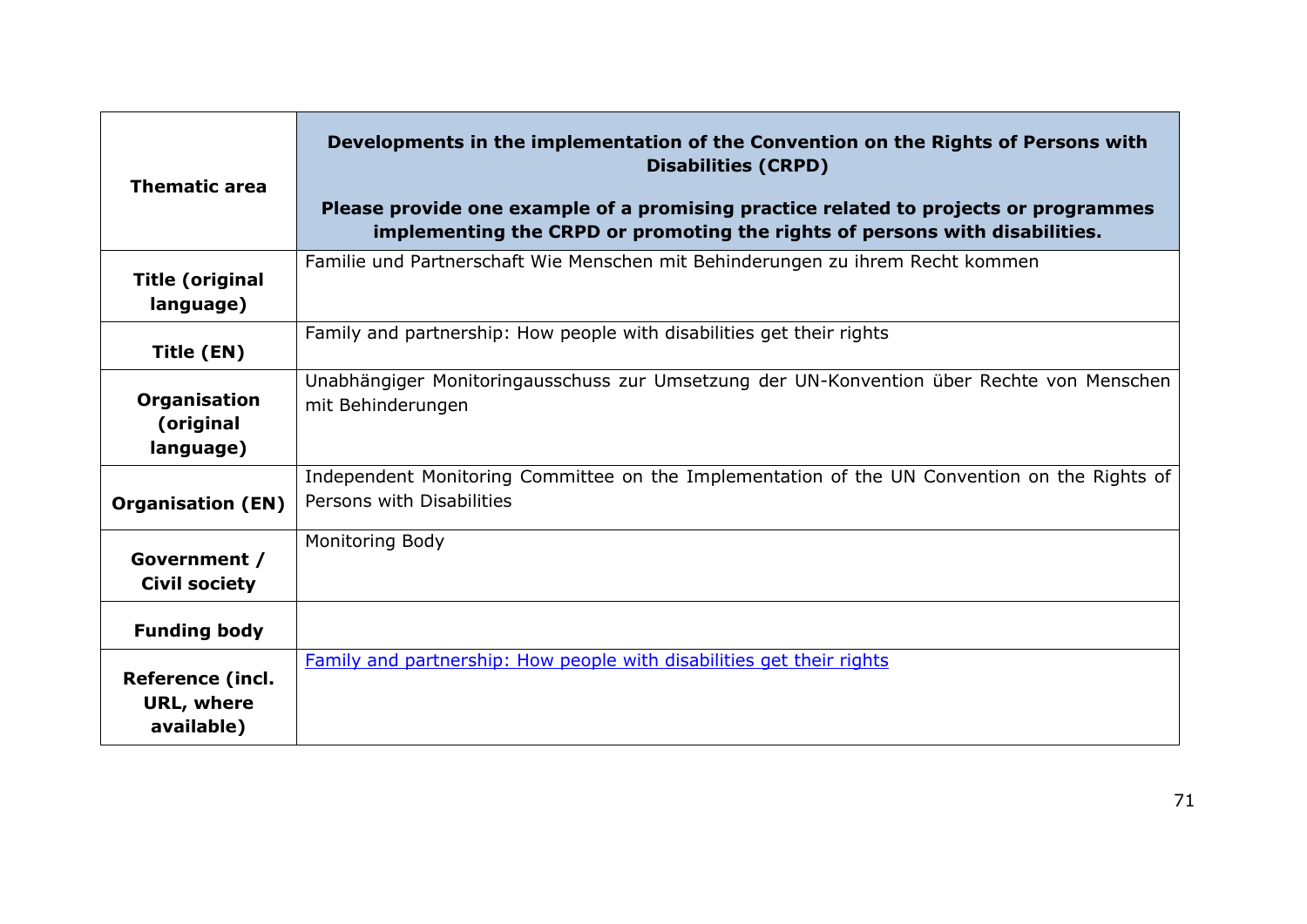| Thematic area | **Developments in the implementation of the Convention on the Rights of Persons with Disabilities (CRPD)** **Please provide one example of a promising practice related to projects or programmes implementing the CRPD or promoting the rights of persons with disabilities.** |
|---|---|
| **Title (original language)** | Familie und Partnerschaft Wie Menschen mit Behinderungen zu ihrem Recht kommen |
| **Title (EN)** | Family and partnership: How people with disabilities get their rights |
| **Organisation (original language)** | Unabhängiger Monitoringausschuss zur Umsetzung der UN-Konvention über Rechte von Menschen mit Behinderungen |
| **Organisation (EN)** | Independent Monitoring Committee on the Implementation of the UN Convention on the Rights of Persons with Disabilities |
| **Government / Civil society** | Monitoring Body |
| **Funding body** | |
| **Reference (incl. URL, where available)** | Family and partnership: How people with disabilities get their rights |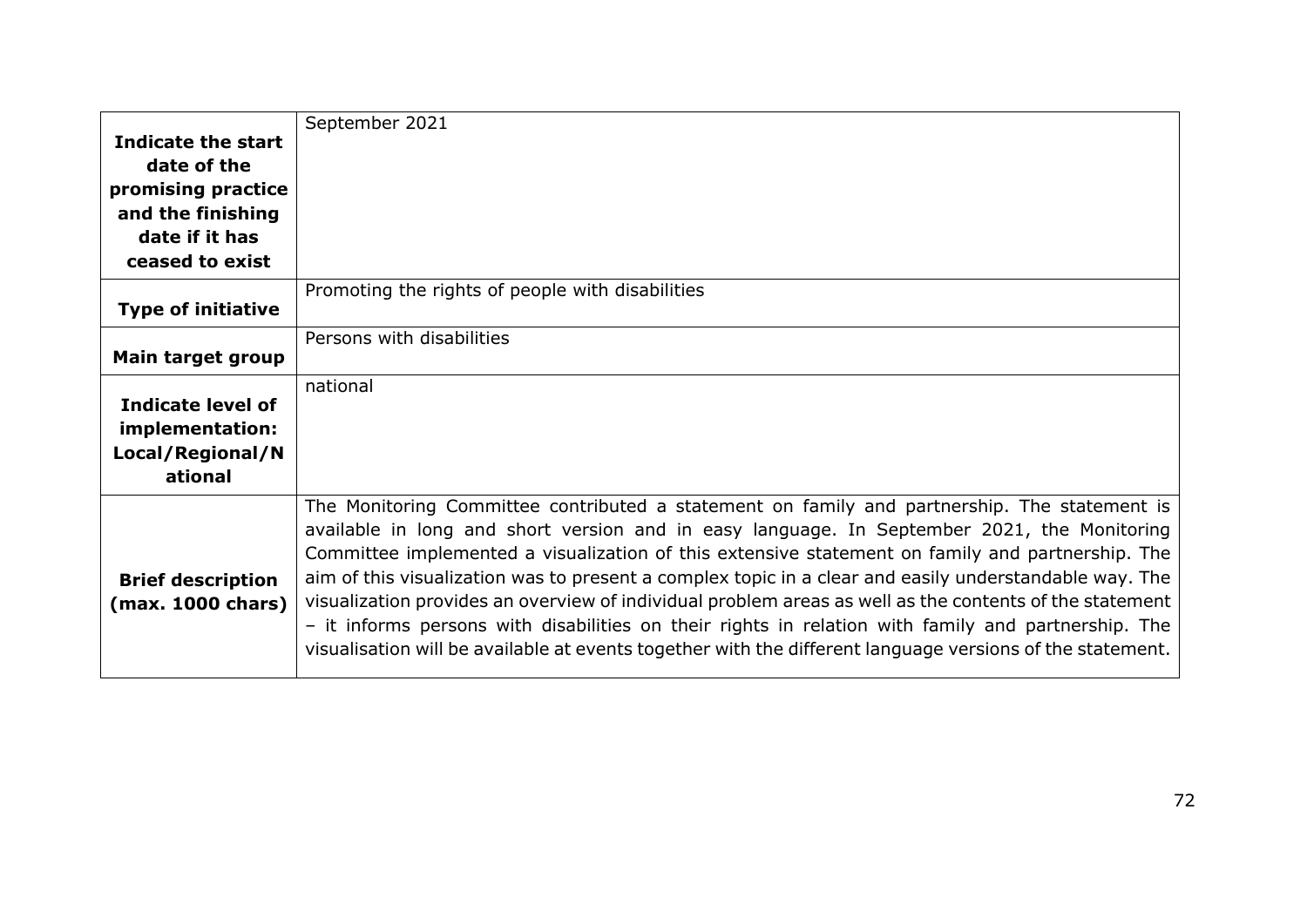| | |
|---|---|
| **Indicate the start date of the promising practice and the finishing date if it has ceased to exist** | September 2021 |
| **Type of initiative** | Promoting the rights of people with disabilities |
| **Main target group** | Persons with disabilities |
| **Indicate level of implementation: Local/Regional/National** | national |
| **Brief description (max. 1000 chars)** | The Monitoring Committee contributed a statement on family and partnership. The statement is available in long and short version and in easy language. In September 2021, the Monitoring Committee implemented a visualization of this extensive statement on family and partnership. The aim of this visualization was to present a complex topic in a clear and easily understandable way. The visualization provides an overview of individual problem areas as well as the contents of the statement – it informs persons with disabilities on their rights in relation with family and partnership. The visualisation will be available at events together with the different language versions of the statement. |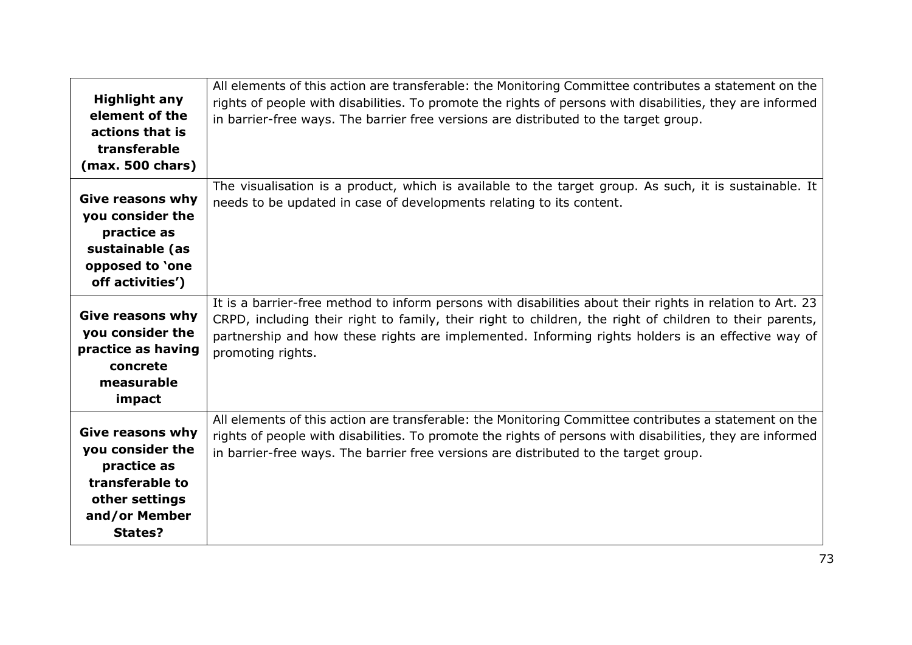| | |
|---|---|
| **Highlight any element of the actions that is transferable (max. 500 chars)** | All elements of this action are transferable: the Monitoring Committee contributes a statement on the rights of people with disabilities. To promote the rights of persons with disabilities, they are informed in barrier-free ways. The barrier free versions are distributed to the target group. |
| **Give reasons why you consider the practice as sustainable (as opposed to 'one off activities')** | The visualisation is a product, which is available to the target group. As such, it is sustainable. It needs to be updated in case of developments relating to its content. |
| **Give reasons why you consider the practice as having concrete measurable impact** | It is a barrier-free method to inform persons with disabilities about their rights in relation to Art. 23 CRPD, including their right to family, their right to children, the right of children to their parents, partnership and how these rights are implemented. Informing rights holders is an effective way of promoting rights. |
| **Give reasons why you consider the practice as transferable to other settings and/or Member States?** | All elements of this action are transferable: the Monitoring Committee contributes a statement on the rights of people with disabilities. To promote the rights of persons with disabilities, they are informed in barrier-free ways. The barrier free versions are distributed to the target group. |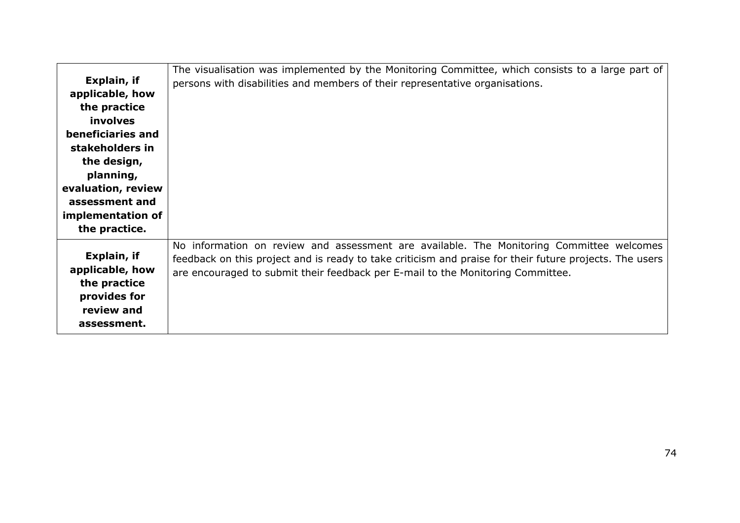| | |
|---|---|
| **Explain, if applicable, how the practice involves beneficiaries and stakeholders in the design, planning, evaluation, review assessment and implementation of the practice.** | The visualisation was implemented by the Monitoring Committee, which consists to a large part of persons with disabilities and members of their representative organisations. |
| **Explain, if applicable, how the practice provides for review and assessment.** | No information on review and assessment are available. The Monitoring Committee welcomes feedback on this project and is ready to take criticism and praise for their future projects. The users are encouraged to submit their feedback per E-mail to the Monitoring Committee. |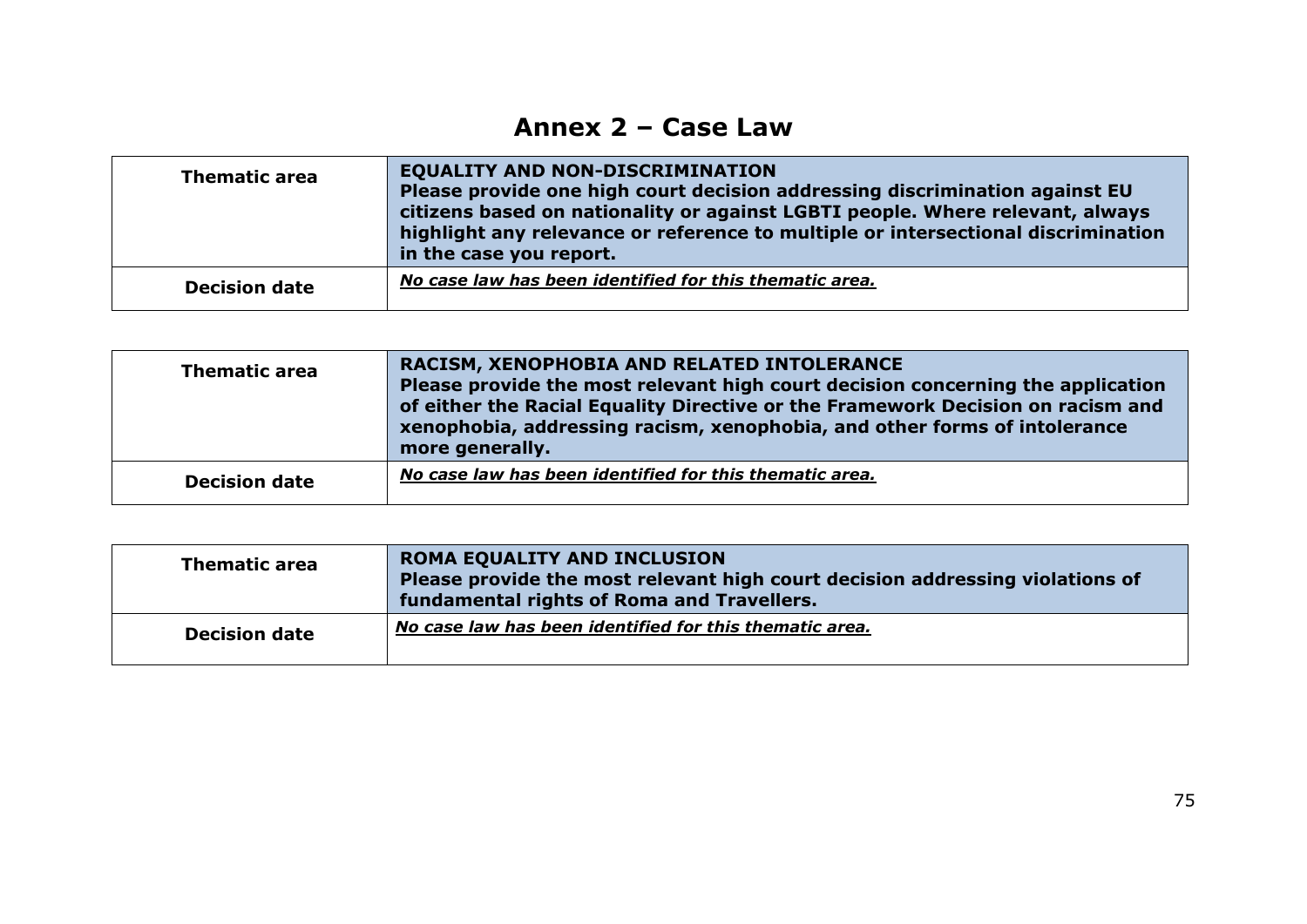# Annex 2 – Case Law

| Thematic area | **EQUALITY AND NON-DISCRIMINATION** **Please provide one high court decision addressing discrimination against EU citizens based on nationality or against LGBTI people. Where relevant, always highlight any relevance or reference to multiple or intersectional discrimination in the case you report.** |
|---|---|
| **Decision date** | ***No case law has been identified for this thematic area.*** |

| Thematic area | **RACISM, XENOPHOBIA AND RELATED INTOLERANCE** **Please provide the most relevant high court decision concerning the application of either the Racial Equality Directive or the Framework Decision on racism and xenophobia, addressing racism, xenophobia, and other forms of intolerance more generally.** |
|---|---|
| **Decision date** | ***No case law has been identified for this thematic area.*** |

| Thematic area | **ROMA EQUALITY AND INCLUSION** **Please provide the most relevant high court decision addressing violations of fundamental rights of Roma and Travellers.** |
|---|---|
| **Decision date** | ***No case law has been identified for this thematic area.*** |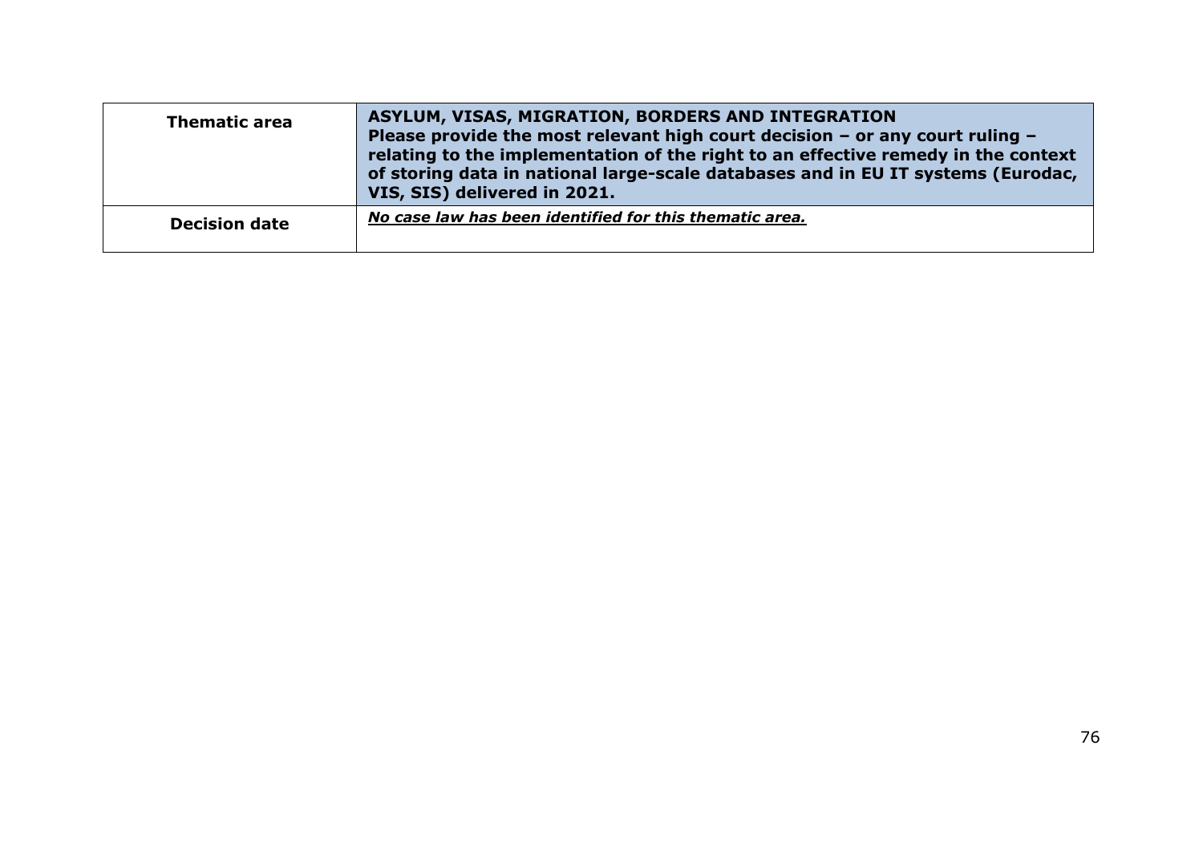| Thematic area | **ASYLUM, VISAS, MIGRATION, BORDERS AND INTEGRATION** **Please provide the most relevant high court decision – or any court ruling – relating to the implementation of the right to an effective remedy in the context of storing data in national large-scale databases and in EU IT systems (Eurodac, VIS, SIS) delivered in 2021.** |
|---|---|
| **Decision date** | ***No case law has been identified for this thematic area.*** |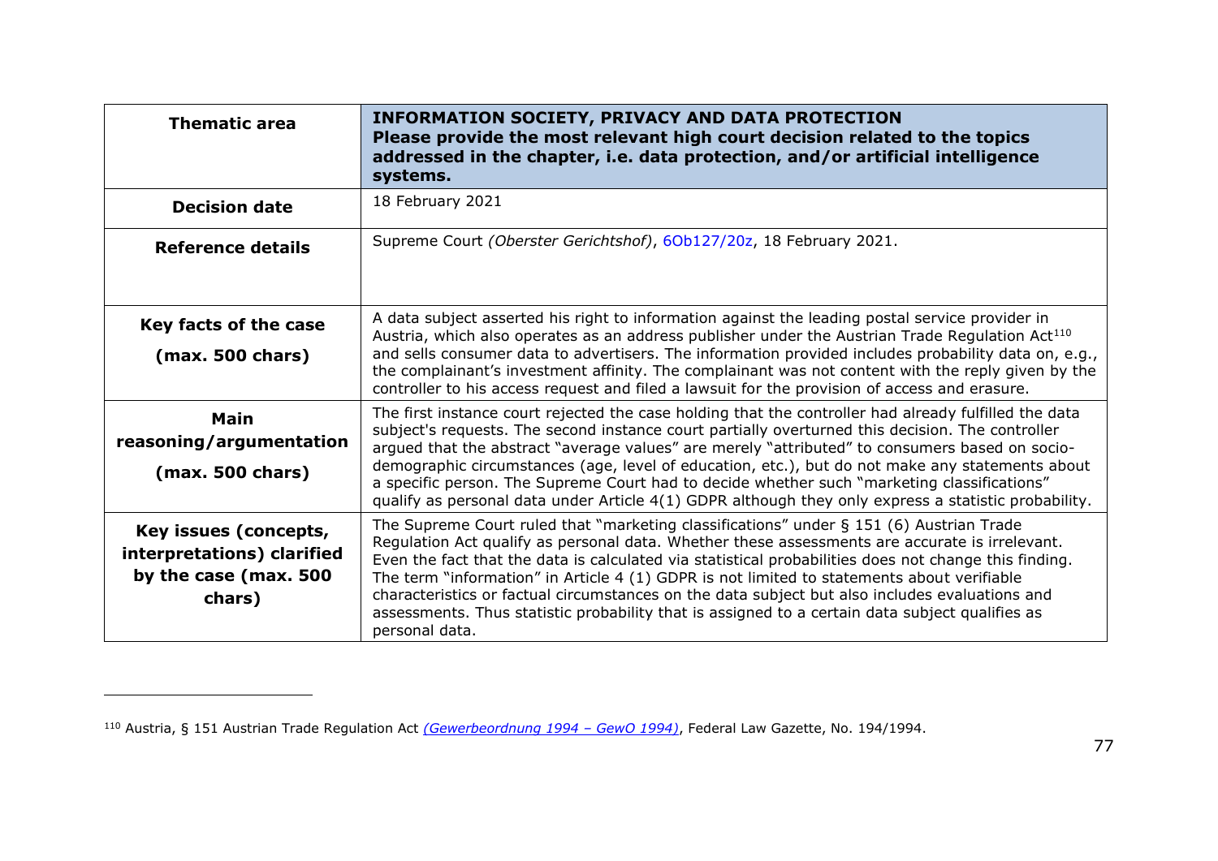| **Thematic area** | **INFORMATION SOCIETY, PRIVACY AND DATA PROTECTION** **Please provide the most relevant high court decision related to the topics addressed in the chapter, i.e. data protection, and/or artificial intelligence systems.** |
|---|---|
| **Decision date** | 18 February 2021 |
| **Reference details** | Supreme Court *(Oberster Gerichtshof)*, 6Ob127/20z, 18 February 2021. |
| **Key facts of the case (max. 500 chars)** | A data subject asserted his right to information against the leading postal service provider in Austria, which also operates as an address publisher under the Austrian Trade Regulation Act[110] and sells consumer data to advertisers. The information provided includes probability data on, e.g., the complainant's investment affinity. The complainant was not content with the reply given by the controller to his access request and filed a lawsuit for the provision of access and erasure. |
| **Main reasoning/argumentation (max. 500 chars)** | The first instance court rejected the case holding that the controller had already fulfilled the data subject's requests. The second instance court partially overturned this decision. The controller argued that the abstract "average values" are merely "attributed" to consumers based on socio-demographic circumstances (age, level of education, etc.), but do not make any statements about a specific person. The Supreme Court had to decide whether such "marketing classifications" qualify as personal data under Article 4(1) GDPR although they only express a statistic probability. |
| **Key issues (concepts, interpretations) clarified by the case (max. 500 chars)** | The Supreme Court ruled that "marketing classifications" under § 151 (6) Austrian Trade Regulation Act qualify as personal data. Whether these assessments are accurate is irrelevant. Even the fact that the data is calculated via statistical probabilities does not change this finding. The term "information" in Article 4 (1) GDPR is not limited to statements about verifiable characteristics or factual circumstances on the data subject but also includes evaluations and assessments. Thus statistic probability that is assigned to a certain data subject qualifies as personal data. |

[110] Austria, § 151 Austrian Trade Regulation Act *(Gewerbeordnung 1994 – GewO 1994)*, Federal Law Gazette, No. 194/1994.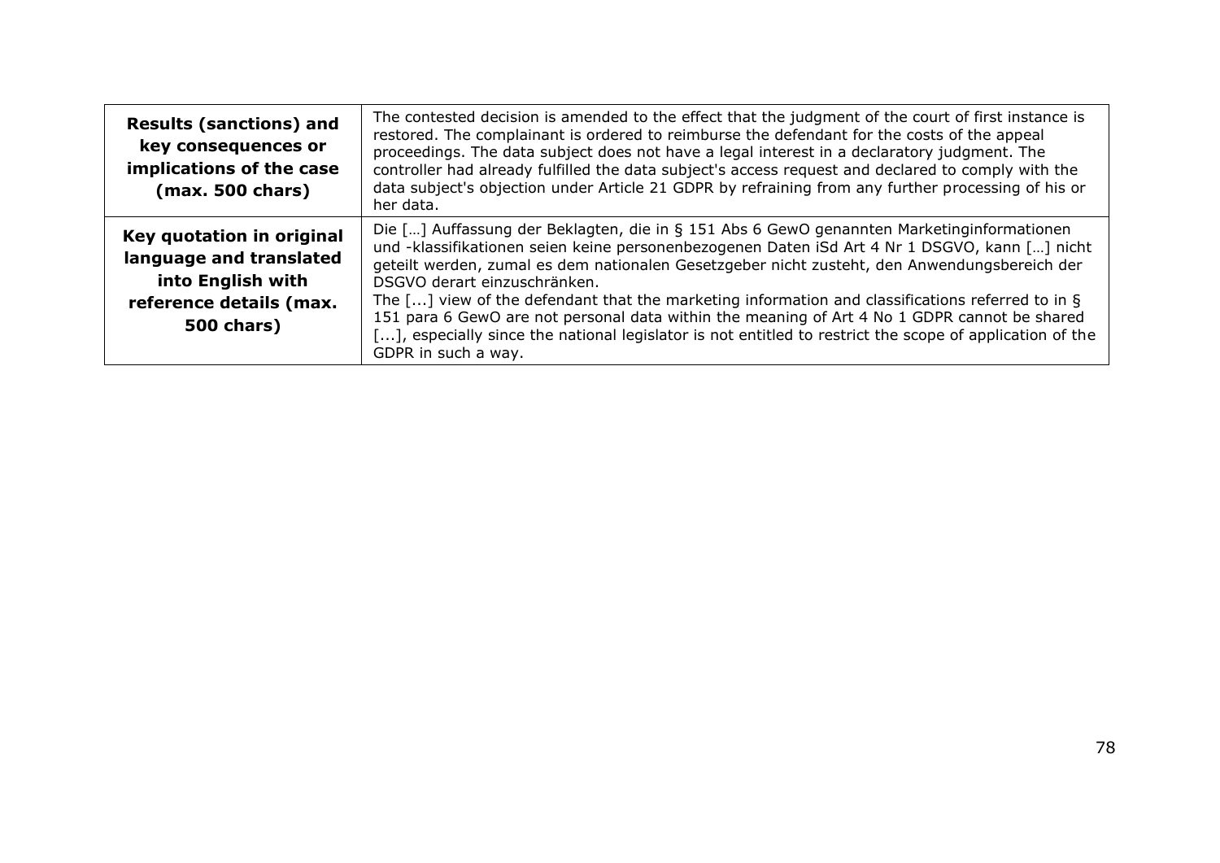| **Results (sanctions) and key consequences or implications of the case (max. 500 chars)** | The contested decision is amended to the effect that the judgment of the court of first instance is restored. The complainant is ordered to reimburse the defendant for the costs of the appeal proceedings. The data subject does not have a legal interest in a declaratory judgment. The controller had already fulfilled the data subject's access request and declared to comply with the data subject's objection under Article 21 GDPR by refraining from any further processing of his or her data. |
|---|---|
| **Key quotation in original language and translated into English with reference details (max. 500 chars)** | Die […] Auffassung der Beklagten, die in § 151 Abs 6 GewO genannten Marketinginformationen und -klassifikationen seien keine personenbezogenen Daten iSd Art 4 Nr 1 DSGVO, kann […] nicht geteilt werden, zumal es dem nationalen Gesetzgeber nicht zusteht, den Anwendungsbereich der DSGVO derart einzuschränken.<br>The [...] view of the defendant that the marketing information and classifications referred to in § 151 para 6 GewO are not personal data within the meaning of Art 4 No 1 GDPR cannot be shared [...], especially since the national legislator is not entitled to restrict the scope of application of the GDPR in such a way. |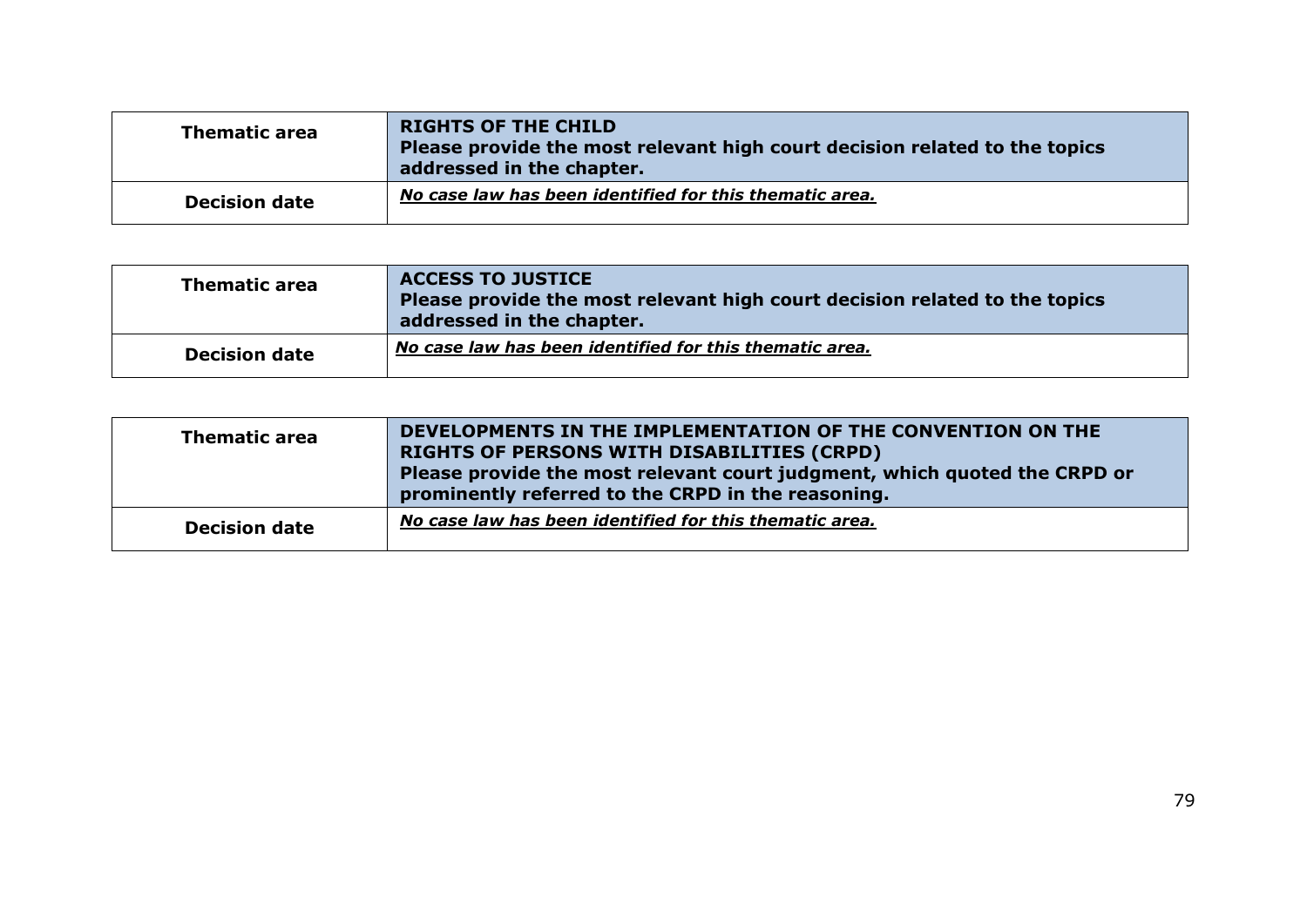| | |
|---|---|
| **Thematic area** | **RIGHTS OF THE CHILD**<br>**Please provide the most relevant high court decision related to the topics addressed in the chapter.** |
| **Decision date** | ***No case law has been identified for this thematic area.*** |

| | |
|---|---|
| **Thematic area** | **ACCESS TO JUSTICE**<br>**Please provide the most relevant high court decision related to the topics addressed in the chapter.** |
| **Decision date** | ***No case law has been identified for this thematic area.*** |

| | |
|---|---|
| **Thematic area** | **DEVELOPMENTS IN THE IMPLEMENTATION OF THE CONVENTION ON THE RIGHTS OF PERSONS WITH DISABILITIES (CRPD)**<br>**Please provide the most relevant court judgment, which quoted the CRPD or prominently referred to the CRPD in the reasoning.** |
| **Decision date** | ***No case law has been identified for this thematic area.*** |